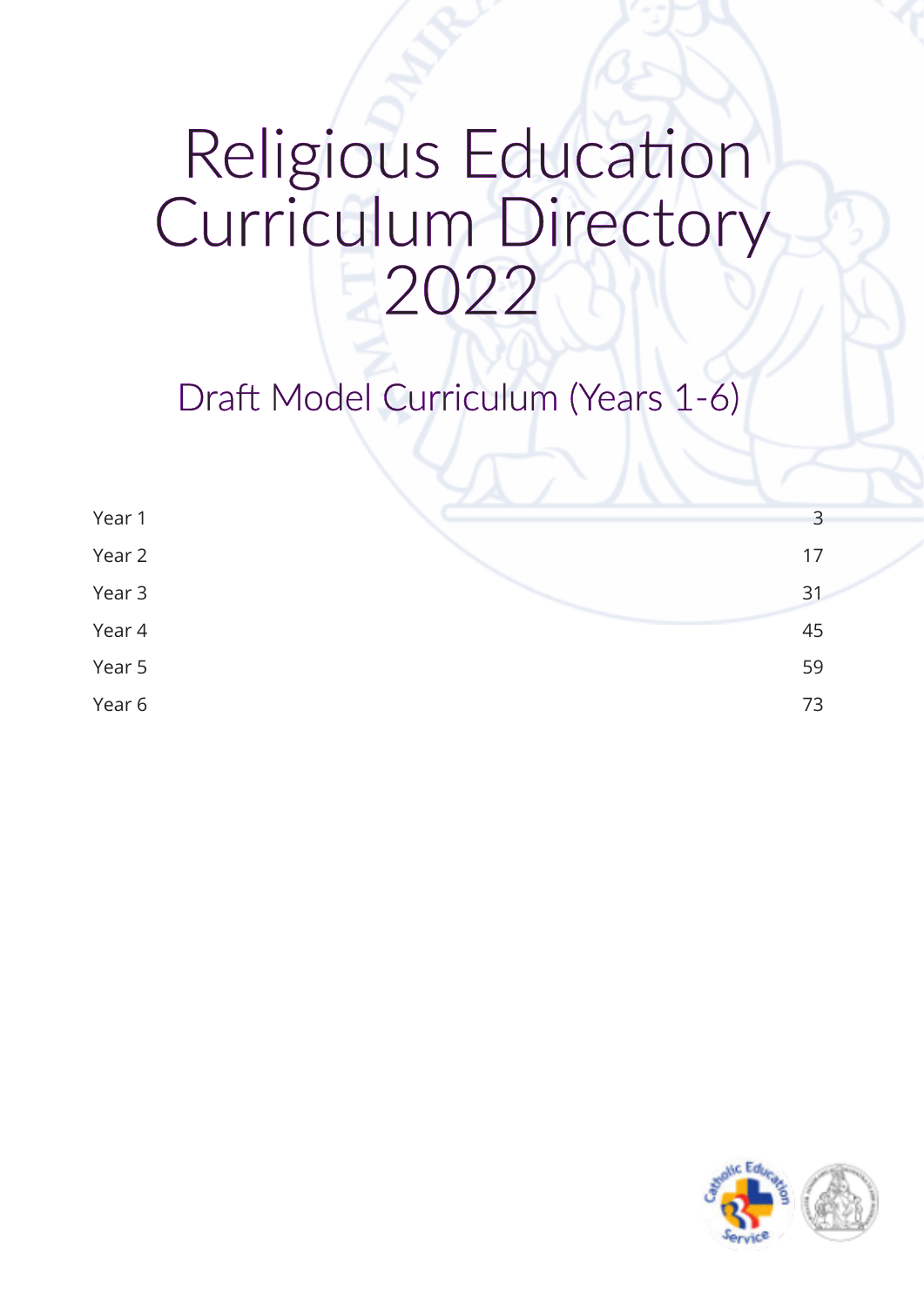# Religious Education Curriculum Directory 2022

## Draft Model Curriculum (Years 1-6)

| | |
|---|---|
| Year 1 | 3 |
| Year 2 | 17 |
| Year 3 | 31 |
| Year 4 | 45 |
| Year 5 | 59 |
| Year 6 | 73 |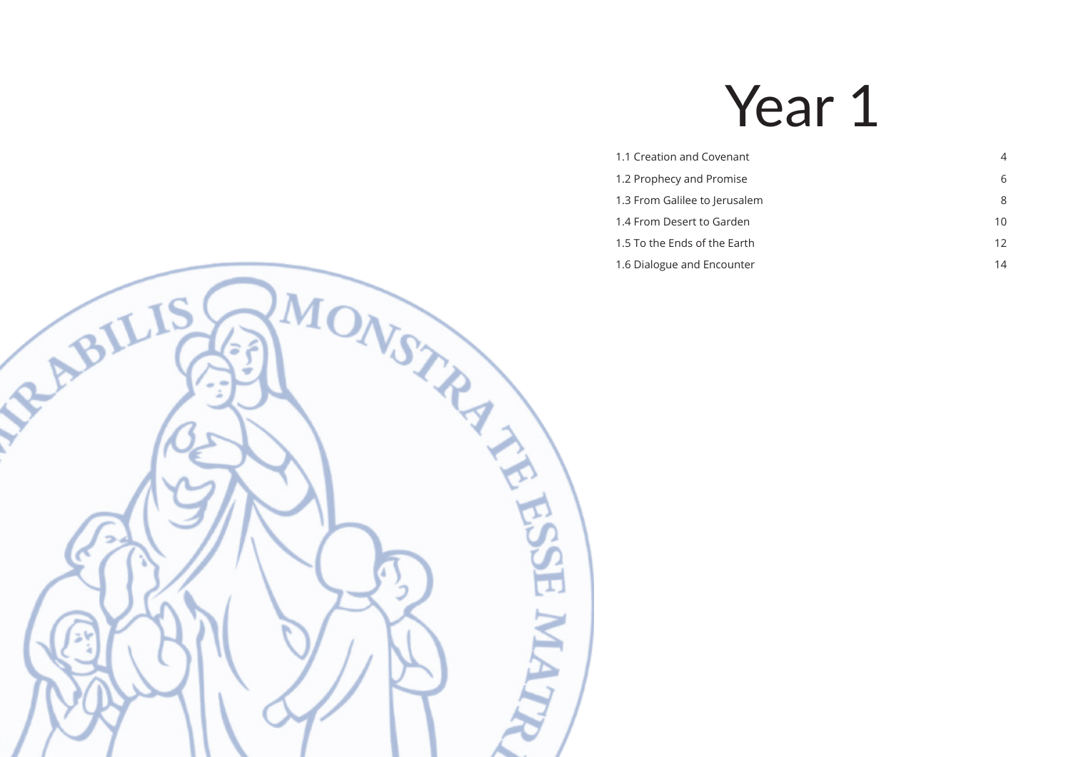# Year 1

| | |
|---|---|
| 1.1 Creation and Covenant | 4 |
| 1.2 Prophecy and Promise | 6 |
| 1.3 From Galilee to Jerusalem | 8 |
| 1.4 From Desert to Garden | 10 |
| 1.5 To the Ends of the Earth | 12 |
| 1.6 Dialogue and Encounter | 14 |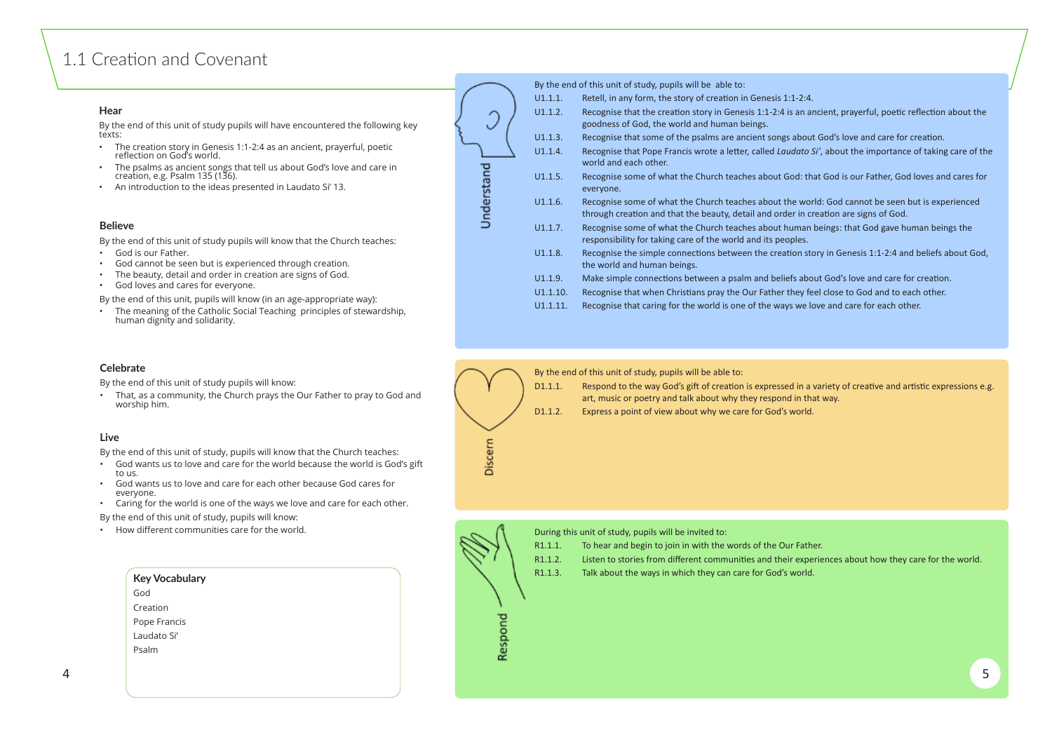# 1.1 Creation and Covenant

### Hear

By the end of this unit of study pupils will have encountered the following key texts:

- The creation story in Genesis 1:1-2:4 as an ancient, prayerful, poetic reflection on God's world.
- The psalms as ancient songs that tell us about God's love and care in creation, e.g. Psalm 135 (136).
- An introduction to the ideas presented in Laudato Si' 13.

### Believe

By the end of this unit of study pupils will know that the Church teaches:

- God is our Father.
- God cannot be seen but is experienced through creation.
- The beauty, detail and order in creation are signs of God.
- God loves and cares for everyone.

By the end of this unit, pupils will know (in an age-appropriate way):

- The meaning of the Catholic Social Teaching principles of stewardship, human dignity and solidarity.

### Celebrate

By the end of this unit of study pupils will know:

- That, as a community, the Church prays the Our Father to pray to God and worship him.

### Live

By the end of this unit of study, pupils will know that the Church teaches:

- God wants us to love and care for the world because the world is God's gift to us.
- God wants us to love and care for each other because God cares for everyone.
- Caring for the world is one of the ways we love and care for each other.

By the end of this unit of study, pupils will know:

- How different communities care for the world.

**Key Vocabulary**

God
Creation
Pope Francis
Laudato Si'
Psalm

### Understand

By the end of this unit of study, pupils will be able to:

- U1.1.1. Retell, in any form, the story of creation in Genesis 1:1-2:4.
- U1.1.2. Recognise that the creation story in Genesis 1:1-2:4 is an ancient, prayerful, poetic reflection about the goodness of God, the world and human beings.
- U1.1.3. Recognise that some of the psalms are ancient songs about God's love and care for creation.
- U1.1.4. Recognise that Pope Francis wrote a letter, called *Laudato Si'*, about the importance of taking care of the world and each other.
- U1.1.5. Recognise some of what the Church teaches about God: that God is our Father, God loves and cares for everyone.
- U1.1.6. Recognise some of what the Church teaches about the world: God cannot be seen but is experienced through creation and that the beauty, detail and order in creation are signs of God.
- U1.1.7. Recognise some of what the Church teaches about human beings: that God gave human beings the responsibility for taking care of the world and its peoples.
- U1.1.8. Recognise the simple connections between the creation story in Genesis 1:1-2:4 and beliefs about God, the world and human beings.
- U1.1.9. Make simple connections between a psalm and beliefs about God's love and care for creation.
- U1.1.10. Recognise that when Christians pray the Our Father they feel close to God and to each other.
- U1.1.11. Recognise that caring for the world is one of the ways we love and care for each other.

### Discern

By the end of this unit of study, pupils will be able to:

- D1.1.1. Respond to the way God's gift of creation is expressed in a variety of creative and artistic expressions e.g. art, music or poetry and talk about why they respond in that way.
- D1.1.2. Express a point of view about why we care for God's world.

### Respond

During this unit of study, pupils will be invited to:

- R1.1.1. To hear and begin to join in with the words of the Our Father.
- R1.1.2. Listen to stories from different communities and their experiences about how they care for the world.
- R1.1.3. Talk about the ways in which they can care for God's world.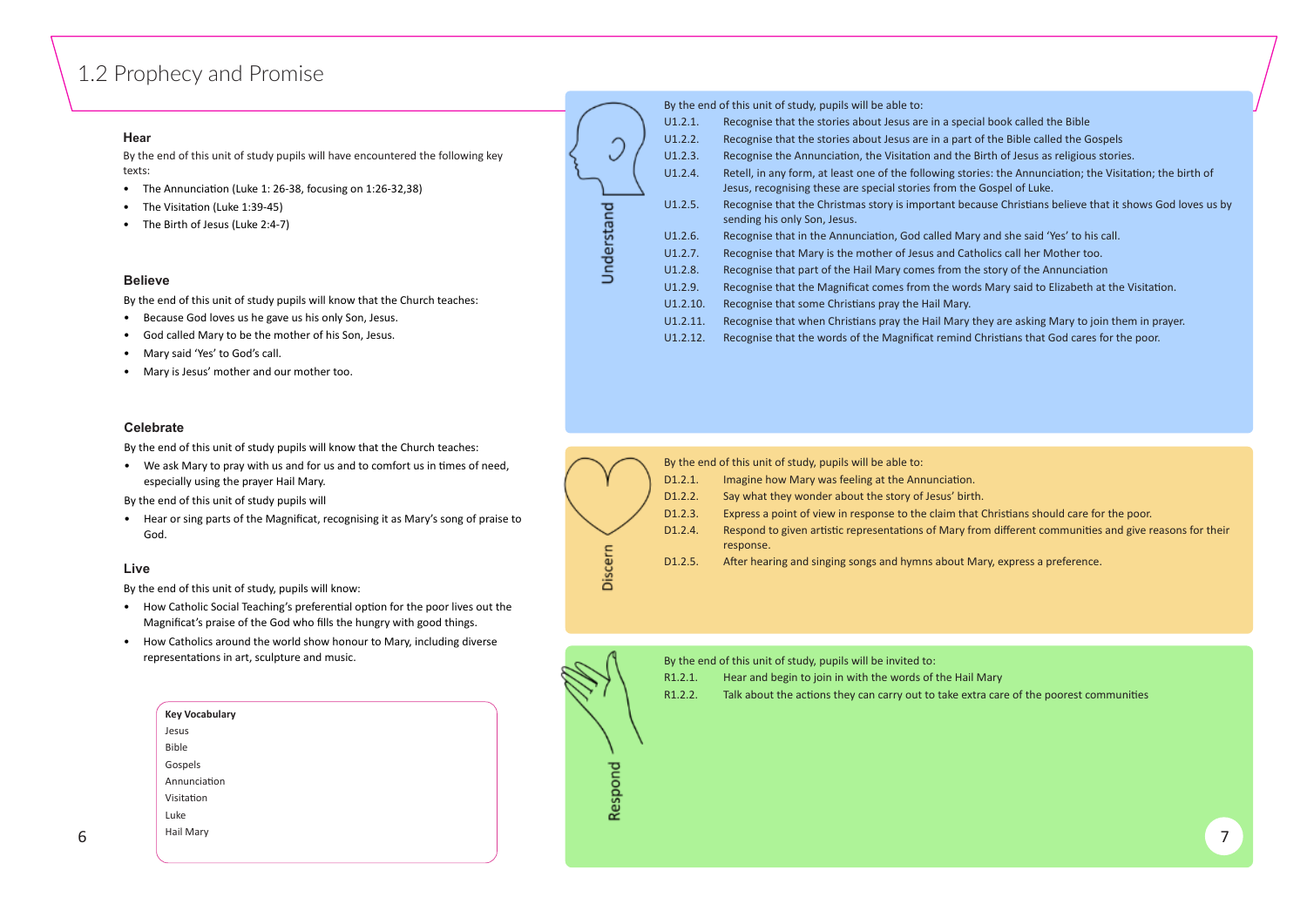# 1.2 Prophecy and Promise

### Hear

By the end of this unit of study pupils will have encountered the following key texts:

- The Annunciation (Luke 1: 26-38, focusing on 1:26-32,38)
- The Visitation (Luke 1:39-45)
- The Birth of Jesus (Luke 2:4-7)

### Believe

By the end of this unit of study pupils will know that the Church teaches:

- Because God loves us he gave us his only Son, Jesus.
- God called Mary to be the mother of his Son, Jesus.
- Mary said 'Yes' to God's call.
- Mary is Jesus' mother and our mother too.

### Celebrate

By the end of this unit of study pupils will know that the Church teaches:

- We ask Mary to pray with us and for us and to comfort us in times of need, especially using the prayer Hail Mary.

By the end of this unit of study pupils will

- Hear or sing parts of the Magnificat, recognising it as Mary's song of praise to God.

### Live

By the end of this unit of study, pupils will know:

- How Catholic Social Teaching's preferential option for the poor lives out the Magnificat's praise of the God who fills the hungry with good things.
- How Catholics around the world show honour to Mary, including diverse representations in art, sculpture and music.

**Key Vocabulary**

Jesus
Bible
Gospels
Annunciation
Visitation
Luke
Hail Mary

### Understand

By the end of this unit of study, pupils will be able to:

U1.2.1. Recognise that the stories about Jesus are in a special book called the Bible
U1.2.2. Recognise that the stories about Jesus are in a part of the Bible called the Gospels
U1.2.3. Recognise the Annunciation, the Visitation and the Birth of Jesus as religious stories.
U1.2.4. Retell, in any form, at least one of the following stories: the Annunciation; the Visitation; the birth of Jesus, recognising these are special stories from the Gospel of Luke.
U1.2.5. Recognise that the Christmas story is important because Christians believe that it shows God loves us by sending his only Son, Jesus.
U1.2.6. Recognise that in the Annunciation, God called Mary and she said 'Yes' to his call.
U1.2.7. Recognise that Mary is the mother of Jesus and Catholics call her Mother too.
U1.2.8. Recognise that part of the Hail Mary comes from the story of the Annunciation
U1.2.9. Recognise that the Magnificat comes from the words Mary said to Elizabeth at the Visitation.
U1.2.10. Recognise that some Christians pray the Hail Mary.
U1.2.11. Recognise that when Christians pray the Hail Mary they are asking Mary to join them in prayer.
U1.2.12. Recognise that the words of the Magnificat remind Christians that God cares for the poor.

### Discern

By the end of this unit of study, pupils will be able to:

D1.2.1. Imagine how Mary was feeling at the Annunciation.
D1.2.2. Say what they wonder about the story of Jesus' birth.
D1.2.3. Express a point of view in response to the claim that Christians should care for the poor.
D1.2.4. Respond to given artistic representations of Mary from different communities and give reasons for their response.
D1.2.5. After hearing and singing songs and hymns about Mary, express a preference.

### Respond

By the end of this unit of study, pupils will be invited to:

R1.2.1. Hear and begin to join in with the words of the Hail Mary
R1.2.2. Talk about the actions they can carry out to take extra care of the poorest communities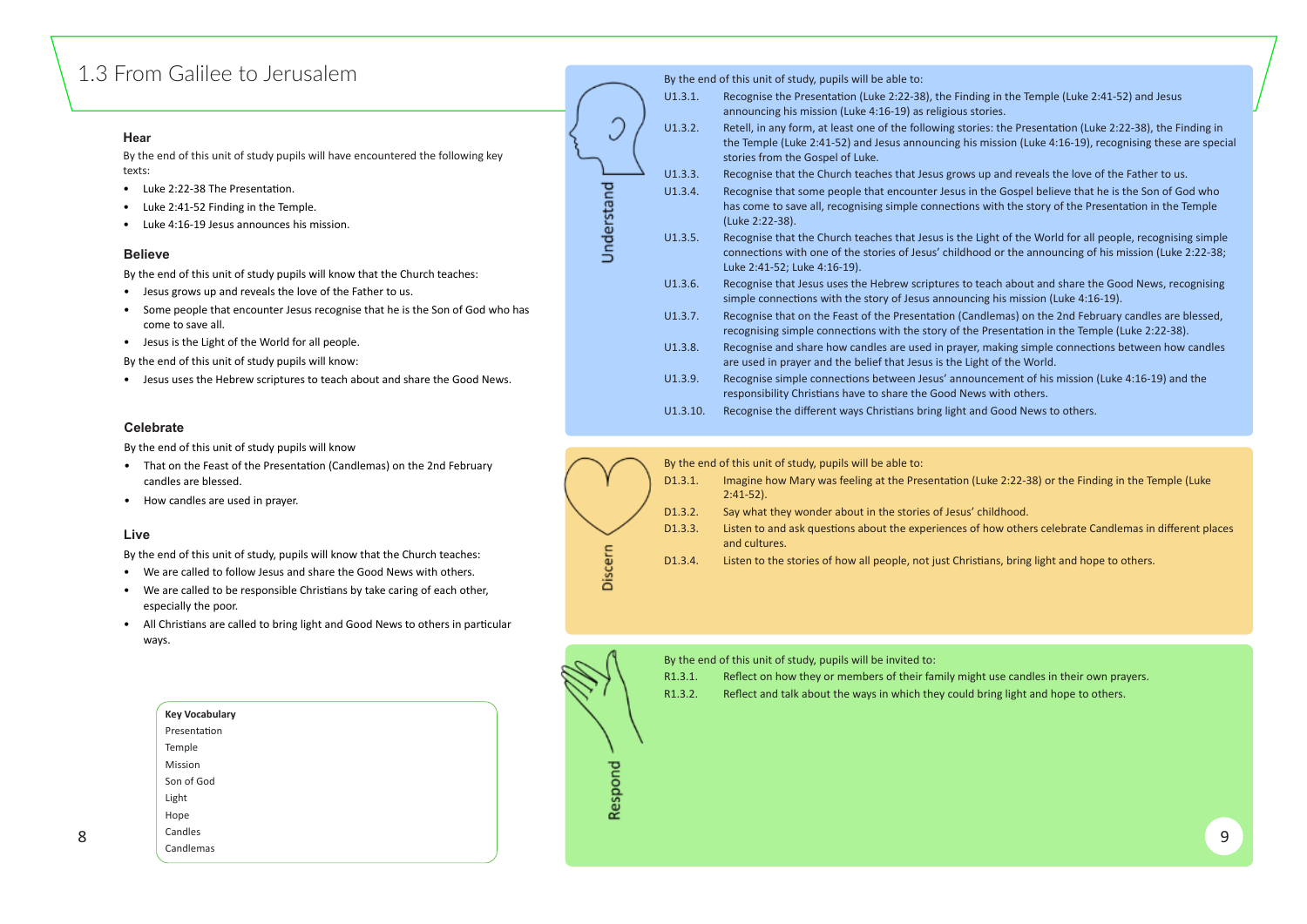# 1.3 From Galilee to Jerusalem

### Hear

By the end of this unit of study pupils will have encountered the following key texts:

- Luke 2:22-38 The Presentation.
- Luke 2:41-52 Finding in the Temple.
- Luke 4:16-19 Jesus announces his mission.

### Believe

By the end of this unit of study pupils will know that the Church teaches:

- Jesus grows up and reveals the love of the Father to us.
- Some people that encounter Jesus recognise that he is the Son of God who has come to save all.
- Jesus is the Light of the World for all people.

By the end of this unit of study pupils will know:

- Jesus uses the Hebrew scriptures to teach about and share the Good News.

### Celebrate

By the end of this unit of study pupils will know

- That on the Feast of the Presentation (Candlemas) on the 2nd February candles are blessed.
- How candles are used in prayer.

### Live

By the end of this unit of study, pupils will know that the Church teaches:

- We are called to follow Jesus and share the Good News with others.
- We are called to be responsible Christians by take caring of each other, especially the poor.
- All Christians are called to bring light and Good News to others in particular ways.

**Key Vocabulary**
Presentation
Temple
Mission
Son of God
Light
Hope
Candles
Candlemas

### Understand

By the end of this unit of study, pupils will be able to:

- U1.3.1. Recognise the Presentation (Luke 2:22-38), the Finding in the Temple (Luke 2:41-52) and Jesus announcing his mission (Luke 4:16-19) as religious stories.
- U1.3.2. Retell, in any form, at least one of the following stories: the Presentation (Luke 2:22-38), the Finding in the Temple (Luke 2:41-52) and Jesus announcing his mission (Luke 4:16-19), recognising these are special stories from the Gospel of Luke.
- U1.3.3. Recognise that the Church teaches that Jesus grows up and reveals the love of the Father to us.
- U1.3.4. Recognise that some people that encounter Jesus in the Gospel believe that he is the Son of God who has come to save all, recognising simple connections with the story of the Presentation in the Temple (Luke 2:22-38).
- U1.3.5. Recognise that the Church teaches that Jesus is the Light of the World for all people, recognising simple connections with one of the stories of Jesus' childhood or the announcing of his mission (Luke 2:22-38; Luke 2:41-52; Luke 4:16-19).
- U1.3.6. Recognise that Jesus uses the Hebrew scriptures to teach about and share the Good News, recognising simple connections with the story of Jesus announcing his mission (Luke 4:16-19).
- U1.3.7. Recognise that on the Feast of the Presentation (Candlemas) on the 2nd February candles are blessed, recognising simple connections with the story of the Presentation in the Temple (Luke 2:22-38).
- U1.3.8. Recognise and share how candles are used in prayer, making simple connections between how candles are used in prayer and the belief that Jesus is the Light of the World.
- U1.3.9. Recognise simple connections between Jesus' announcement of his mission (Luke 4:16-19) and the responsibility Christians have to share the Good News with others.
- U1.3.10. Recognise the different ways Christians bring light and Good News to others.

### Discern

By the end of this unit of study, pupils will be able to:

- D1.3.1. Imagine how Mary was feeling at the Presentation (Luke 2:22-38) or the Finding in the Temple (Luke 2:41-52).
- D1.3.2. Say what they wonder about in the stories of Jesus' childhood.
- D1.3.3. Listen to and ask questions about the experiences of how others celebrate Candlemas in different places and cultures.
- D1.3.4. Listen to the stories of how all people, not just Christians, bring light and hope to others.

### Respond

By the end of this unit of study, pupils will be invited to:

- R1.3.1. Reflect on how they or members of their family might use candles in their own prayers.
- R1.3.2. Reflect and talk about the ways in which they could bring light and hope to others.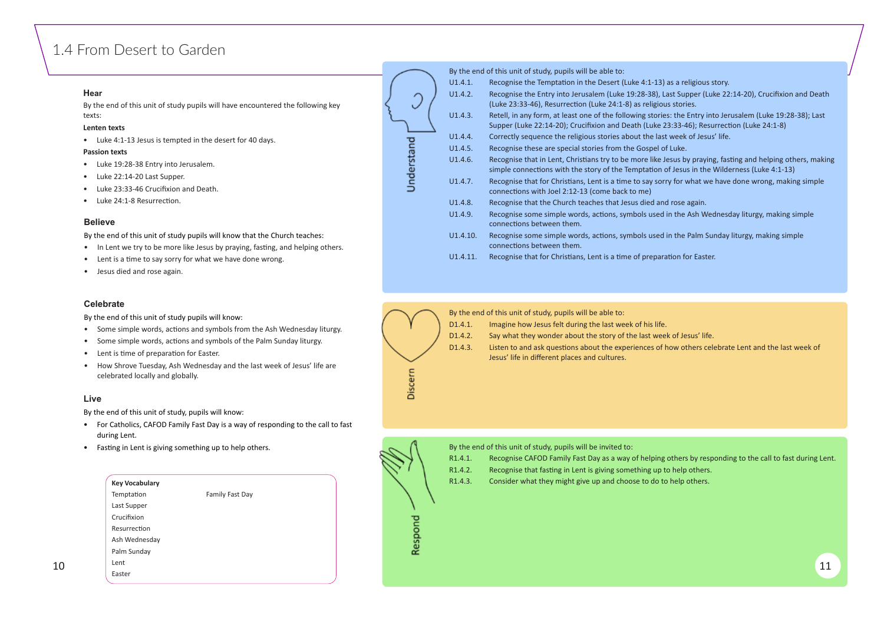# 1.4 From Desert to Garden

### Hear

By the end of this unit of study pupils will have encountered the following key texts:

**Lenten texts**

- Luke 4:1-13 Jesus is tempted in the desert for 40 days.

**Passion texts**

- Luke 19:28-38 Entry into Jerusalem.
- Luke 22:14-20 Last Supper.
- Luke 23:33-46 Crucifixion and Death.
- Luke 24:1-8 Resurrection.

### Believe

By the end of this unit of study pupils will know that the Church teaches:

- In Lent we try to be more like Jesus by praying, fasting, and helping others.
- Lent is a time to say sorry for what we have done wrong.
- Jesus died and rose again.

### Celebrate

By the end of this unit of study pupils will know:

- Some simple words, actions and symbols from the Ash Wednesday liturgy.
- Some simple words, actions and symbols of the Palm Sunday liturgy.
- Lent is time of preparation for Easter.
- How Shrove Tuesday, Ash Wednesday and the last week of Jesus' life are celebrated locally and globally.

### Live

By the end of this unit of study, pupils will know:

- For Catholics, CAFOD Family Fast Day is a way of responding to the call to fast during Lent.
- Fasting in Lent is giving something up to help others.

**Key Vocabulary**

| | |
|---|---|
| Temptation | Family Fast Day |
| Last Supper | |
| Crucifixion | |
| Resurrection | |
| Ash Wednesday | |
| Palm Sunday | |
| Lent | |
| Easter | |

### Understand

By the end of this unit of study, pupils will be able to:

- U1.4.1. Recognise the Temptation in the Desert (Luke 4:1-13) as a religious story.
- U1.4.2. Recognise the Entry into Jerusalem (Luke 19:28-38), Last Supper (Luke 22:14-20), Crucifixion and Death (Luke 23:33-46), Resurrection (Luke 24:1-8) as religious stories.
- U1.4.3. Retell, in any form, at least one of the following stories: the Entry into Jerusalem (Luke 19:28-38); Last Supper (Luke 22:14-20); Crucifixion and Death (Luke 23:33-46); Resurrection (Luke 24:1-8)
- U1.4.4. Correctly sequence the religious stories about the last week of Jesus' life.
- U1.4.5. Recognise these are special stories from the Gospel of Luke.
- U1.4.6. Recognise that in Lent, Christians try to be more like Jesus by praying, fasting and helping others, making simple connections with the story of the Temptation of Jesus in the Wilderness (Luke 4:1-13)
- U1.4.7. Recognise that for Christians, Lent is a time to say sorry for what we have done wrong, making simple connections with Joel 2:12-13 (come back to me)
- U1.4.8. Recognise that the Church teaches that Jesus died and rose again.
- U1.4.9. Recognise some simple words, actions, symbols used in the Ash Wednesday liturgy, making simple connections between them.
- U1.4.10. Recognise some simple words, actions, symbols used in the Palm Sunday liturgy, making simple connections between them.
- U1.4.11. Recognise that for Christians, Lent is a time of preparation for Easter.

### Discern

By the end of this unit of study, pupils will be able to:

- D1.4.1. Imagine how Jesus felt during the last week of his life.
- D1.4.2. Say what they wonder about the story of the last week of Jesus' life.
- D1.4.3. Listen to and ask questions about the experiences of how others celebrate Lent and the last week of Jesus' life in different places and cultures.

### Respond

By the end of this unit of study, pupils will be invited to:

- R1.4.1. Recognise CAFOD Family Fast Day as a way of helping others by responding to the call to fast during Lent.
- R1.4.2. Recognise that fasting in Lent is giving something up to help others.
- R1.4.3. Consider what they might give up and choose to do to help others.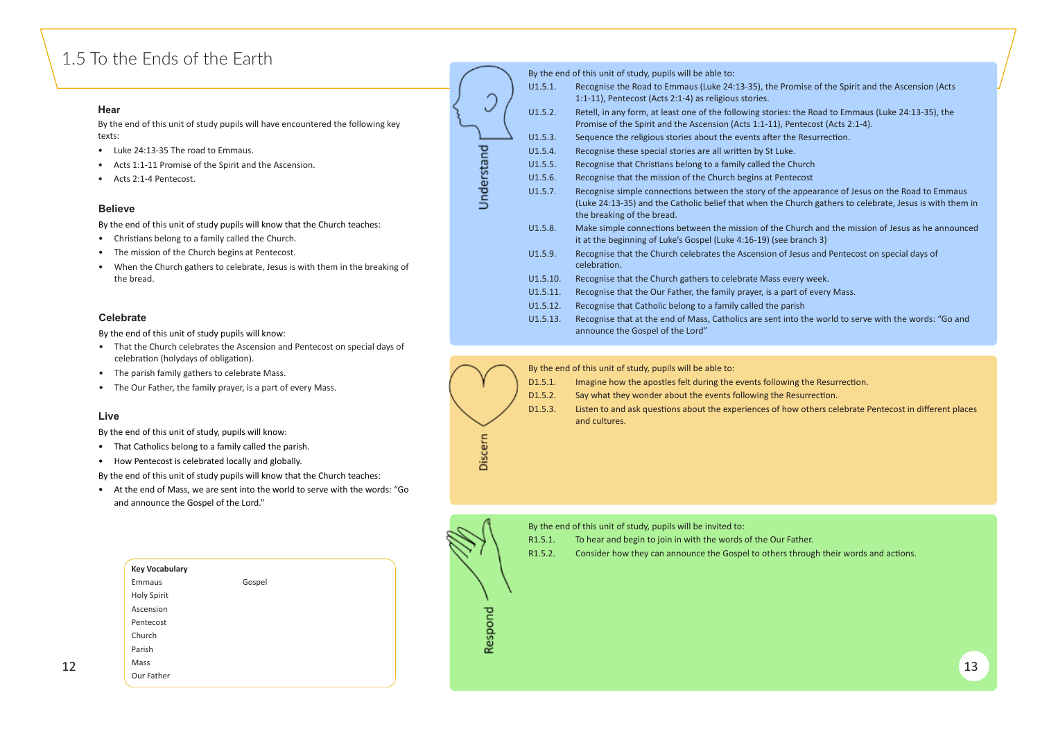# 1.5 To the Ends of the Earth

### Hear

By the end of this unit of study pupils will have encountered the following key texts:

- Luke 24:13-35 The road to Emmaus.
- Acts 1:1-11 Promise of the Spirit and the Ascension.
- Acts 2:1-4 Pentecost.

### Believe

By the end of this unit of study pupils will know that the Church teaches:

- Christians belong to a family called the Church.
- The mission of the Church begins at Pentecost.
- When the Church gathers to celebrate, Jesus is with them in the breaking of the bread.

### Celebrate

By the end of this unit of study pupils will know:

- That the Church celebrates the Ascension and Pentecost on special days of celebration (holydays of obligation).
- The parish family gathers to celebrate Mass.
- The Our Father, the family prayer, is a part of every Mass.

### Live

By the end of this unit of study, pupils will know:

- That Catholics belong to a family called the parish.
- How Pentecost is celebrated locally and globally.

By the end of this unit of study pupils will know that the Church teaches:

- At the end of Mass, we are sent into the world to serve with the words: "Go and announce the Gospel of the Lord."

**Key Vocabulary**

Emmaus
Holy Spirit
Ascension
Pentecost
Church
Parish
Mass
Our Father
Gospel

### Understand

By the end of this unit of study, pupils will be able to:

- U1.5.1. Recognise the Road to Emmaus (Luke 24:13-35), the Promise of the Spirit and the Ascension (Acts 1:1-11), Pentecost (Acts 2:1-4) as religious stories.
- U1.5.2. Retell, in any form, at least one of the following stories: the Road to Emmaus (Luke 24:13-35), the Promise of the Spirit and the Ascension (Acts 1:1-11), Pentecost (Acts 2:1-4).
- U1.5.3. Sequence the religious stories about the events after the Resurrection.
- U1.5.4. Recognise these special stories are all written by St Luke.
- U1.5.5. Recognise that Christians belong to a family called the Church
- U1.5.6. Recognise that the mission of the Church begins at Pentecost
- U1.5.7. Recognise simple connections between the story of the appearance of Jesus on the Road to Emmaus (Luke 24:13-35) and the Catholic belief that when the Church gathers to celebrate, Jesus is with them in the breaking of the bread.
- U1.5.8. Make simple connections between the mission of the Church and the mission of Jesus as he announced it at the beginning of Luke's Gospel (Luke 4:16-19) (see branch 3)
- U1.5.9. Recognise that the Church celebrates the Ascension of Jesus and Pentecost on special days of celebration.
- U1.5.10. Recognise that the Church gathers to celebrate Mass every week.
- U1.5.11. Recognise that the Our Father, the family prayer, is a part of every Mass.
- U1.5.12. Recognise that Catholic belong to a family called the parish
- U1.5.13. Recognise that at the end of Mass, Catholics are sent into the world to serve with the words: "Go and announce the Gospel of the Lord"

### Discern

By the end of this unit of study, pupils will be able to:

- D1.5.1. Imagine how the apostles felt during the events following the Resurrection.
- D1.5.2. Say what they wonder about the events following the Resurrection.
- D1.5.3. Listen to and ask questions about the experiences of how others celebrate Pentecost in different places and cultures.

### Respond

By the end of this unit of study, pupils will be invited to:

- R1.5.1. To hear and begin to join in with the words of the Our Father.
- R1.5.2. Consider how they can announce the Gospel to others through their words and actions.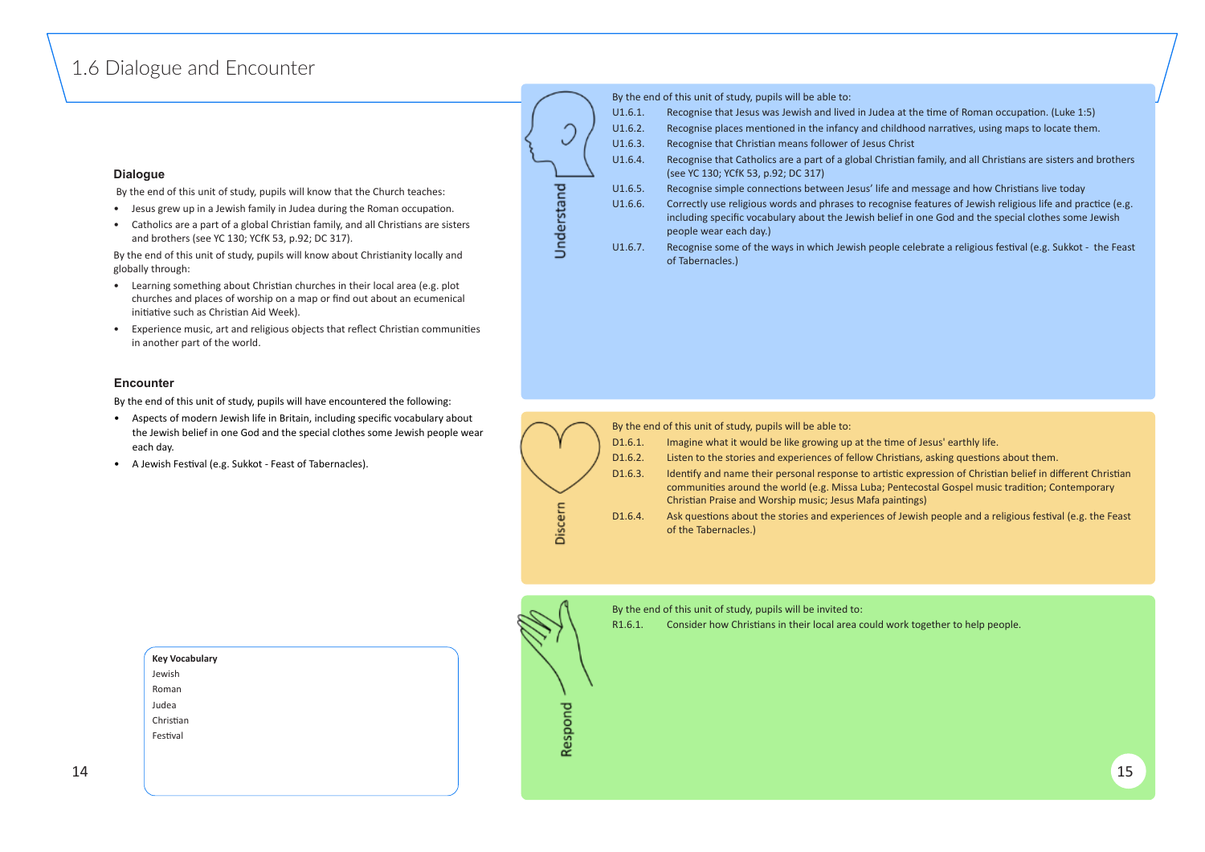# 1.6 Dialogue and Encounter

### Dialogue

By the end of this unit of study, pupils will know that the Church teaches:

- Jesus grew up in a Jewish family in Judea during the Roman occupation.
- Catholics are a part of a global Christian family, and all Christians are sisters and brothers (see YC 130; YCfK 53, p.92; DC 317).

By the end of this unit of study, pupils will know about Christianity locally and globally through:

- Learning something about Christian churches in their local area (e.g. plot churches and places of worship on a map or find out about an ecumenical initiative such as Christian Aid Week).
- Experience music, art and religious objects that reflect Christian communities in another part of the world.

### Encounter

By the end of this unit of study, pupils will have encountered the following:

- Aspects of modern Jewish life in Britain, including specific vocabulary about the Jewish belief in one God and the special clothes some Jewish people wear each day.
- A Jewish Festival (e.g. Sukkot - Feast of Tabernacles).

**Key Vocabulary**

Jewish
Roman
Judea
Christian
Festival

### Understand

By the end of this unit of study, pupils will be able to:

- U1.6.1. Recognise that Jesus was Jewish and lived in Judea at the time of Roman occupation. (Luke 1:5)
- U1.6.2. Recognise places mentioned in the infancy and childhood narratives, using maps to locate them.
- U1.6.3. Recognise that Christian means follower of Jesus Christ
- U1.6.4. Recognise that Catholics are a part of a global Christian family, and all Christians are sisters and brothers (see YC 130; YCfK 53, p.92; DC 317)
- U1.6.5. Recognise simple connections between Jesus' life and message and how Christians live today
- U1.6.6. Correctly use religious words and phrases to recognise features of Jewish religious life and practice (e.g. including specific vocabulary about the Jewish belief in one God and the special clothes some Jewish people wear each day.)
- U1.6.7. Recognise some of the ways in which Jewish people celebrate a religious festival (e.g. Sukkot - the Feast of Tabernacles.)

### Discern

By the end of this unit of study, pupils will be able to:

- D1.6.1. Imagine what it would be like growing up at the time of Jesus' earthly life.
- D1.6.2. Listen to the stories and experiences of fellow Christians, asking questions about them.
- D1.6.3. Identify and name their personal response to artistic expression of Christian belief in different Christian communities around the world (e.g. Missa Luba; Pentecostal Gospel music tradition; Contemporary Christian Praise and Worship music; Jesus Mafa paintings)
- D1.6.4. Ask questions about the stories and experiences of Jewish people and a religious festival (e.g. the Feast of the Tabernacles.)

### Respond

By the end of this unit of study, pupils will be invited to:

- R1.6.1. Consider how Christians in their local area could work together to help people.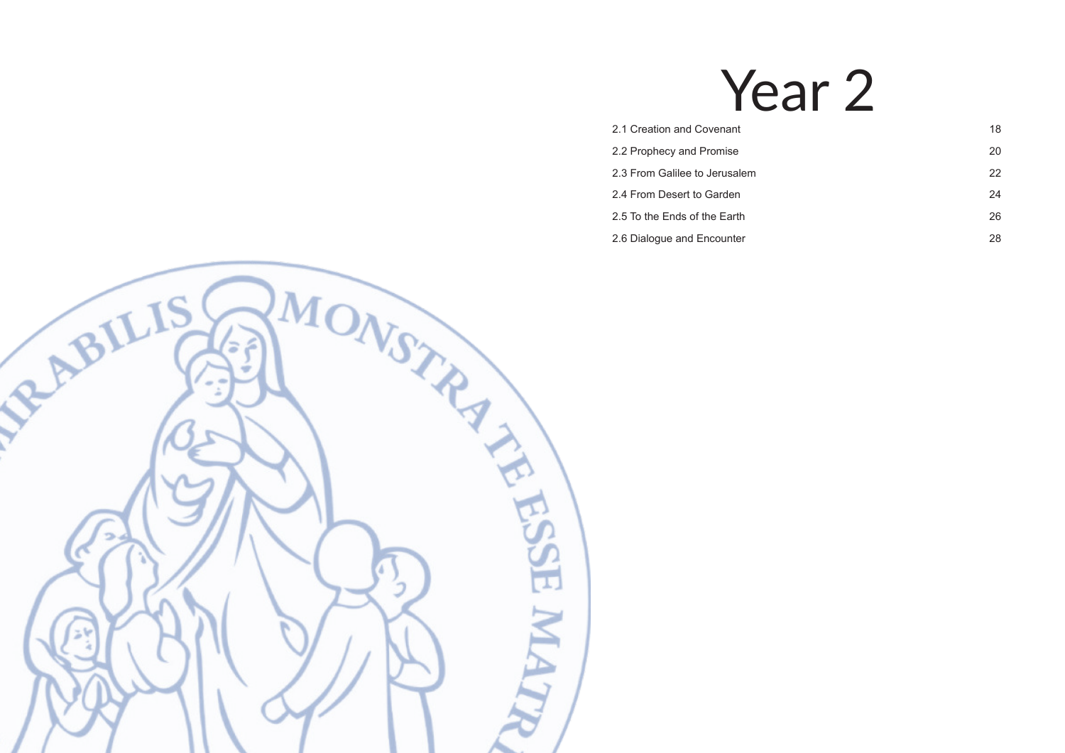# Year 2

| | |
|---|---|
| 2.1 Creation and Covenant | 18 |
| 2.2 Prophecy and Promise | 20 |
| 2.3 From Galilee to Jerusalem | 22 |
| 2.4 From Desert to Garden | 24 |
| 2.5 To the Ends of the Earth | 26 |
| 2.6 Dialogue and Encounter | 28 |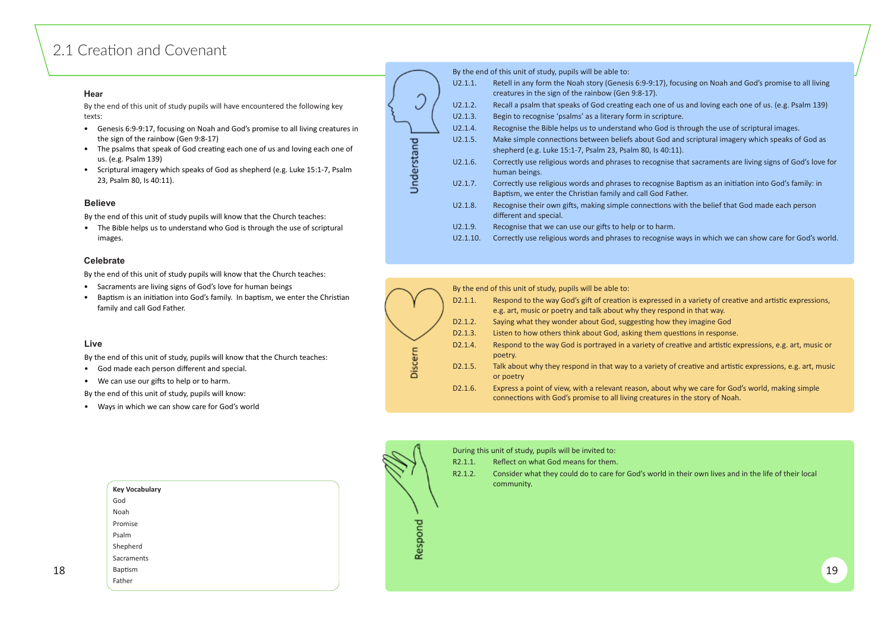# 2.1 Creation and Covenant

### Hear

By the end of this unit of study pupils will have encountered the following key texts:

- Genesis 6:9-9:17, focusing on Noah and God's promise to all living creatures in the sign of the rainbow (Gen 9:8-17)
- The psalms that speak of God creating each one of us and loving each one of us. (e.g. Psalm 139)
- Scriptural imagery which speaks of God as shepherd (e.g. Luke 15:1-7, Psalm 23, Psalm 80, Is 40:11).

### Believe

By the end of this unit of study pupils will know that the Church teaches:

- The Bible helps us to understand who God is through the use of scriptural images.

### Celebrate

By the end of this unit of study pupils will know that the Church teaches:

- Sacraments are living signs of God's love for human beings
- Baptism is an initiation into God's family. In baptism, we enter the Christian family and call God Father.

### Live

By the end of this unit of study, pupils will know that the Church teaches:

- God made each person different and special.
- We can use our gifts to help or to harm.

By the end of this unit of study, pupils will know:

- Ways in which we can show care for God's world

**Key Vocabulary**

God
Noah
Promise
Psalm
Shepherd
Sacraments
Baptism
Father

### Understand

By the end of this unit of study, pupils will be able to:

- U2.1.1. Retell in any form the Noah story (Genesis 6:9-9:17), focusing on Noah and God's promise to all living creatures in the sign of the rainbow (Gen 9:8-17).
- U2.1.2. Recall a psalm that speaks of God creating each one of us and loving each one of us. (e.g. Psalm 139)
- U2.1.3. Begin to recognise 'psalms' as a literary form in scripture.
- U2.1.4. Recognise the Bible helps us to understand who God is through the use of scriptural images.
- U2.1.5. Make simple connections between beliefs about God and scriptural imagery which speaks of God as shepherd (e.g. Luke 15:1-7, Psalm 23, Psalm 80, Is 40:11).
- U2.1.6. Correctly use religious words and phrases to recognise that sacraments are living signs of God's love for human beings.
- U2.1.7. Correctly use religious words and phrases to recognise Baptism as an initiation into God's family: in Baptism, we enter the Christian family and call God Father.
- U2.1.8. Recognise their own gifts, making simple connections with the belief that God made each person different and special.
- U2.1.9. Recognise that we can use our gifts to help or to harm.
- U2.1.10. Correctly use religious words and phrases to recognise ways in which we can show care for God's world.

### Discern

By the end of this unit of study, pupils will be able to:

- D2.1.1. Respond to the way God's gift of creation is expressed in a variety of creative and artistic expressions, e.g. art, music or poetry and talk about why they respond in that way.
- D2.1.2. Saying what they wonder about God, suggesting how they imagine God
- D2.1.3. Listen to how others think about God, asking them questions in response.
- D2.1.4. Respond to the way God is portrayed in a variety of creative and artistic expressions, e.g. art, music or poetry.
- D2.1.5. Talk about why they respond in that way to a variety of creative and artistic expressions, e.g. art, music or poetry
- D2.1.6. Express a point of view, with a relevant reason, about why we care for God's world, making simple connections with God's promise to all living creatures in the story of Noah.

### Respond

During this unit of study, pupils will be invited to:

- R2.1.1. Reflect on what God means for them.
- R2.1.2. Consider what they could do to care for God's world in their own lives and in the life of their local community.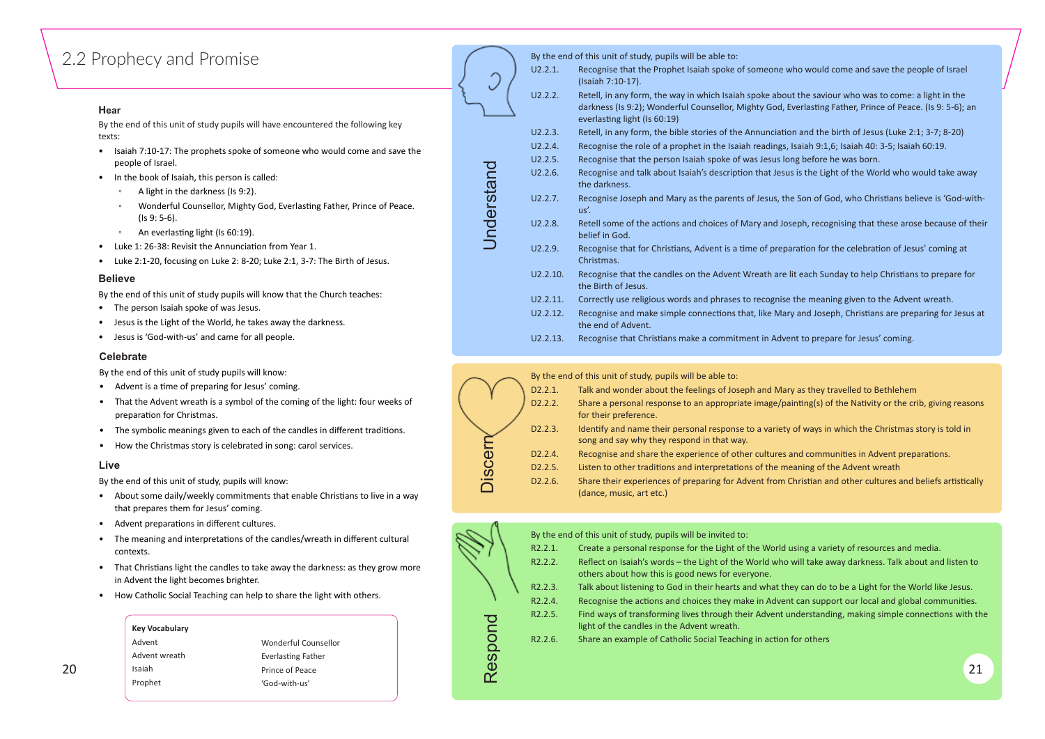# 2.2 Prophecy and Promise

### Hear

By the end of this unit of study pupils will have encountered the following key texts:

- Isaiah 7:10-17: The prophets spoke of someone who would come and save the people of Israel.
- In the book of Isaiah, this person is called:
  - A light in the darkness (Is 9:2).
  - Wonderful Counsellor, Mighty God, Everlasting Father, Prince of Peace. (Is 9: 5-6).
  - An everlasting light (Is 60:19).
- Luke 1: 26-38: Revisit the Annunciation from Year 1.
- Luke 2:1-20, focusing on Luke 2: 8-20; Luke 2:1, 3-7: The Birth of Jesus.

### Believe

By the end of this unit of study pupils will know that the Church teaches:

- The person Isaiah spoke of was Jesus.
- Jesus is the Light of the World, he takes away the darkness.
- Jesus is 'God-with-us' and came for all people.

### Celebrate

By the end of this unit of study pupils will know:

- Advent is a time of preparing for Jesus' coming.
- That the Advent wreath is a symbol of the coming of the light: four weeks of preparation for Christmas.
- The symbolic meanings given to each of the candles in different traditions.
- How the Christmas story is celebrated in song: carol services.

### Live

By the end of this unit of study, pupils will know:

- About some daily/weekly commitments that enable Christians to live in a way that prepares them for Jesus' coming.
- Advent preparations in different cultures.
- The meaning and interpretations of the candles/wreath in different cultural contexts.
- That Christians light the candles to take away the darkness: as they grow more in Advent the light becomes brighter.
- How Catholic Social Teaching can help to share the light with others.

**Key Vocabulary**

| | |
|---|---|
| Advent | Wonderful Counsellor |
| Advent wreath | Everlasting Father |
| Isaiah | Prince of Peace |
| Prophet | 'God-with-us' |

### Understand

By the end of this unit of study, pupils will be able to:

- U2.2.1. Recognise that the Prophet Isaiah spoke of someone who would come and save the people of Israel (Isaiah 7:10-17).
- U2.2.2. Retell, in any form, the way in which Isaiah spoke about the saviour who was to come: a light in the darkness (Is 9:2); Wonderful Counsellor, Mighty God, Everlasting Father, Prince of Peace. (Is 9: 5-6); an everlasting light (Is 60:19)
- U2.2.3. Retell, in any form, the bible stories of the Annunciation and the birth of Jesus (Luke 2:1; 3-7; 8-20)
- U2.2.4. Recognise the role of a prophet in the Isaiah readings, Isaiah 9:1,6; Isaiah 40: 3-5; Isaiah 60:19.
- U2.2.5. Recognise that the person Isaiah spoke of was Jesus long before he was born.
- U2.2.6. Recognise and talk about Isaiah's description that Jesus is the Light of the World who would take away the darkness.
- U2.2.7. Recognise Joseph and Mary as the parents of Jesus, the Son of God, who Christians believe is 'God-with-us'.
- U2.2.8. Retell some of the actions and choices of Mary and Joseph, recognising that these arose because of their belief in God.
- U2.2.9. Recognise that for Christians, Advent is a time of preparation for the celebration of Jesus' coming at Christmas.
- U2.2.10. Recognise that the candles on the Advent Wreath are lit each Sunday to help Christians to prepare for the Birth of Jesus.
- U2.2.11. Correctly use religious words and phrases to recognise the meaning given to the Advent wreath.
- U2.2.12. Recognise and make simple connections that, like Mary and Joseph, Christians are preparing for Jesus at the end of Advent.
- U2.2.13. Recognise that Christians make a commitment in Advent to prepare for Jesus' coming.

### Discern

By the end of this unit of study, pupils will be able to:

- D2.2.1. Talk and wonder about the feelings of Joseph and Mary as they travelled to Bethlehem
- D2.2.2. Share a personal response to an appropriate image/painting(s) of the Nativity or the crib, giving reasons for their preference.
- D2.2.3. Identify and name their personal response to a variety of ways in which the Christmas story is told in song and say why they respond in that way.
- D2.2.4. Recognise and share the experience of other cultures and communities in Advent preparations.
- D2.2.5. Listen to other traditions and interpretations of the meaning of the Advent wreath
- D2.2.6. Share their experiences of preparing for Advent from Christian and other cultures and beliefs artistically (dance, music, art etc.)

### Respond

By the end of this unit of study, pupils will be invited to:

- R2.2.1. Create a personal response for the Light of the World using a variety of resources and media.
- R2.2.2. Reflect on Isaiah's words – the Light of the World who will take away darkness. Talk about and listen to others about how this is good news for everyone.
- R2.2.3. Talk about listening to God in their hearts and what they can do to be a Light for the World like Jesus.
- R2.2.4. Recognise the actions and choices they make in Advent can support our local and global communities.
- R2.2.5. Find ways of transforming lives through their Advent understanding, making simple connections with the light of the candles in the Advent wreath.
- R2.2.6. Share an example of Catholic Social Teaching in action for others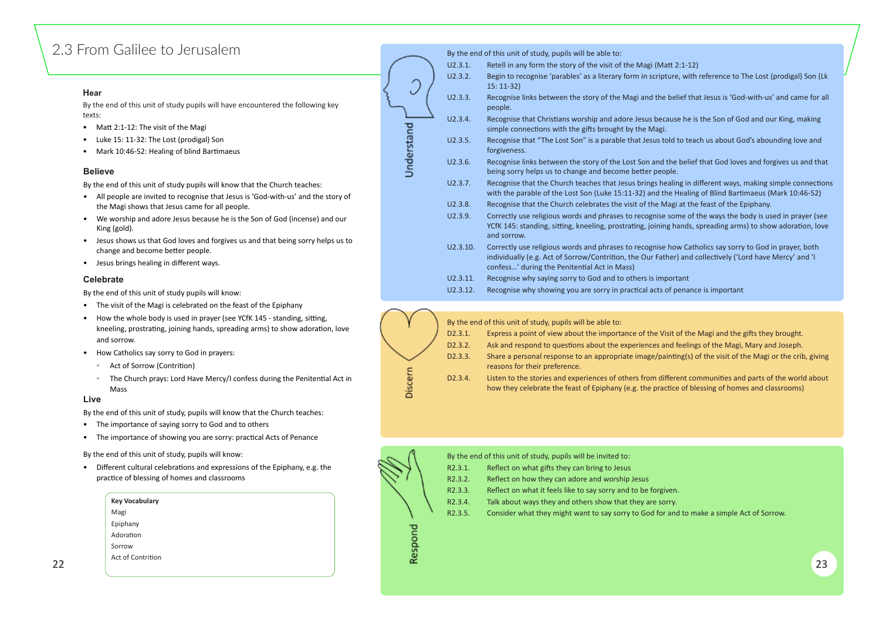# 2.3 From Galilee to Jerusalem

### Hear

By the end of this unit of study pupils will have encountered the following key texts:

- Matt 2:1-12: The visit of the Magi
- Luke 15: 11-32: The Lost (prodigal) Son
- Mark 10:46-52: Healing of blind Bartimaeus

### Believe

By the end of this unit of study pupils will know that the Church teaches:

- All people are invited to recognise that Jesus is 'God-with-us' and the story of the Magi shows that Jesus came for all people.
- We worship and adore Jesus because he is the Son of God (incense) and our King (gold).
- Jesus shows us that God loves and forgives us and that being sorry helps us to change and become better people.
- Jesus brings healing in different ways.

### Celebrate

By the end of this unit of study pupils will know:

- The visit of the Magi is celebrated on the feast of the Epiphany
- How the whole body is used in prayer (see YCfK 145 - standing, sitting, kneeling, prostrating, joining hands, spreading arms) to show adoration, love and sorrow.
- How Catholics say sorry to God in prayers:
  - Act of Sorrow (Contrition)
  - The Church prays: Lord Have Mercy/I confess during the Penitential Act in Mass

### Live

By the end of this unit of study, pupils will know that the Church teaches:

- The importance of saying sorry to God and to others
- The importance of showing you are sorry: practical Acts of Penance

By the end of this unit of study, pupils will know:

- Different cultural celebrations and expressions of the Epiphany, e.g. the practice of blessing of homes and classrooms

**Key Vocabulary**
Magi
Epiphany
Adoration
Sorrow
Act of Contrition

### Understand

By the end of this unit of study, pupils will be able to:

| | |
|---|---|
| U2.3.1. | Retell in any form the story of the visit of the Magi (Matt 2:1-12) |
| U2.3.2. | Begin to recognise 'parables' as a literary form in scripture, with reference to The Lost (prodigal) Son (Lk 15: 11-32) |
| U2.3.3. | Recognise links between the story of the Magi and the belief that Jesus is 'God-with-us' and came for all people. |
| U2.3.4. | Recognise that Christians worship and adore Jesus because he is the Son of God and our King, making simple connections with the gifts brought by the Magi. |
| U2.3.5. | Recognise that "The Lost Son" is a parable that Jesus told to teach us about God's abounding love and forgiveness. |
| U2.3.6. | Recognise links between the story of the Lost Son and the belief that God loves and forgives us and that being sorry helps us to change and become better people. |
| U2.3.7. | Recognise that the Church teaches that Jesus brings healing in different ways, making simple connections with the parable of the Lost Son (Luke 15:11-32) and the Healing of Blind Bartimaeus (Mark 10:46-52) |
| U2.3.8. | Recognise that the Church celebrates the visit of the Magi at the feast of the Epiphany. |
| U2.3.9. | Correctly use religious words and phrases to recognise some of the ways the body is used in prayer (see YCfK 145: standing, sitting, kneeling, prostrating, joining hands, spreading arms) to show adoration, love and sorrow. |
| U2.3.10. | Correctly use religious words and phrases to recognise how Catholics say sorry to God in prayer, both individually (e.g. Act of Sorrow/Contrition, the Our Father) and collectively ('Lord have Mercy' and 'I confess…' during the Penitential Act in Mass) |
| U2.3.11. | Recognise why saying sorry to God and to others is important |
| U2.3.12. | Recognise why showing you are sorry in practical acts of penance is important |

### Discern

By the end of this unit of study, pupils will be able to:

| | |
|---|---|
| D2.3.1. | Express a point of view about the importance of the Visit of the Magi and the gifts they brought. |
| D2.3.2. | Ask and respond to questions about the experiences and feelings of the Magi, Mary and Joseph. |
| D2.3.3. | Share a personal response to an appropriate image/painting(s) of the visit of the Magi or the crib, giving reasons for their preference. |
| D2.3.4. | Listen to the stories and experiences of others from different communities and parts of the world about how they celebrate the feast of Epiphany (e.g. the practice of blessing of homes and classrooms) |

### Respond

By the end of this unit of study, pupils will be invited to:

| | |
|---|---|
| R2.3.1. | Reflect on what gifts they can bring to Jesus |
| R2.3.2. | Reflect on how they can adore and worship Jesus |
| R2.3.3. | Reflect on what it feels like to say sorry and to be forgiven. |
| R2.3.4. | Talk about ways they and others show that they are sorry. |
| R2.3.5. | Consider what they might want to say sorry to God for and to make a simple Act of Sorrow. |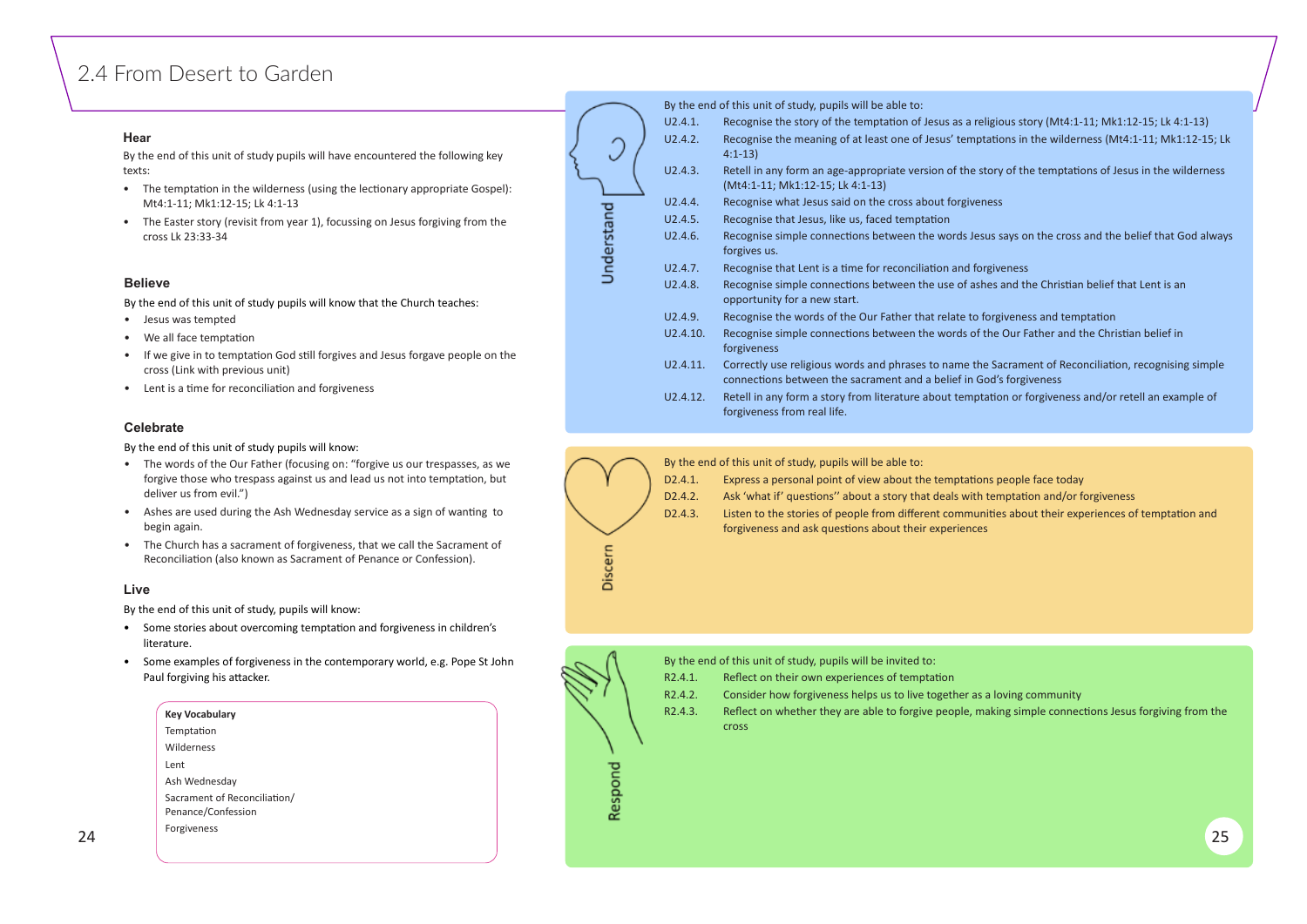# 2.4 From Desert to Garden

### Hear

By the end of this unit of study pupils will have encountered the following key texts:

- The temptation in the wilderness (using the lectionary appropriate Gospel): Mt4:1-11; Mk1:12-15; Lk 4:1-13
- The Easter story (revisit from year 1), focussing on Jesus forgiving from the cross Lk 23:33-34

### Believe

By the end of this unit of study pupils will know that the Church teaches:

- Jesus was tempted
- We all face temptation
- If we give in to temptation God still forgives and Jesus forgave people on the cross (Link with previous unit)
- Lent is a time for reconciliation and forgiveness

### Celebrate

By the end of this unit of study pupils will know:

- The words of the Our Father (focusing on: "forgive us our trespasses, as we forgive those who trespass against us and lead us not into temptation, but deliver us from evil.")
- Ashes are used during the Ash Wednesday service as a sign of wanting to begin again.
- The Church has a sacrament of forgiveness, that we call the Sacrament of Reconciliation (also known as Sacrament of Penance or Confession).

### Live

By the end of this unit of study, pupils will know:

- Some stories about overcoming temptation and forgiveness in children's literature.
- Some examples of forgiveness in the contemporary world, e.g. Pope St John Paul forgiving his attacker.

**Key Vocabulary**

Temptation
Wilderness
Lent
Ash Wednesday
Sacrament of Reconciliation/Penance/Confession
Forgiveness

### Understand

By the end of this unit of study, pupils will be able to:

- U2.4.1. Recognise the story of the temptation of Jesus as a religious story (Mt4:1-11; Mk1:12-15; Lk 4:1-13)
- U2.4.2. Recognise the meaning of at least one of Jesus' temptations in the wilderness (Mt4:1-11; Mk1:12-15; Lk 4:1-13)
- U2.4.3. Retell in any form an age-appropriate version of the story of the temptations of Jesus in the wilderness (Mt4:1-11; Mk1:12-15; Lk 4:1-13)
- U2.4.4. Recognise what Jesus said on the cross about forgiveness
- U2.4.5. Recognise that Jesus, like us, faced temptation
- U2.4.6. Recognise simple connections between the words Jesus says on the cross and the belief that God always forgives us.
- U2.4.7. Recognise that Lent is a time for reconciliation and forgiveness
- U2.4.8. Recognise simple connections between the use of ashes and the Christian belief that Lent is an opportunity for a new start.
- U2.4.9. Recognise the words of the Our Father that relate to forgiveness and temptation
- U2.4.10. Recognise simple connections between the words of the Our Father and the Christian belief in forgiveness
- U2.4.11. Correctly use religious words and phrases to name the Sacrament of Reconciliation, recognising simple connections between the sacrament and a belief in God's forgiveness
- U2.4.12. Retell in any form a story from literature about temptation or forgiveness and/or retell an example of forgiveness from real life.

### Discern

By the end of this unit of study, pupils will be able to:

- D2.4.1. Express a personal point of view about the temptations people face today
- D2.4.2. Ask 'what if' questions'' about a story that deals with temptation and/or forgiveness
- D2.4.3. Listen to the stories of people from different communities about their experiences of temptation and forgiveness and ask questions about their experiences

### Respond

By the end of this unit of study, pupils will be invited to:

- R2.4.1. Reflect on their own experiences of temptation
- R2.4.2. Consider how forgiveness helps us to live together as a loving community
- R2.4.3. Reflect on whether they are able to forgive people, making simple connections Jesus forgiving from the cross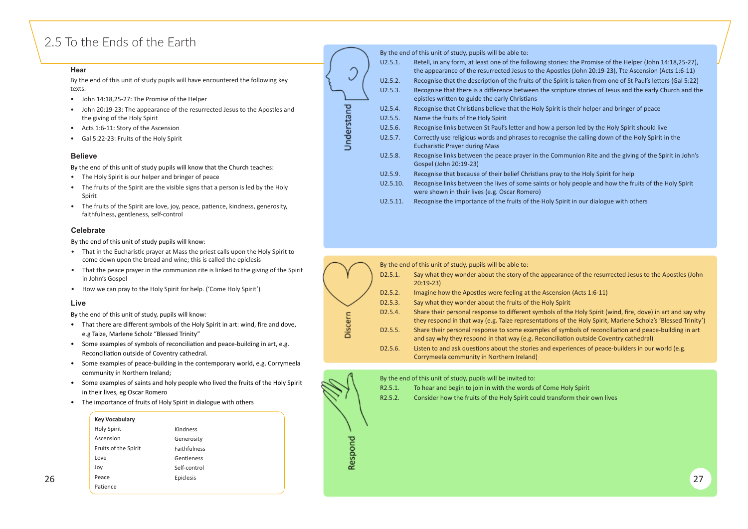# 2.5 To the Ends of the Earth

### Hear

By the end of this unit of study pupils will have encountered the following key texts:

- John 14:18,25-27: The Promise of the Helper
- John 20:19-23: The appearance of the resurrected Jesus to the Apostles and the giving of the Holy Spirit
- Acts 1:6-11: Story of the Ascension
- Gal 5:22-23: Fruits of the Holy Spirit

### Believe

By the end of this unit of study pupils will know that the Church teaches:

- The Holy Spirit is our helper and bringer of peace
- The fruits of the Spirit are the visible signs that a person is led by the Holy Spirit
- The fruits of the Spirit are love, joy, peace, patience, kindness, generosity, faithfulness, gentleness, self-control

### Celebrate

By the end of this unit of study pupils will know:

- That in the Eucharistic prayer at Mass the priest calls upon the Holy Spirit to come down upon the bread and wine; this is called the epiclesis
- That the peace prayer in the communion rite is linked to the giving of the Spirit in John's Gospel
- How we can pray to the Holy Spirit for help. ('Come Holy Spirit')

### Live

By the end of this unit of study, pupils will know:

- That there are different symbols of the Holy Spirit in art: wind, fire and dove, e.g Taize, Marlene Scholz "Blessed Trinity"
- Some examples of symbols of reconciliation and peace-building in art, e.g. Reconciliation outside of Coventry cathedral.
- Some examples of peace-building in the contemporary world, e.g. Corrymeela community in Northern Ireland;
- Some examples of saints and holy people who lived the fruits of the Holy Spirit in their lives, eg Oscar Romero
- The importance of fruits of Holy Spirit in dialogue with others

**Key Vocabulary**

| | |
|---|---|
| Holy Spirit | Kindness |
| Ascension | Generosity |
| Fruits of the Spirit | Faithfulness |
| Love | Gentleness |
| Joy | Self-control |
| Peace | Epiclesis |
| Patience | |

### Understand

By the end of this unit of study, pupils will be able to:

- U2.5.1. Retell, in any form, at least one of the following stories: the Promise of the Helper (John 14:18,25-27), the appearance of the resurrected Jesus to the Apostles (John 20:19-23), Tte Ascension (Acts 1:6-11)
- U2.5.2. Recognise that the description of the fruits of the Spirit is taken from one of St Paul's letters (Gal 5:22)
- U2.5.3. Recognise that there is a difference between the scripture stories of Jesus and the early Church and the epistles written to guide the early Christians
- U2.5.4. Recognise that Christians believe that the Holy Spirit is their helper and bringer of peace
- U2.5.5. Name the fruits of the Holy Spirit
- U2.5.6. Recognise links between St Paul's letter and how a person led by the Holy Spirit should live
- U2.5.7. Correctly use religious words and phrases to recognise the calling down of the Holy Spirit in the Eucharistic Prayer during Mass
- U2.5.8. Recognise links between the peace prayer in the Communion Rite and the giving of the Spirit in John's Gospel (John 20:19-23)
- U2.5.9. Recognise that because of their belief Christians pray to the Holy Spirit for help
- U2.5.10. Recognise links between the lives of some saints or holy people and how the fruits of the Holy Spirit were shown in their lives (e.g. Oscar Romero)
- U2.5.11. Recognise the importance of the fruits of the Holy Spirit in our dialogue with others

### Discern

By the end of this unit of study, pupils will be able to:

- D2.5.1. Say what they wonder about the story of the appearance of the resurrected Jesus to the Apostles (John 20:19-23)
- D2.5.2. Imagine how the Apostles were feeling at the Ascension (Acts 1:6-11)
- D2.5.3. Say what they wonder about the fruits of the Holy Spirit
- D2.5.4. Share their personal response to different symbols of the Holy Spirit (wind, fire, dove) in art and say why they respond in that way (e.g. Taize representations of the Holy Spirit, Marlene Scholz's 'Blessed Trinity')
- D2.5.5. Share their personal response to some examples of symbols of reconciliation and peace-building in art and say why they respond in that way (e.g. Reconciliation outside Coventry cathedral)
- D2.5.6. Listen to and ask questions about the stories and experiences of peace-builders in our world (e.g. Corrymeela community in Northern Ireland)

### Respond

By the end of this unit of study, pupils will be invited to:

- R2.5.1. To hear and begin to join in with the words of Come Holy Spirit
- R2.5.2. Consider how the fruits of the Holy Spirit could transform their own lives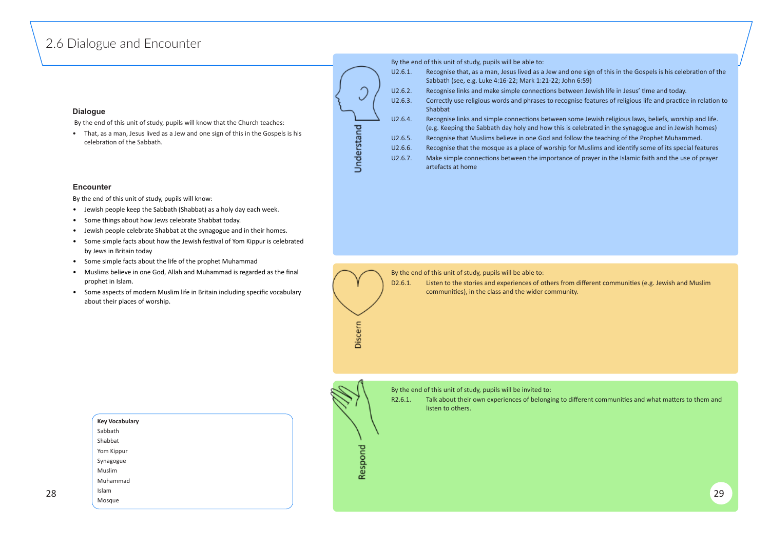# 2.6 Dialogue and Encounter

### Dialogue

By the end of this unit of study, pupils will know that the Church teaches:

- That, as a man, Jesus lived as a Jew and one sign of this in the Gospels is his celebration of the Sabbath.

### Encounter

By the end of this unit of study, pupils will know:

- Jewish people keep the Sabbath (Shabbat) as a holy day each week.
- Some things about how Jews celebrate Shabbat today.
- Jewish people celebrate Shabbat at the synagogue and in their homes.
- Some simple facts about how the Jewish festival of Yom Kippur is celebrated by Jews in Britain today
- Some simple facts about the life of the prophet Muhammad
- Muslims believe in one God, Allah and Muhammad is regarded as the final prophet in Islam.
- Some aspects of modern Muslim life in Britain including specific vocabulary about their places of worship.

**Key Vocabulary**

Sabbath
Shabbat
Yom Kippur
Synagogue
Muslim
Muhammad
Islam
Mosque

### Understand

By the end of this unit of study, pupils will be able to:

- U2.6.1. Recognise that, as a man, Jesus lived as a Jew and one sign of this in the Gospels is his celebration of the Sabbath (see, e.g. Luke 4:16-22; Mark 1:21-22; John 6:59)
- U2.6.2. Recognise links and make simple connections between Jewish life in Jesus' time and today.
- U2.6.3. Correctly use religious words and phrases to recognise features of religious life and practice in relation to Shabbat
- U2.6.4. Recognise links and simple connections between some Jewish religious laws, beliefs, worship and life. (e.g. Keeping the Sabbath day holy and how this is celebrated in the synagogue and in Jewish homes)
- U2.6.5. Recognise that Muslims believe in one God and follow the teaching of the Prophet Muhammed.
- U2.6.6. Recognise that the mosque as a place of worship for Muslims and identify some of its special features
- U2.6.7. Make simple connections between the importance of prayer in the Islamic faith and the use of prayer artefacts at home

### Discern

By the end of this unit of study, pupils will be able to:

- D2.6.1. Listen to the stories and experiences of others from different communities (e.g. Jewish and Muslim communities), in the class and the wider community.

### Respond

By the end of this unit of study, pupils will be invited to:

- R2.6.1. Talk about their own experiences of belonging to different communities and what matters to them and listen to others.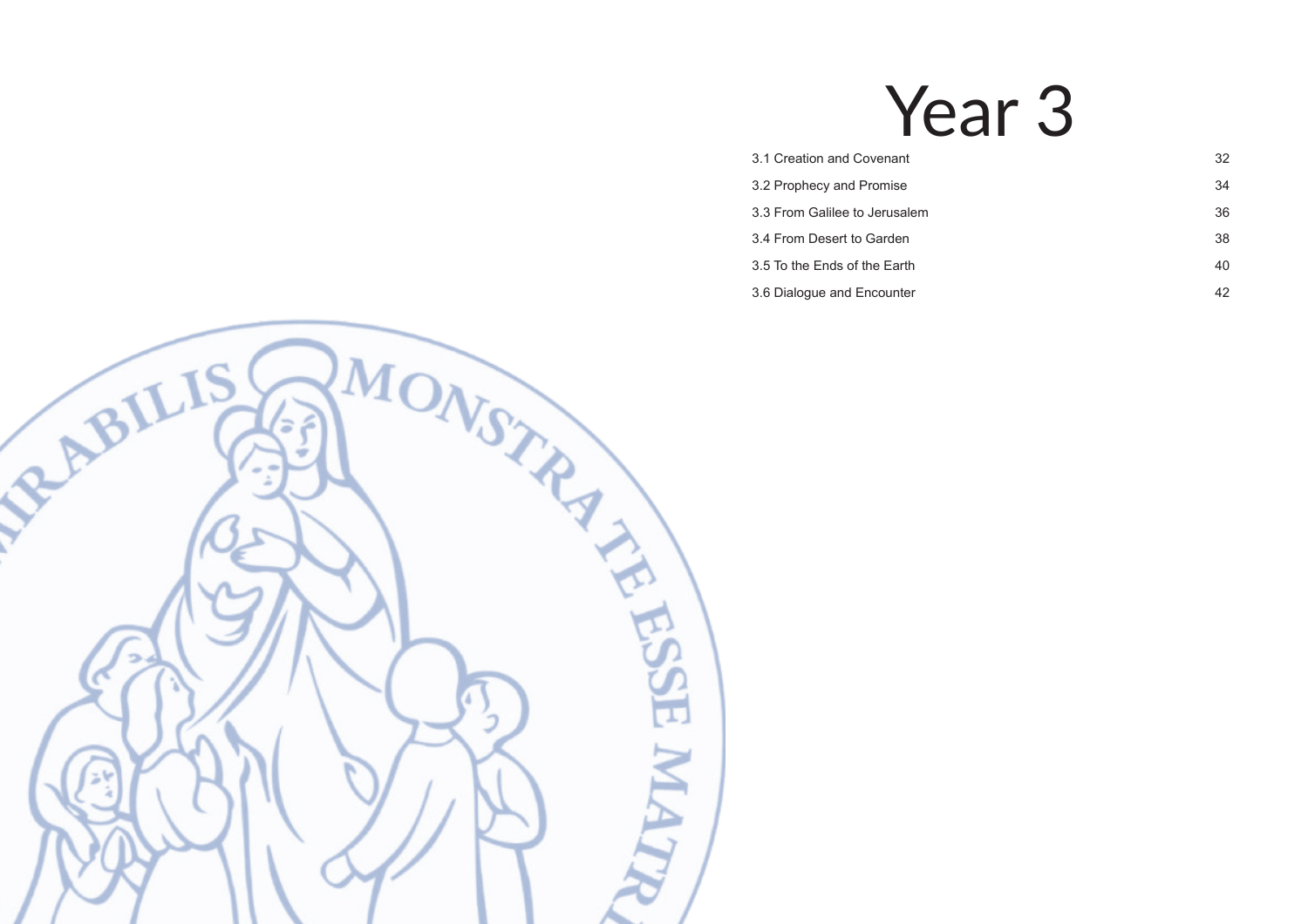# Year 3

| | |
|---|---|
| 3.1 Creation and Covenant | 32 |
| 3.2 Prophecy and Promise | 34 |
| 3.3 From Galilee to Jerusalem | 36 |
| 3.4 From Desert to Garden | 38 |
| 3.5 To the Ends of the Earth | 40 |
| 3.6 Dialogue and Encounter | 42 |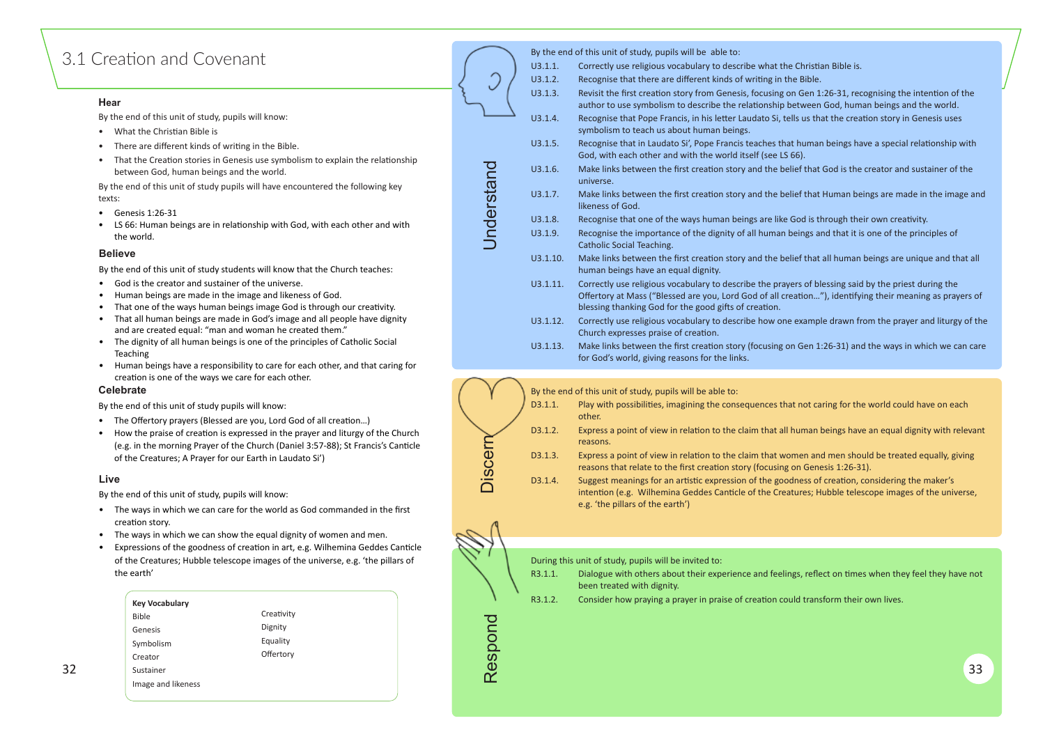# 3.1 Creation and Covenant

### Hear

By the end of this unit of study, pupils will know:

- What the Christian Bible is
- There are different kinds of writing in the Bible.
- That the Creation stories in Genesis use symbolism to explain the relationship between God, human beings and the world.

By the end of this unit of study pupils will have encountered the following key texts:

- Genesis 1:26-31
- LS 66: Human beings are in relationship with God, with each other and with the world.

### Believe

By the end of this unit of study students will know that the Church teaches:

- God is the creator and sustainer of the universe.
- Human beings are made in the image and likeness of God.
- That one of the ways human beings image God is through our creativity.
- That all human beings are made in God's image and all people have dignity and are created equal: "man and woman he created them."
- The dignity of all human beings is one of the principles of Catholic Social Teaching
- Human beings have a responsibility to care for each other, and that caring for creation is one of the ways we care for each other.

### Celebrate

By the end of this unit of study pupils will know:

- The Offertory prayers (Blessed are you, Lord God of all creation…)
- How the praise of creation is expressed in the prayer and liturgy of the Church (e.g. in the morning Prayer of the Church (Daniel 3:57-88); St Francis's Canticle of the Creatures; A Prayer for our Earth in Laudato Si')

### Live

By the end of this unit of study, pupils will know:

- The ways in which we can care for the world as God commanded in the first creation story.
- The ways in which we can show the equal dignity of women and men.
- Expressions of the goodness of creation in art, e.g. Wilhemina Geddes Canticle of the Creatures; Hubble telescope images of the universe, e.g. 'the pillars of the earth'

**Key Vocabulary**

| | |
|---|---|
| Bible | Creativity |
| Genesis | Dignity |
| Symbolism | Equality |
| Creator | Offertory |
| Sustainer | |
| Image and likeness | |

### Understand

By the end of this unit of study, pupils will be able to:

- U3.1.1. Correctly use religious vocabulary to describe what the Christian Bible is.
- U3.1.2. Recognise that there are different kinds of writing in the Bible.
- U3.1.3. Revisit the first creation story from Genesis, focusing on Gen 1:26-31, recognising the intention of the author to use symbolism to describe the relationship between God, human beings and the world.
- U3.1.4. Recognise that Pope Francis, in his letter Laudato Si, tells us that the creation story in Genesis uses symbolism to teach us about human beings.
- U3.1.5. Recognise that in Laudato Si', Pope Francis teaches that human beings have a special relationship with God, with each other and with the world itself (see LS 66).
- U3.1.6. Make links between the first creation story and the belief that God is the creator and sustainer of the universe.
- U3.1.7. Make links between the first creation story and the belief that Human beings are made in the image and likeness of God.
- U3.1.8. Recognise that one of the ways human beings are like God is through their own creativity.
- U3.1.9. Recognise the importance of the dignity of all human beings and that it is one of the principles of Catholic Social Teaching.
- U3.1.10. Make links between the first creation story and the belief that all human beings are unique and that all human beings have an equal dignity.
- U3.1.11. Correctly use religious vocabulary to describe the prayers of blessing said by the priest during the Offertory at Mass ("Blessed are you, Lord God of all creation…"), identifying their meaning as prayers of blessing thanking God for the good gifts of creation.
- U3.1.12. Correctly use religious vocabulary to describe how one example drawn from the prayer and liturgy of the Church expresses praise of creation.
- U3.1.13. Make links between the first creation story (focusing on Gen 1:26-31) and the ways in which we can care for God's world, giving reasons for the links.

### Discern

By the end of this unit of study, pupils will be able to:

- D3.1.1. Play with possibilities, imagining the consequences that not caring for the world could have on each other.
- D3.1.2. Express a point of view in relation to the claim that all human beings have an equal dignity with relevant reasons.
- D3.1.3. Express a point of view in relation to the claim that women and men should be treated equally, giving reasons that relate to the first creation story (focusing on Genesis 1:26-31).
- D3.1.4. Suggest meanings for an artistic expression of the goodness of creation, considering the maker's intention (e.g. Wilhemina Geddes Canticle of the Creatures; Hubble telescope images of the universe, e.g. 'the pillars of the earth')

### Respond

During this unit of study, pupils will be invited to:

- R3.1.1. Dialogue with others about their experience and feelings, reflect on times when they feel they have not been treated with dignity.
- R3.1.2. Consider how praying a prayer in praise of creation could transform their own lives.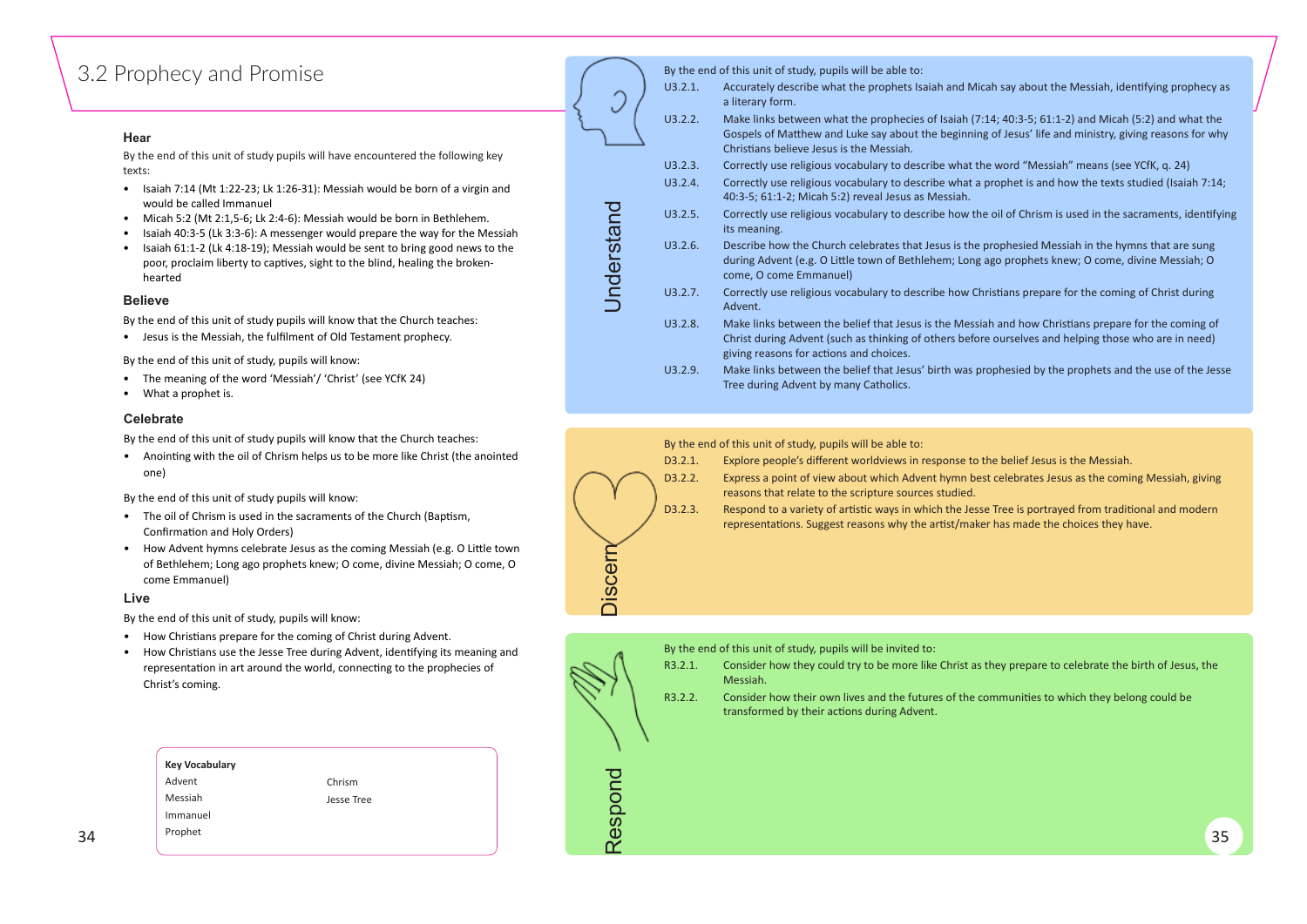# 3.2 Prophecy and Promise

### Hear

By the end of this unit of study pupils will have encountered the following key texts:

- Isaiah 7:14 (Mt 1:22-23; Lk 1:26-31): Messiah would be born of a virgin and would be called Immanuel
- Micah 5:2 (Mt 2:1,5-6; Lk 2:4-6): Messiah would be born in Bethlehem.
- Isaiah 40:3-5 (Lk 3:3-6): A messenger would prepare the way for the Messiah
- Isaiah 61:1-2 (Lk 4:18-19); Messiah would be sent to bring good news to the poor, proclaim liberty to captives, sight to the blind, healing the broken-hearted

### Believe

By the end of this unit of study pupils will know that the Church teaches:

- Jesus is the Messiah, the fulfilment of Old Testament prophecy.

By the end of this unit of study, pupils will know:

- The meaning of the word 'Messiah'/ 'Christ' (see YCfK 24)
- What a prophet is.

### Celebrate

By the end of this unit of study pupils will know that the Church teaches:

- Anointing with the oil of Chrism helps us to be more like Christ (the anointed one)

By the end of this unit of study pupils will know:

- The oil of Chrism is used in the sacraments of the Church (Baptism, Confirmation and Holy Orders)
- How Advent hymns celebrate Jesus as the coming Messiah (e.g. O Little town of Bethlehem; Long ago prophets knew; O come, divine Messiah; O come, O come Emmanuel)

### Live

By the end of this unit of study, pupils will know:

- How Christians prepare for the coming of Christ during Advent.
- How Christians use the Jesse Tree during Advent, identifying its meaning and representation in art around the world, connecting to the prophecies of Christ's coming.

**Key Vocabulary**

- Advent
- Messiah
- Immanuel
- Prophet
- Chrism
- Jesse Tree

## Understand

By the end of this unit of study, pupils will be able to:

- U3.2.1. Accurately describe what the prophets Isaiah and Micah say about the Messiah, identifying prophecy as a literary form.
- U3.2.2. Make links between what the prophecies of Isaiah (7:14; 40:3-5; 61:1-2) and Micah (5:2) and what the Gospels of Matthew and Luke say about the beginning of Jesus' life and ministry, giving reasons for why Christians believe Jesus is the Messiah.
- U3.2.3. Correctly use religious vocabulary to describe what the word "Messiah" means (see YCfK, q. 24)
- U3.2.4. Correctly use religious vocabulary to describe what a prophet is and how the texts studied (Isaiah 7:14; 40:3-5; 61:1-2; Micah 5:2) reveal Jesus as Messiah.
- U3.2.5. Correctly use religious vocabulary to describe how the oil of Chrism is used in the sacraments, identifying its meaning.
- U3.2.6. Describe how the Church celebrates that Jesus is the prophesied Messiah in the hymns that are sung during Advent (e.g. O Little town of Bethlehem; Long ago prophets knew; O come, divine Messiah; O come, O come Emmanuel)
- U3.2.7. Correctly use religious vocabulary to describe how Christians prepare for the coming of Christ during Advent.
- U3.2.8. Make links between the belief that Jesus is the Messiah and how Christians prepare for the coming of Christ during Advent (such as thinking of others before ourselves and helping those who are in need) giving reasons for actions and choices.
- U3.2.9. Make links between the belief that Jesus' birth was prophesied by the prophets and the use of the Jesse Tree during Advent by many Catholics.

## Discern

By the end of this unit of study, pupils will be able to:

- D3.2.1. Explore people's different worldviews in response to the belief Jesus is the Messiah.
- D3.2.2. Express a point of view about which Advent hymn best celebrates Jesus as the coming Messiah, giving reasons that relate to the scripture sources studied.
- D3.2.3. Respond to a variety of artistic ways in which the Jesse Tree is portrayed from traditional and modern representations. Suggest reasons why the artist/maker has made the choices they have.

## Respond

By the end of this unit of study, pupils will be invited to:

- R3.2.1. Consider how they could try to be more like Christ as they prepare to celebrate the birth of Jesus, the Messiah.
- R3.2.2. Consider how their own lives and the futures of the communities to which they belong could be transformed by their actions during Advent.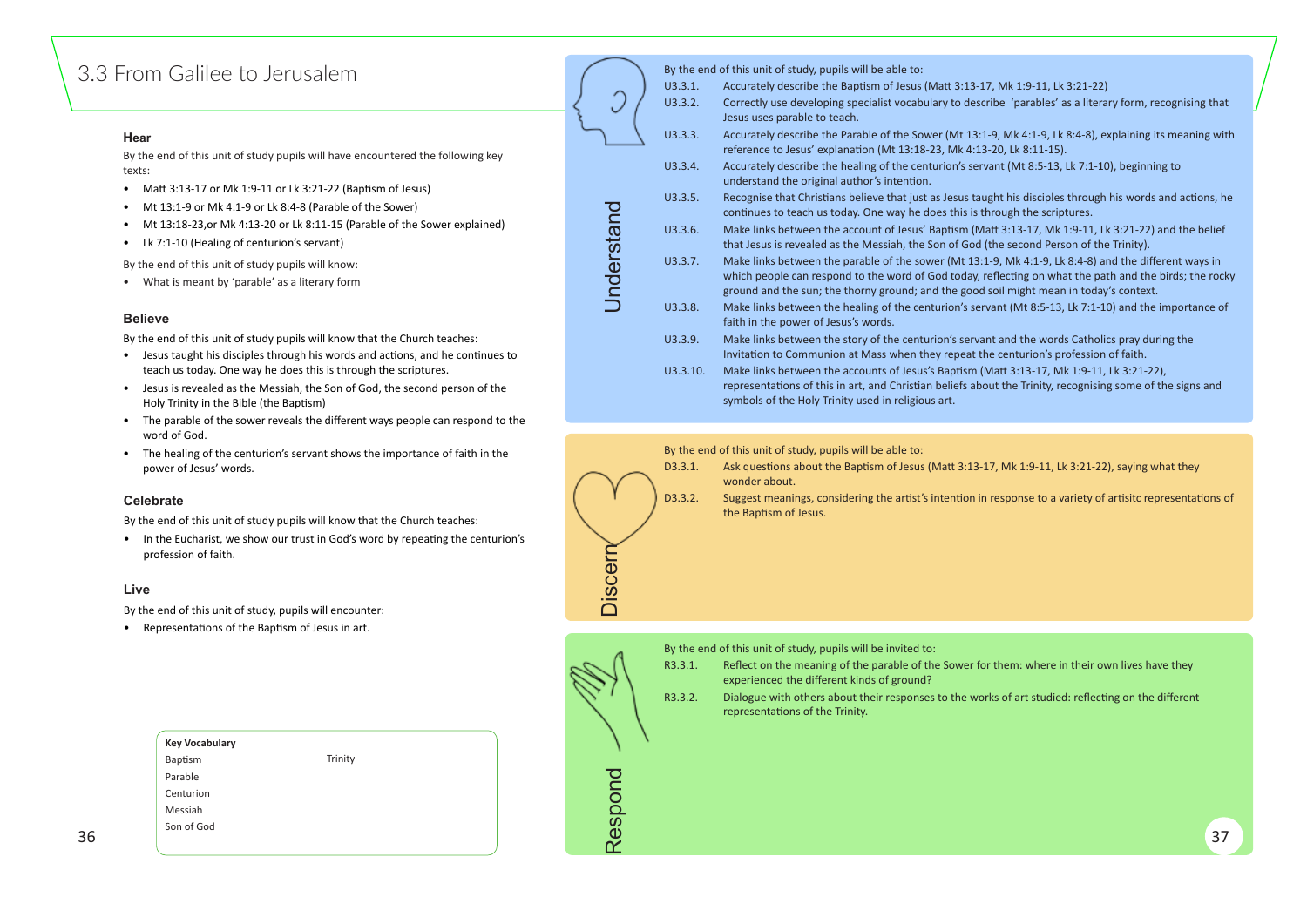# 3.3 From Galilee to Jerusalem

### Hear

By the end of this unit of study pupils will have encountered the following key texts:

- Matt 3:13-17 or Mk 1:9-11 or Lk 3:21-22 (Baptism of Jesus)
- Mt 13:1-9 or Mk 4:1-9 or Lk 8:4-8 (Parable of the Sower)
- Mt 13:18-23,or Mk 4:13-20 or Lk 8:11-15 (Parable of the Sower explained)
- Lk 7:1-10 (Healing of centurion's servant)

By the end of this unit of study pupils will know:

- What is meant by 'parable' as a literary form

### Believe

By the end of this unit of study pupils will know that the Church teaches:

- Jesus taught his disciples through his words and actions, and he continues to teach us today. One way he does this is through the scriptures.
- Jesus is revealed as the Messiah, the Son of God, the second person of the Holy Trinity in the Bible (the Baptism)
- The parable of the sower reveals the different ways people can respond to the word of God.
- The healing of the centurion's servant shows the importance of faith in the power of Jesus' words.

### Celebrate

By the end of this unit of study pupils will know that the Church teaches:

- In the Eucharist, we show our trust in God's word by repeating the centurion's profession of faith.

### Live

By the end of this unit of study, pupils will encounter:

- Representations of the Baptism of Jesus in art.

| Key Vocabulary | |
|---|---|
| Baptism | Trinity |
| Parable | |
| Centurion | |
| Messiah | |
| Son of God | |

## Understand

By the end of this unit of study, pupils will be able to:

- U3.3.1. Accurately describe the Baptism of Jesus (Matt 3:13-17, Mk 1:9-11, Lk 3:21-22)
- U3.3.2. Correctly use developing specialist vocabulary to describe 'parables' as a literary form, recognising that Jesus uses parable to teach.
- U3.3.3. Accurately describe the Parable of the Sower (Mt 13:1-9, Mk 4:1-9, Lk 8:4-8), explaining its meaning with reference to Jesus' explanation (Mt 13:18-23, Mk 4:13-20, Lk 8:11-15).
- U3.3.4. Accurately describe the healing of the centurion's servant (Mt 8:5-13, Lk 7:1-10), beginning to understand the original author's intention.
- U3.3.5. Recognise that Christians believe that just as Jesus taught his disciples through his words and actions, he continues to teach us today. One way he does this is through the scriptures.
- U3.3.6. Make links between the account of Jesus' Baptism (Matt 3:13-17, Mk 1:9-11, Lk 3:21-22) and the belief that Jesus is revealed as the Messiah, the Son of God (the second Person of the Trinity).
- U3.3.7. Make links between the parable of the sower (Mt 13:1-9, Mk 4:1-9, Lk 8:4-8) and the different ways in which people can respond to the word of God today, reflecting on what the path and the birds; the rocky ground and the sun; the thorny ground; and the good soil might mean in today's context.
- U3.3.8. Make links between the healing of the centurion's servant (Mt 8:5-13, Lk 7:1-10) and the importance of faith in the power of Jesus's words.
- U3.3.9. Make links between the story of the centurion's servant and the words Catholics pray during the Invitation to Communion at Mass when they repeat the centurion's profession of faith.
- U3.3.10. Make links between the accounts of Jesus's Baptism (Matt 3:13-17, Mk 1:9-11, Lk 3:21-22), representations of this in art, and Christian beliefs about the Trinity, recognising some of the signs and symbols of the Holy Trinity used in religious art.

## Discern

By the end of this unit of study, pupils will be able to:

- D3.3.1. Ask questions about the Baptism of Jesus (Matt 3:13-17, Mk 1:9-11, Lk 3:21-22), saying what they wonder about.
- D3.3.2. Suggest meanings, considering the artist's intention in response to a variety of artisitc representations of the Baptism of Jesus.

## Respond

By the end of this unit of study, pupils will be invited to:

- R3.3.1. Reflect on the meaning of the parable of the Sower for them: where in their own lives have they experienced the different kinds of ground?
- R3.3.2. Dialogue with others about their responses to the works of art studied: reflecting on the different representations of the Trinity.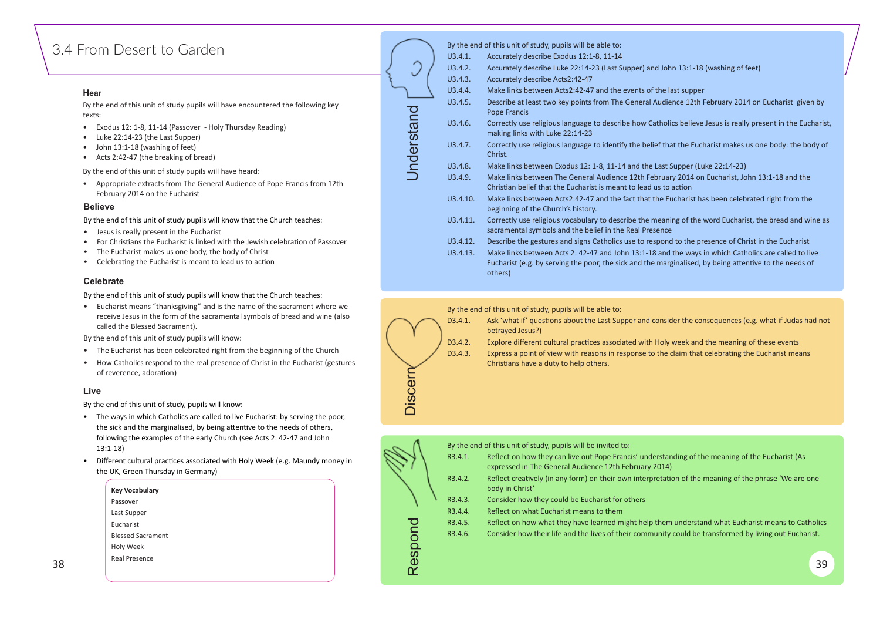# 3.4 From Desert to Garden

### Hear

By the end of this unit of study pupils will have encountered the following key texts:

- Exodus 12: 1-8, 11-14 (Passover - Holy Thursday Reading)
- Luke 22:14-23 (the Last Supper)
- John 13:1-18 (washing of feet)
- Acts 2:42-47 (the breaking of bread)

By the end of this unit of study pupils will have heard:

- Appropriate extracts from The General Audience of Pope Francis from 12th February 2014 on the Eucharist

### Believe

By the end of this unit of study pupils will know that the Church teaches:

- Jesus is really present in the Eucharist
- For Christians the Eucharist is linked with the Jewish celebration of Passover
- The Eucharist makes us one body, the body of Christ
- Celebrating the Eucharist is meant to lead us to action

### Celebrate

By the end of this unit of study pupils will know that the Church teaches:

- Eucharist means "thanksgiving" and is the name of the sacrament where we receive Jesus in the form of the sacramental symbols of bread and wine (also called the Blessed Sacrament).

By the end of this unit of study pupils will know:

- The Eucharist has been celebrated right from the beginning of the Church
- How Catholics respond to the real presence of Christ in the Eucharist (gestures of reverence, adoration)

### Live

By the end of this unit of study, pupils will know:

- The ways in which Catholics are called to live Eucharist: by serving the poor, the sick and the marginalised, by being attentive to the needs of others, following the examples of the early Church (see Acts 2: 42-47 and John 13:1-18)
- Different cultural practices associated with Holy Week (e.g. Maundy money in the UK, Green Thursday in Germany)

**Key Vocabulary**

Passover
Last Supper
Eucharist
Blessed Sacrament
Holy Week
Real Presence

### Understand

By the end of this unit of study, pupils will be able to:

- U3.4.1. Accurately describe Exodus 12:1-8, 11-14
- U3.4.2. Accurately describe Luke 22:14-23 (Last Supper) and John 13:1-18 (washing of feet)
- U3.4.3. Accurately describe Acts2:42-47
- U3.4.4. Make links between Acts2:42-47 and the events of the last supper
- U3.4.5. Describe at least two key points from The General Audience 12th February 2014 on Eucharist given by Pope Francis
- U3.4.6. Correctly use religious language to describe how Catholics believe Jesus is really present in the Eucharist, making links with Luke 22:14-23
- U3.4.7. Correctly use religious language to identify the belief that the Eucharist makes us one body: the body of Christ.
- U3.4.8. Make links between Exodus 12: 1-8, 11-14 and the Last Supper (Luke 22:14-23)
- U3.4.9. Make links between The General Audience 12th February 2014 on Eucharist, John 13:1-18 and the Christian belief that the Eucharist is meant to lead us to action
- U3.4.10. Make links between Acts2:42-47 and the fact that the Eucharist has been celebrated right from the beginning of the Church's history.
- U3.4.11. Correctly use religious vocabulary to describe the meaning of the word Eucharist, the bread and wine as sacramental symbols and the belief in the Real Presence
- U3.4.12. Describe the gestures and signs Catholics use to respond to the presence of Christ in the Eucharist
- U3.4.13. Make links between Acts 2: 42-47 and John 13:1-18 and the ways in which Catholics are called to live Eucharist (e.g. by serving the poor, the sick and the marginalised, by being attentive to the needs of others)

### Discern

By the end of this unit of study, pupils will be able to:

- D3.4.1. Ask 'what if' questions about the Last Supper and consider the consequences (e.g. what if Judas had not betrayed Jesus?)
- D3.4.2. Explore different cultural practices associated with Holy week and the meaning of these events
- D3.4.3. Express a point of view with reasons in response to the claim that celebrating the Eucharist means Christians have a duty to help others.

### Respond

By the end of this unit of study, pupils will be invited to:

- R3.4.1. Reflect on how they can live out Pope Francis' understanding of the meaning of the Eucharist (As expressed in The General Audience 12th February 2014)
- R3.4.2. Reflect creatively (in any form) on their own interpretation of the meaning of the phrase 'We are one body in Christ'
- R3.4.3. Consider how they could be Eucharist for others
- R3.4.4. Reflect on what Eucharist means to them
- R3.4.5. Reflect on how what they have learned might help them understand what Eucharist means to Catholics
- R3.4.6. Consider how their life and the lives of their community could be transformed by living out Eucharist.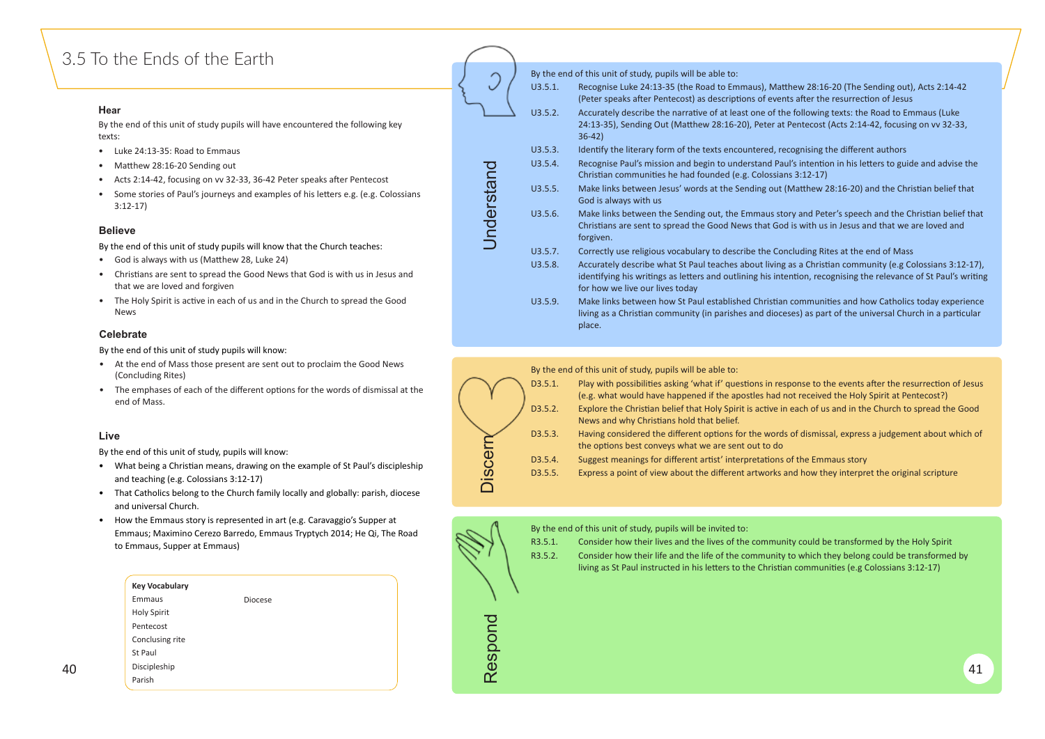# 3.5 To the Ends of the Earth

### Hear

By the end of this unit of study pupils will have encountered the following key texts:

- Luke 24:13-35: Road to Emmaus
- Matthew 28:16-20 Sending out
- Acts 2:14-42, focusing on vv 32-33, 36-42 Peter speaks after Pentecost
- Some stories of Paul's journeys and examples of his letters e.g. (e.g. Colossians 3:12-17)

### Believe

By the end of this unit of study pupils will know that the Church teaches:

- God is always with us (Matthew 28, Luke 24)
- Christians are sent to spread the Good News that God is with us in Jesus and that we are loved and forgiven
- The Holy Spirit is active in each of us and in the Church to spread the Good News

### Celebrate

By the end of this unit of study pupils will know:

- At the end of Mass those present are sent out to proclaim the Good News (Concluding Rites)
- The emphases of each of the different options for the words of dismissal at the end of Mass.

### Live

By the end of this unit of study, pupils will know:

- What being a Christian means, drawing on the example of St Paul's discipleship and teaching (e.g. Colossians 3:12-17)
- That Catholics belong to the Church family locally and globally: parish, diocese and universal Church.
- How the Emmaus story is represented in art (e.g. Caravaggio's Supper at Emmaus; Maximino Cerezo Barredo, Emmaus Tryptych 2014; He Qi, The Road to Emmaus, Supper at Emmaus)

**Key Vocabulary**

Emmaus
Holy Spirit
Pentecost
Concluding rite
St Paul
Discipleship
Parish
Diocese

### Understand

By the end of this unit of study, pupils will be able to:

- U3.5.1. Recognise Luke 24:13-35 (the Road to Emmaus), Matthew 28:16-20 (The Sending out), Acts 2:14-42 (Peter speaks after Pentecost) as descriptions of events after the resurrection of Jesus
- U3.5.2. Accurately describe the narrative of at least one of the following texts: the Road to Emmaus (Luke 24:13-35), Sending Out (Matthew 28:16-20), Peter at Pentecost (Acts 2:14-42, focusing on vv 32-33, 36-42)
- U3.5.3. Identify the literary form of the texts encountered, recognising the different authors
- U3.5.4. Recognise Paul's mission and begin to understand Paul's intention in his letters to guide and advise the Christian communities he had founded (e.g. Colossians 3:12-17)
- U3.5.5. Make links between Jesus' words at the Sending out (Matthew 28:16-20) and the Christian belief that God is always with us
- U3.5.6. Make links between the Sending out, the Emmaus story and Peter's speech and the Christian belief that Christians are sent to spread the Good News that God is with us in Jesus and that we are loved and forgiven.
- U3.5.7. Correctly use religious vocabulary to describe the Concluding Rites at the end of Mass
- U3.5.8. Accurately describe what St Paul teaches about living as a Christian community (e.g Colossians 3:12-17), identifying his writings as letters and outlining his intention, recognising the relevance of St Paul's writing for how we live our lives today
- U3.5.9. Make links between how St Paul established Christian communities and how Catholics today experience living as a Christian community (in parishes and dioceses) as part of the universal Church in a particular place.

### Discern

By the end of this unit of study, pupils will be able to:

- D3.5.1. Play with possibilities asking 'what if' questions in response to the events after the resurrection of Jesus (e.g. what would have happened if the apostles had not received the Holy Spirit at Pentecost?)
- D3.5.2. Explore the Christian belief that Holy Spirit is active in each of us and in the Church to spread the Good News and why Christians hold that belief.
- D3.5.3. Having considered the different options for the words of dismissal, express a judgement about which of the options best conveys what we are sent out to do
- D3.5.4. Suggest meanings for different artist' interpretations of the Emmaus story
- D3.5.5. Express a point of view about the different artworks and how they interpret the original scripture

### Respond

By the end of this unit of study, pupils will be invited to:

- R3.5.1. Consider how their lives and the lives of the community could be transformed by the Holy Spirit
- R3.5.2. Consider how their life and the life of the community to which they belong could be transformed by living as St Paul instructed in his letters to the Christian communities (e.g Colossians 3:12-17)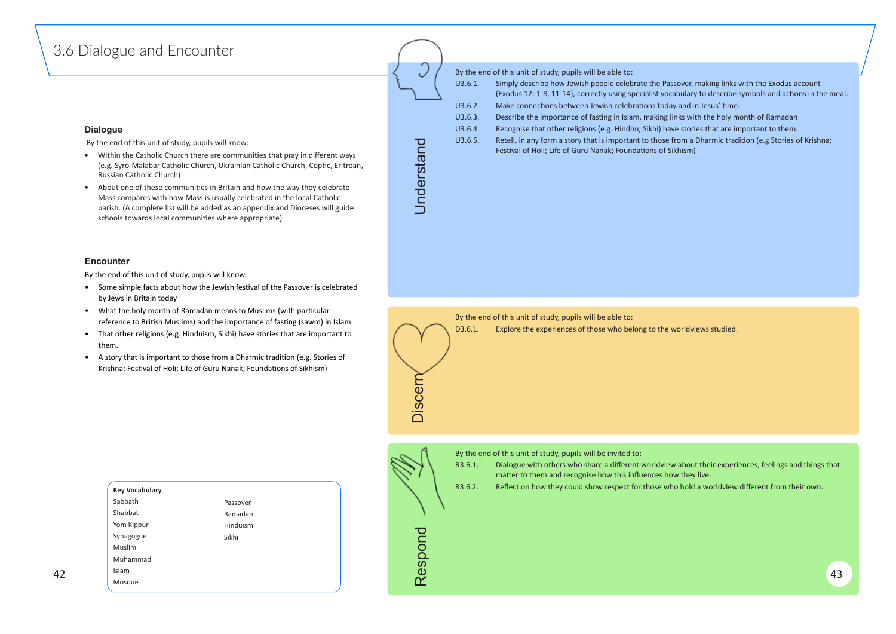# 3.6 Dialogue and Encounter

### Dialogue

By the end of this unit of study, pupils will know:

- Within the Catholic Church there are communities that pray in different ways (e.g. Syro-Malabar Catholic Church, Ukrainian Catholic Church, Coptic, Eritrean, Russian Catholic Church)
- About one of these communities in Britain and how the way they celebrate Mass compares with how Mass is usually celebrated in the local Catholic parish. (A complete list will be added as an appendix and Dioceses will guide schools towards local communities where appropriate).

### Encounter

By the end of this unit of study, pupils will know:

- Some simple facts about how the Jewish festival of the Passover is celebrated by Jews in Britain today
- What the holy month of Ramadan means to Muslims (with particular reference to British Muslims) and the importance of fasting (sawm) in Islam
- That other religions (e.g. Hinduism, Sikhi) have stories that are important to them.
- A story that is important to those from a Dharmic tradition (e.g. Stories of Krishna; Festival of Holi; Life of Guru Nanak; Foundations of Sikhism)

**Key Vocabulary**

| | |
|---|---|
| Sabbath | Passover |
| Shabbat | Ramadan |
| Yom Kippur | Hinduism |
| Synagogue | Sikhi |
| Muslim | |
| Muhammad | |
| Islam | |
| Mosque | |

## Understand

By the end of this unit of study, pupils will be able to:

- U3.6.1. Simply describe how Jewish people celebrate the Passover, making links with the Exodus account (Exodus 12: 1-8, 11-14), correctly using specialist vocabulary to describe symbols and actions in the meal.
- U3.6.2. Make connections between Jewish celebrations today and in Jesus' time.
- U3.6.3. Describe the importance of fasting in Islam, making links with the holy month of Ramadan
- U3.6.4. Recognise that other religions (e.g. Hindhu, Sikhi) have stories that are important to them.
- U3.6.5. Retell, in any form a story that is important to those from a Dharmic tradition (e.g Stories of Krishna; Festival of Holi; Life of Guru Nanak; Foundations of Sikhism)

## Discern

By the end of this unit of study, pupils will be able to:

- D3.6.1. Explore the experiences of those who belong to the worldviews studied.

## Respond

By the end of this unit of study, pupils will be invited to:

- R3.6.1. Dialogue with others who share a different worldview about their experiences, feelings and things that matter to them and recognise how this influences how they live.
- R3.6.2. Reflect on how they could show respect for those who hold a worldview different from their own.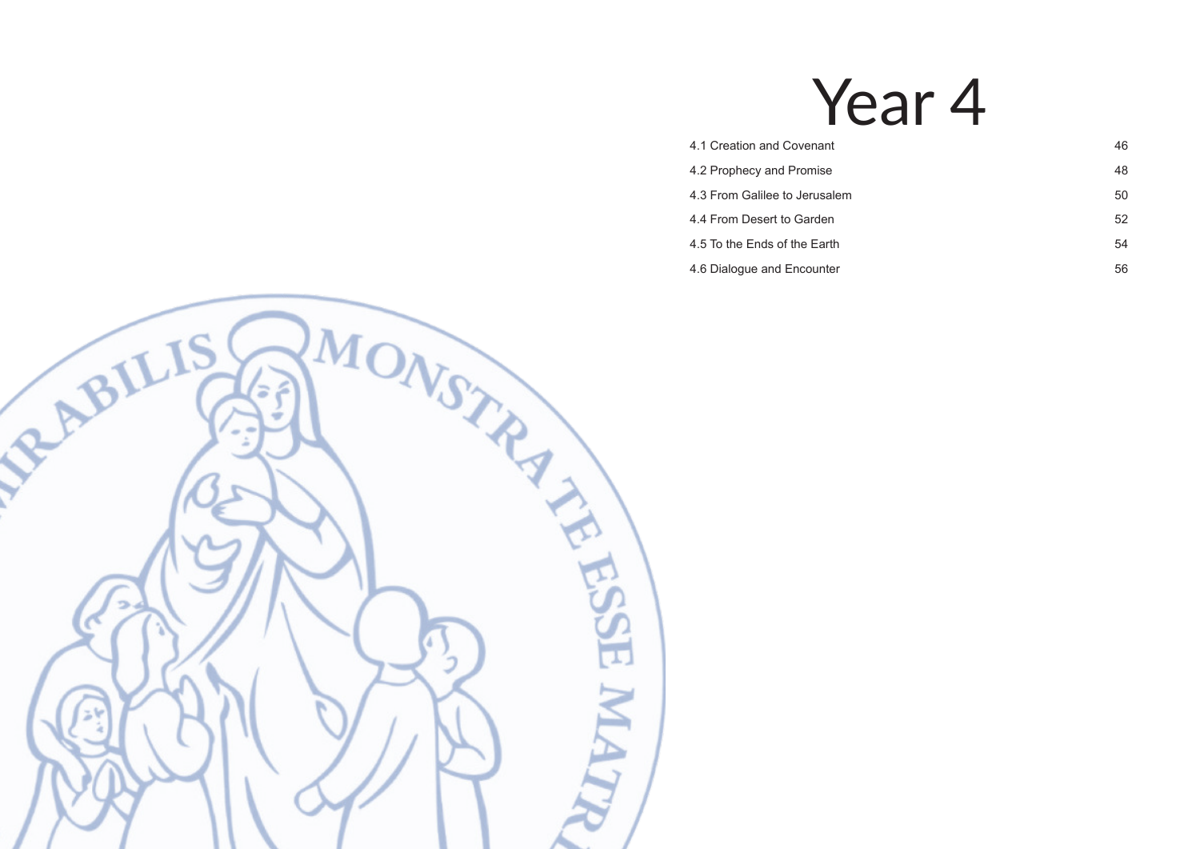# Year 4

| | |
|---|---|
| 4.1 Creation and Covenant | 46 |
| 4.2 Prophecy and Promise | 48 |
| 4.3 From Galilee to Jerusalem | 50 |
| 4.4 From Desert to Garden | 52 |
| 4.5 To the Ends of the Earth | 54 |
| 4.6 Dialogue and Encounter | 56 |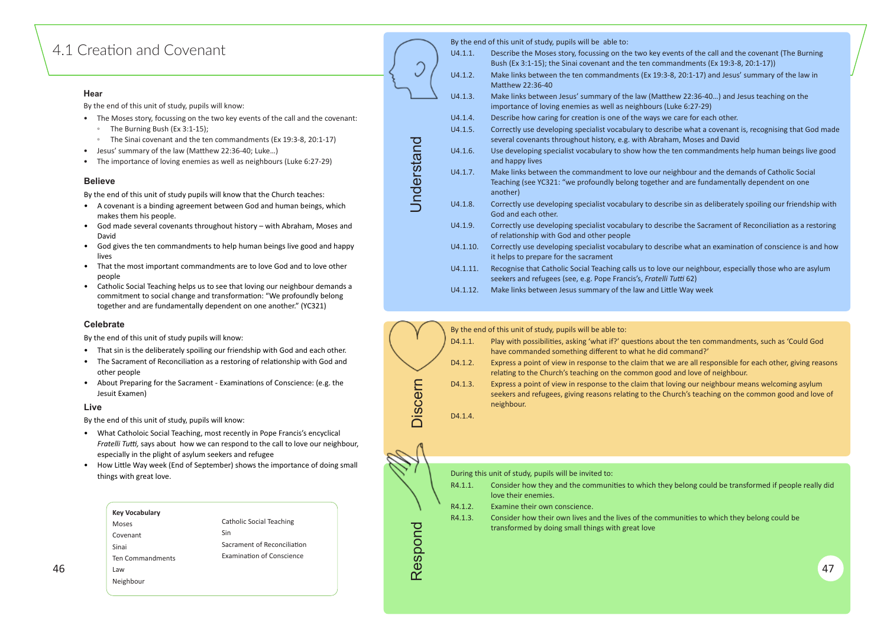# 4.1 Creation and Covenant

### Hear

By the end of this unit of study, pupils will know:

- The Moses story, focussing on the two key events of the call and the covenant:
  - The Burning Bush (Ex 3:1-15);
  - The Sinai covenant and the ten commandments (Ex 19:3-8, 20:1-17)
- Jesus' summary of the law (Matthew 22:36-40; Luke…)
- The importance of loving enemies as well as neighbours (Luke 6:27-29)

### Believe

By the end of this unit of study pupils will know that the Church teaches:

- A covenant is a binding agreement between God and human beings, which makes them his people.
- God made several covenants throughout history – with Abraham, Moses and David
- God gives the ten commandments to help human beings live good and happy lives
- That the most important commandments are to love God and to love other people
- Catholic Social Teaching helps us to see that loving our neighbour demands a commitment to social change and transformation: "We profoundly belong together and are fundamentally dependent on one another." (YC321)

### Celebrate

By the end of this unit of study pupils will know:

- That sin is the deliberately spoiling our friendship with God and each other.
- The Sacrament of Reconciliation as a restoring of relationship with God and other people
- About Preparing for the Sacrament - Examinations of Conscience: (e.g. the Jesuit Examen)

### Live

By the end of this unit of study, pupils will know:

- What Catholoic Social Teaching, most recently in Pope Francis's encyclical *Fratelli Tutti*, says about how we can respond to the call to love our neighbour, especially in the plight of asylum seekers and refugee
- How Little Way week (End of September) shows the importance of doing small things with great love.

**Key Vocabulary**

| | |
|---|---|
| Moses | Catholic Social Teaching |
| Covenant | Sin |
| Sinai | Sacrament of Reconciliation |
| Ten Commandments | Examination of Conscience |
| Law | |
| Neighbour | |

## Understand

By the end of this unit of study, pupils will be able to:

- U4.1.1. Describe the Moses story, focussing on the two key events of the call and the covenant (The Burning Bush (Ex 3:1-15); the Sinai covenant and the ten commandments (Ex 19:3-8, 20:1-17))
- U4.1.2. Make links between the ten commandments (Ex 19:3-8, 20:1-17) and Jesus' summary of the law in Matthew 22:36-40
- U4.1.3. Make links between Jesus' summary of the law (Matthew 22:36-40…) and Jesus teaching on the importance of loving enemies as well as neighbours (Luke 6:27-29)
- U4.1.4. Describe how caring for creation is one of the ways we care for each other.
- U4.1.5. Correctly use developing specialist vocabulary to describe what a covenant is, recognising that God made several covenants throughout history, e.g. with Abraham, Moses and David
- U4.1.6. Use developing specialist vocabulary to show how the ten commandments help human beings live good and happy lives
- U4.1.7. Make links between the commandment to love our neighbour and the demands of Catholic Social Teaching (see YC321: "we profoundly belong together and are fundamentally dependent on one another)
- U4.1.8. Correctly use developing specialist vocabulary to describe sin as deliberately spoiling our friendship with God and each other.
- U4.1.9. Correctly use developing specialist vocabulary to describe the Sacrament of Reconciliation as a restoring of relationship with God and other people
- U4.1.10. Correctly use developing specialist vocabulary to describe what an examination of conscience is and how it helps to prepare for the sacrament
- U4.1.11. Recognise that Catholic Social Teaching calls us to love our neighbour, especially those who are asylum seekers and refugees (see, e.g. Pope Francis's, *Fratelli Tutti* 62)
- U4.1.12. Make links between Jesus summary of the law and Little Way week

## Discern

By the end of this unit of study, pupils will be able to:

- D4.1.1. Play with possibilities, asking 'what if?' questions about the ten commandments, such as 'Could God have commanded something different to what he did command?'
- D4.1.2. Express a point of view in response to the claim that we are all responsible for each other, giving reasons relating to the Church's teaching on the common good and love of neighbour.
- D4.1.3. Express a point of view in response to the claim that loving our neighbour means welcoming asylum seekers and refugees, giving reasons relating to the Church's teaching on the common good and love of neighbour.
- D4.1.4.

## Respond

During this unit of study, pupils will be invited to:

- R4.1.1. Consider how they and the communities to which they belong could be transformed if people really did love their enemies.
- R4.1.2. Examine their own conscience.
- R4.1.3. Consider how their own lives and the lives of the communities to which they belong could be transformed by doing small things with great love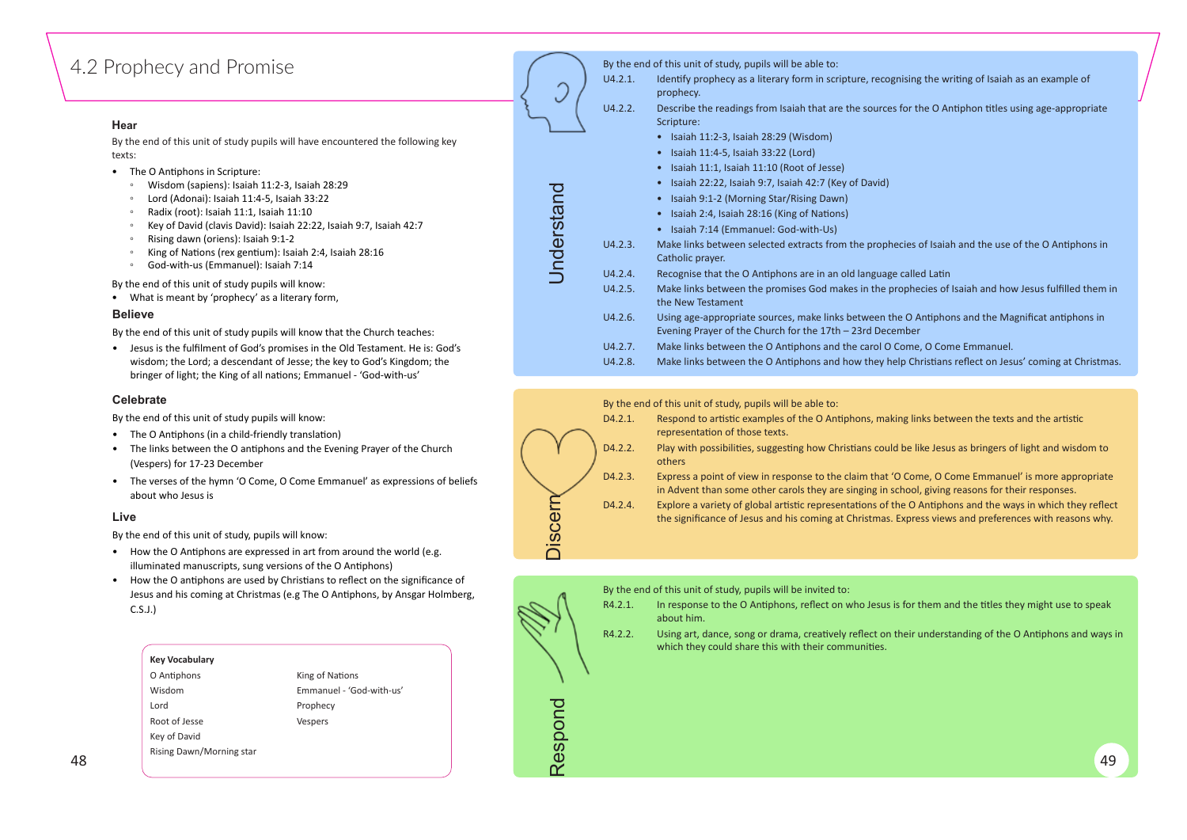# 4.2 Prophecy and Promise

### Hear

By the end of this unit of study pupils will have encountered the following key texts:

- The O Antiphons in Scripture:
  - Wisdom (sapiens): Isaiah 11:2-3, Isaiah 28:29
  - Lord (Adonai): Isaiah 11:4-5, Isaiah 33:22
  - Radix (root): Isaiah 11:1, Isaiah 11:10
  - Key of David (clavis David): Isaiah 22:22, Isaiah 9:7, Isaiah 42:7
  - Rising dawn (oriens): Isaiah 9:1-2
  - King of Nations (rex gentium): Isaiah 2:4, Isaiah 28:16
  - God-with-us (Emmanuel): Isaiah 7:14

By the end of this unit of study pupils will know:

- What is meant by 'prophecy' as a literary form,

### Believe

By the end of this unit of study pupils will know that the Church teaches:

- Jesus is the fulfilment of God's promises in the Old Testament. He is: God's wisdom; the Lord; a descendant of Jesse; the key to God's Kingdom; the bringer of light; the King of all nations; Emmanuel - 'God-with-us'

### Celebrate

By the end of this unit of study pupils will know:

- The O Antiphons (in a child-friendly translation)
- The links between the O antiphons and the Evening Prayer of the Church (Vespers) for 17-23 December
- The verses of the hymn 'O Come, O Come Emmanuel' as expressions of beliefs about who Jesus is

### Live

By the end of this unit of study, pupils will know:

- How the O Antiphons are expressed in art from around the world (e.g. illuminated manuscripts, sung versions of the O Antiphons)
- How the O antiphons are used by Christians to reflect on the significance of Jesus and his coming at Christmas (e.g The O Antiphons, by Ansgar Holmberg, C.S.J.)

**Key Vocabulary**

| | |
|---|---|
| O Antiphons | King of Nations |
| Wisdom | Emmanuel - 'God-with-us' |
| Lord | Prophecy |
| Root of Jesse | Vespers |
| Key of David | |
| Rising Dawn/Morning star | |

### Understand

By the end of this unit of study, pupils will be able to:

- U4.2.1. Identify prophecy as a literary form in scripture, recognising the writing of Isaiah as an example of prophecy.
- U4.2.2. Describe the readings from Isaiah that are the sources for the O Antiphon titles using age-appropriate Scripture:
  - Isaiah 11:2-3, Isaiah 28:29 (Wisdom)
  - Isaiah 11:4-5, Isaiah 33:22 (Lord)
  - Isaiah 11:1, Isaiah 11:10 (Root of Jesse)
  - Isaiah 22:22, Isaiah 9:7, Isaiah 42:7 (Key of David)
  - Isaiah 9:1-2 (Morning Star/Rising Dawn)
  - Isaiah 2:4, Isaiah 28:16 (King of Nations)
  - Isaiah 7:14 (Emmanuel: God-with-Us)
- U4.2.3. Make links between selected extracts from the prophecies of Isaiah and the use of the O Antiphons in Catholic prayer.
- U4.2.4. Recognise that the O Antiphons are in an old language called Latin
- U4.2.5. Make links between the promises God makes in the prophecies of Isaiah and how Jesus fulfilled them in the New Testament
- U4.2.6. Using age-appropriate sources, make links between the O Antiphons and the Magnificat antiphons in Evening Prayer of the Church for the 17th – 23rd December
- U4.2.7. Make links between the O Antiphons and the carol O Come, O Come Emmanuel.
- U4.2.8. Make links between the O Antiphons and how they help Christians reflect on Jesus' coming at Christmas.

### Discern

By the end of this unit of study, pupils will be able to:

- D4.2.1. Respond to artistic examples of the O Antiphons, making links between the texts and the artistic representation of those texts.
- D4.2.2. Play with possibilities, suggesting how Christians could be like Jesus as bringers of light and wisdom to others
- D4.2.3. Express a point of view in response to the claim that 'O Come, O Come Emmanuel' is more appropriate in Advent than some other carols they are singing in school, giving reasons for their responses.
- D4.2.4. Explore a variety of global artistic representations of the O Antiphons and the ways in which they reflect the significance of Jesus and his coming at Christmas. Express views and preferences with reasons why.

### Respond

By the end of this unit of study, pupils will be invited to:

- R4.2.1. In response to the O Antiphons, reflect on who Jesus is for them and the titles they might use to speak about him.
- R4.2.2. Using art, dance, song or drama, creatively reflect on their understanding of the O Antiphons and ways in which they could share this with their communities.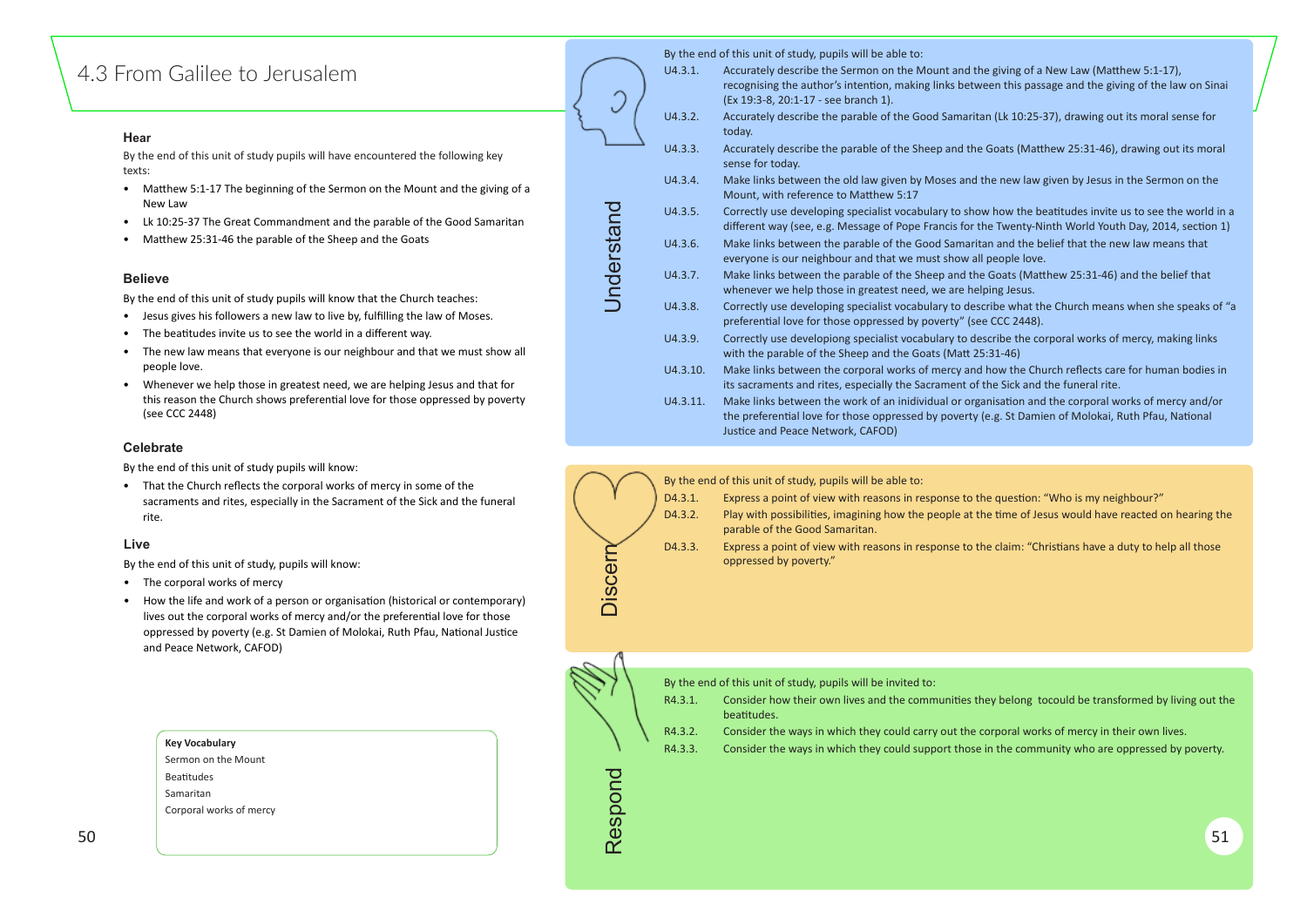# 4.3 From Galilee to Jerusalem

### Hear

By the end of this unit of study pupils will have encountered the following key texts:

- Matthew 5:1-17 The beginning of the Sermon on the Mount and the giving of a New Law
- Lk 10:25-37 The Great Commandment and the parable of the Good Samaritan
- Matthew 25:31-46 the parable of the Sheep and the Goats

### Believe

By the end of this unit of study pupils will know that the Church teaches:

- Jesus gives his followers a new law to live by, fulfilling the law of Moses.
- The beatitudes invite us to see the world in a different way.
- The new law means that everyone is our neighbour and that we must show all people love.
- Whenever we help those in greatest need, we are helping Jesus and that for this reason the Church shows preferential love for those oppressed by poverty (see CCC 2448)

### Celebrate

By the end of this unit of study pupils will know:

- That the Church reflects the corporal works of mercy in some of the sacraments and rites, especially in the Sacrament of the Sick and the funeral rite.

### Live

By the end of this unit of study, pupils will know:

- The corporal works of mercy
- How the life and work of a person or organisation (historical or contemporary) lives out the corporal works of mercy and/or the preferential love for those oppressed by poverty (e.g. St Damien of Molokai, Ruth Pfau, National Justice and Peace Network, CAFOD)

**Key Vocabulary**

Sermon on the Mount
Beatitudes
Samaritan
Corporal works of mercy

### Understand

By the end of this unit of study, pupils will be able to:

- U4.3.1. Accurately describe the Sermon on the Mount and the giving of a New Law (Matthew 5:1-17), recognising the author's intention, making links between this passage and the giving of the law on Sinai (Ex 19:3-8, 20:1-17 - see branch 1).
- U4.3.2. Accurately describe the parable of the Good Samaritan (Lk 10:25-37), drawing out its moral sense for today.
- U4.3.3. Accurately describe the parable of the Sheep and the Goats (Matthew 25:31-46), drawing out its moral sense for today.
- U4.3.4. Make links between the old law given by Moses and the new law given by Jesus in the Sermon on the Mount, with reference to Matthew 5:17
- U4.3.5. Correctly use developing specialist vocabulary to show how the beatitudes invite us to see the world in a different way (see, e.g. Message of Pope Francis for the Twenty-Ninth World Youth Day, 2014, section 1)
- U4.3.6. Make links between the parable of the Good Samaritan and the belief that the new law means that everyone is our neighbour and that we must show all people love.
- U4.3.7. Make links between the parable of the Sheep and the Goats (Matthew 25:31-46) and the belief that whenever we help those in greatest need, we are helping Jesus.
- U4.3.8. Correctly use developing specialist vocabulary to describe what the Church means when she speaks of "a preferential love for those oppressed by poverty" (see CCC 2448).
- U4.3.9. Correctly use developiong specialist vocabulary to describe the corporal works of mercy, making links with the parable of the Sheep and the Goats (Matt 25:31-46)
- U4.3.10. Make links between the corporal works of mercy and how the Church reflects care for human bodies in its sacraments and rites, especially the Sacrament of the Sick and the funeral rite.
- U4.3.11. Make links between the work of an inidividual or organisation and the corporal works of mercy and/or the preferential love for those oppressed by poverty (e.g. St Damien of Molokai, Ruth Pfau, National Justice and Peace Network, CAFOD)

### Discern

By the end of this unit of study, pupils will be able to:

- D4.3.1. Express a point of view with reasons in response to the question: "Who is my neighbour?"
- D4.3.2. Play with possibilities, imagining how the people at the time of Jesus would have reacted on hearing the parable of the Good Samaritan.
- D4.3.3. Express a point of view with reasons in response to the claim: "Christians have a duty to help all those oppressed by poverty."

### Respond

By the end of this unit of study, pupils will be invited to:

- R4.3.1. Consider how their own lives and the communities they belong tocould be transformed by living out the beatitudes.
- R4.3.2. Consider the ways in which they could carry out the corporal works of mercy in their own lives.
- R4.3.3. Consider the ways in which they could support those in the community who are oppressed by poverty.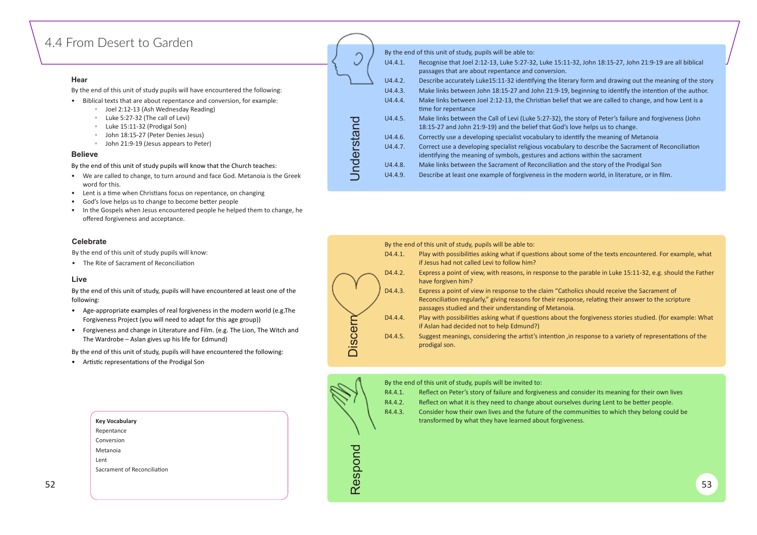# 4.4 From Desert to Garden

### Hear

By the end of this unit of study pupils will have encountered the following:

- Biblical texts that are about repentance and conversion, for example:
  - Joel 2:12-13 (Ash Wednesday Reading)
  - Luke 5:27-32 (The call of Levi)
  - Luke 15:11-32 (Prodigal Son)
  - John 18:15-27 (Peter Denies Jesus)
  - John 21:9-19 (Jesus appears to Peter)

### Believe

By the end of this unit of study pupils will know that the Church teaches:

- We are called to change, to turn around and face God. Metanoia is the Greek word for this.
- Lent is a time when Christians focus on repentance, on changing
- God's love helps us to change to become better people
- In the Gospels when Jesus encountered people he helped them to change, he offered forgiveness and acceptance.

### Celebrate

By the end of this unit of study pupils will know:

- The Rite of Sacrament of Reconciliation

### Live

By the end of this unit of study, pupils will have encountered at least one of the following:

- Age-appropriate examples of real forgiveness in the modern world (e.g.The Forgiveness Project (you will need to adapt for this age group))
- Forgiveness and change in Literature and Film. (e.g. The Lion, The Witch and The Wardrobe – Aslan gives up his life for Edmund)

By the end of this unit of study, pupils will have encountered the following:

- Artistic representations of the Prodigal Son

**Key Vocabulary**

Repentance
Conversion
Metanoia
Lent
Sacrament of Reconciliation

## Understand

By the end of this unit of study, pupils will be able to:

| | |
|---|---|
| U4.4.1. | Recognise that Joel 2:12-13, Luke 5:27-32, Luke 15:11-32, John 18:15-27, John 21:9-19 are all biblical passages that are about repentance and conversion. |
| U4.4.2. | Describe accurately Luke15:11-32 identifying the literary form and drawing out the meaning of the story |
| U4.4.3. | Make links between John 18:15-27 and John 21:9-19, beginning to identify the intention of the author. |
| U4.4.4. | Make links between Joel 2:12-13, the Christian belief that we are called to change, and how Lent is a time for repentance |
| U4.4.5. | Make links between the Call of Levi (Luke 5:27-32), the story of Peter's failure and forgiveness (John 18:15-27 and John 21:9-19) and the belief that God's love helps us to change. |
| U4.4.6. | Correctly use a developing specialist vocabulary to identify the meaning of Metanoia |
| U4.4.7. | Correct use a developing specialist religious vocabulary to describe the Sacrament of Reconciliation identifying the meaning of symbols, gestures and actions within the sacrament |
| U4.4.8. | Make links between the Sacrament of Reconciliation and the story of the Prodigal Son |
| U4.4.9. | Describe at least one example of forgiveness in the modern world, in literature, or in film. |

## Discern

By the end of this unit of study, pupils will be able to:

| | |
|---|---|
| D4.4.1. | Play with possibilities asking what if questions about some of the texts encountered. For example, what if Jesus had not called Levi to follow him? |
| D4.4.2. | Express a point of view, with reasons, in response to the parable in Luke 15:11-32, e.g. should the Father have forgiven him? |
| D4.4.3. | Express a point of view in response to the claim "Catholics should receive the Sacrament of Reconciliation regularly," giving reasons for their response, relating their answer to the scripture passages studied and their understanding of Metanoia. |
| D4.4.4. | Play with possibilities asking what if questions about the forgiveness stories studied. (for example: What if Aslan had decided not to help Edmund?) |
| D4.4.5. | Suggest meanings, considering the artist's intention ,in response to a variety of representations of the prodigal son. |

## Respond

By the end of this unit of study, pupils will be invited to:

| | |
|---|---|
| R4.4.1. | Reflect on Peter's story of failure and forgiveness and consider its meaning for their own lives |
| R4.4.2. | Reflect on what it is they need to change about ourselves during Lent to be better people. |
| R4.4.3. | Consider how their own lives and the future of the communities to which they belong could be transformed by what they have learned about forgiveness. |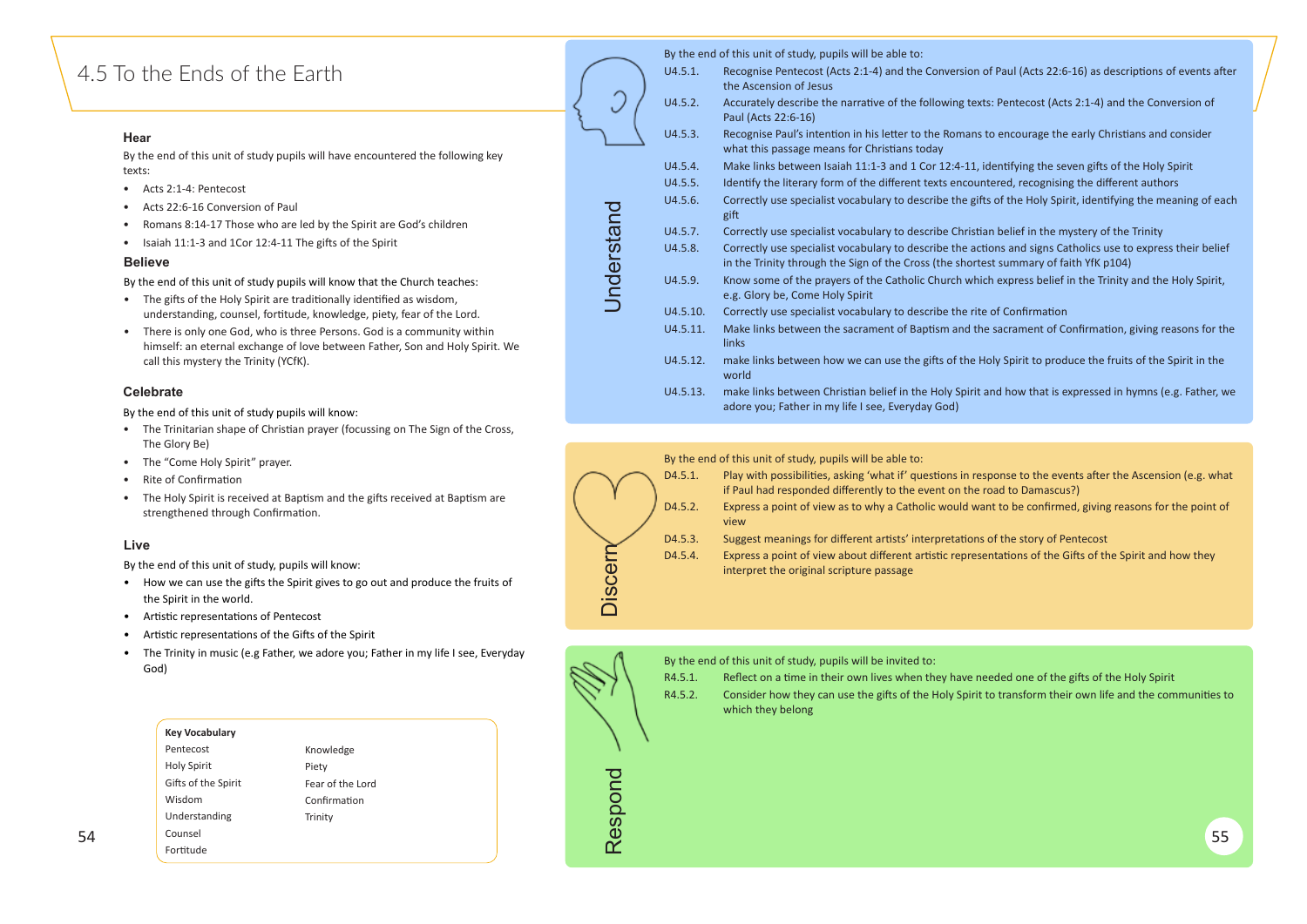# 4.5 To the Ends of the Earth

### Hear

By the end of this unit of study pupils will have encountered the following key texts:

- Acts 2:1-4: Pentecost
- Acts 22:6-16 Conversion of Paul
- Romans 8:14-17 Those who are led by the Spirit are God's children
- Isaiah 11:1-3 and 1Cor 12:4-11 The gifts of the Spirit

### Believe

By the end of this unit of study pupils will know that the Church teaches:

- The gifts of the Holy Spirit are traditionally identified as wisdom, understanding, counsel, fortitude, knowledge, piety, fear of the Lord.
- There is only one God, who is three Persons. God is a community within himself: an eternal exchange of love between Father, Son and Holy Spirit. We call this mystery the Trinity (YCfK).

### Celebrate

By the end of this unit of study pupils will know:

- The Trinitarian shape of Christian prayer (focussing on The Sign of the Cross, The Glory Be)
- The "Come Holy Spirit" prayer.
- Rite of Confirmation
- The Holy Spirit is received at Baptism and the gifts received at Baptism are strengthened through Confirmation.

### Live

By the end of this unit of study, pupils will know:

- How we can use the gifts the Spirit gives to go out and produce the fruits of the Spirit in the world.
- Artistic representations of Pentecost
- Artistic representations of the Gifts of the Spirit
- The Trinity in music (e.g Father, we adore you; Father in my life I see, Everyday God)

**Key Vocabulary**

| | |
|---|---|
| Pentecost | Knowledge |
| Holy Spirit | Piety |
| Gifts of the Spirit | Fear of the Lord |
| Wisdom | Confirmation |
| Understanding | Trinity |
| Counsel | |
| Fortitude | |

### Understand

By the end of this unit of study, pupils will be able to:

| | |
|---|---|
| U4.5.1. | Recognise Pentecost (Acts 2:1-4) and the Conversion of Paul (Acts 22:6-16) as descriptions of events after the Ascension of Jesus |
| U4.5.2. | Accurately describe the narrative of the following texts: Pentecost (Acts 2:1-4) and the Conversion of Paul (Acts 22:6-16) |
| U4.5.3. | Recognise Paul's intention in his letter to the Romans to encourage the early Christians and consider what this passage means for Christians today |
| U4.5.4. | Make links between Isaiah 11:1-3 and 1 Cor 12:4-11, identifying the seven gifts of the Holy Spirit |
| U4.5.5. | Identify the literary form of the different texts encountered, recognising the different authors |
| U4.5.6. | Correctly use specialist vocabulary to describe the gifts of the Holy Spirit, identifying the meaning of each gift |
| U4.5.7. | Correctly use specialist vocabulary to describe Christian belief in the mystery of the Trinity |
| U4.5.8. | Correctly use specialist vocabulary to describe the actions and signs Catholics use to express their belief in the Trinity through the Sign of the Cross (the shortest summary of faith YfK p104) |
| U4.5.9. | Know some of the prayers of the Catholic Church which express belief in the Trinity and the Holy Spirit, e.g. Glory be, Come Holy Spirit |
| U4.5.10. | Correctly use specialist vocabulary to describe the rite of Confirmation |
| U4.5.11. | Make links between the sacrament of Baptism and the sacrament of Confirmation, giving reasons for the links |
| U4.5.12. | make links between how we can use the gifts of the Holy Spirit to produce the fruits of the Spirit in the world |
| U4.5.13. | make links between Christian belief in the Holy Spirit and how that is expressed in hymns (e.g. Father, we adore you; Father in my life I see, Everyday God) |

### Discern

By the end of this unit of study, pupils will be able to:

| | |
|---|---|
| D4.5.1. | Play with possibilities, asking 'what if' questions in response to the events after the Ascension (e.g. what if Paul had responded differently to the event on the road to Damascus?) |
| D4.5.2. | Express a point of view as to why a Catholic would want to be confirmed, giving reasons for the point of view |
| D4.5.3. | Suggest meanings for different artists' interpretations of the story of Pentecost |
| D4.5.4. | Express a point of view about different artistic representations of the Gifts of the Spirit and how they interpret the original scripture passage |

### Respond

By the end of this unit of study, pupils will be invited to:

| | |
|---|---|
| R4.5.1. | Reflect on a time in their own lives when they have needed one of the gifts of the Holy Spirit |
| R4.5.2. | Consider how they can use the gifts of the Holy Spirit to transform their own life and the communities to which they belong |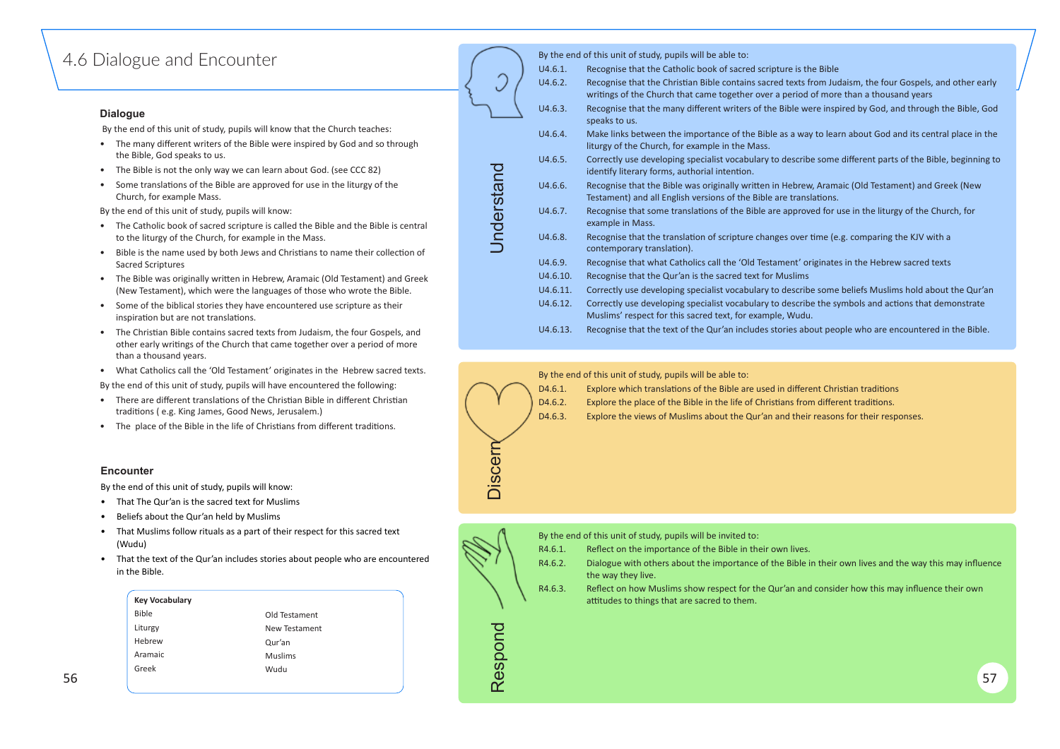# 4.6 Dialogue and Encounter

## Dialogue

By the end of this unit of study, pupils will know that the Church teaches:

- The many different writers of the Bible were inspired by God and so through the Bible, God speaks to us.
- The Bible is not the only way we can learn about God. (see CCC 82)
- Some translations of the Bible are approved for use in the liturgy of the Church, for example Mass.

By the end of this unit of study, pupils will know:

- The Catholic book of sacred scripture is called the Bible and the Bible is central to the liturgy of the Church, for example in the Mass.
- Bible is the name used by both Jews and Christians to name their collection of Sacred Scriptures
- The Bible was originally written in Hebrew, Aramaic (Old Testament) and Greek (New Testament), which were the languages of those who wrote the Bible.
- Some of the biblical stories they have encountered use scripture as their inspiration but are not translations.
- The Christian Bible contains sacred texts from Judaism, the four Gospels, and other early writings of the Church that came together over a period of more than a thousand years.
- What Catholics call the 'Old Testament' originates in the Hebrew sacred texts.

By the end of this unit of study, pupils will have encountered the following:

- There are different translations of the Christian Bible in different Christian traditions ( e.g. King James, Good News, Jerusalem.)
- The place of the Bible in the life of Christians from different traditions.

## Encounter

By the end of this unit of study, pupils will know:

- That The Qur'an is the sacred text for Muslims
- Beliefs about the Qur'an held by Muslims
- That Muslims follow rituals as a part of their respect for this sacred text (Wudu)
- That the text of the Qur'an includes stories about people who are encountered in the Bible.

| Key Vocabulary | |
|---|---|
| Bible | Old Testament |
| Liturgy | New Testament |
| Hebrew | Qur'an |
| Aramaic | Muslims |
| Greek | Wudu |

## Understand

By the end of this unit of study, pupils will be able to:

- U4.6.1. Recognise that the Catholic book of sacred scripture is the Bible
- U4.6.2. Recognise that the Christian Bible contains sacred texts from Judaism, the four Gospels, and other early writings of the Church that came together over a period of more than a thousand years
- U4.6.3. Recognise that the many different writers of the Bible were inspired by God, and through the Bible, God speaks to us.
- U4.6.4. Make links between the importance of the Bible as a way to learn about God and its central place in the liturgy of the Church, for example in the Mass.
- U4.6.5. Correctly use developing specialist vocabulary to describe some different parts of the Bible, beginning to identify literary forms, authorial intention.
- U4.6.6. Recognise that the Bible was originally written in Hebrew, Aramaic (Old Testament) and Greek (New Testament) and all English versions of the Bible are translations.
- U4.6.7. Recognise that some translations of the Bible are approved for use in the liturgy of the Church, for example in Mass.
- U4.6.8. Recognise that the translation of scripture changes over time (e.g. comparing the KJV with a contemporary translation).
- U4.6.9. Recognise that what Catholics call the 'Old Testament' originates in the Hebrew sacred texts
- U4.6.10. Recognise that the Qur'an is the sacred text for Muslims
- U4.6.11. Correctly use developing specialist vocabulary to describe some beliefs Muslims hold about the Qur'an
- U4.6.12. Correctly use developing specialist vocabulary to describe the symbols and actions that demonstrate Muslims' respect for this sacred text, for example, Wudu.
- U4.6.13. Recognise that the text of the Qur'an includes stories about people who are encountered in the Bible.

## Discern

By the end of this unit of study, pupils will be able to:

- D4.6.1. Explore which translations of the Bible are used in different Christian traditions
- D4.6.2. Explore the place of the Bible in the life of Christians from different traditions.
- D4.6.3. Explore the views of Muslims about the Qur'an and their reasons for their responses.

## Respond

By the end of this unit of study, pupils will be invited to:

- R4.6.1. Reflect on the importance of the Bible in their own lives.
- R4.6.2. Dialogue with others about the importance of the Bible in their own lives and the way this may influence the way they live.
- R4.6.3. Reflect on how Muslims show respect for the Qur'an and consider how this may influence their own attitudes to things that are sacred to them.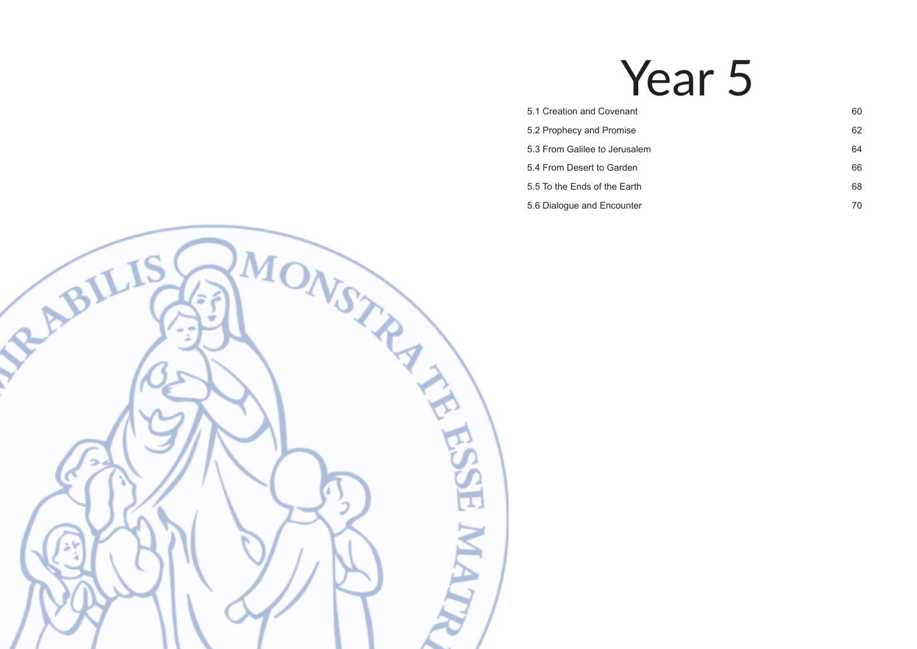# Year 5

| | |
|---|---|
| 5.1 Creation and Covenant | 60 |
| 5.2 Prophecy and Promise | 62 |
| 5.3 From Galilee to Jerusalem | 64 |
| 5.4 From Desert to Garden | 66 |
| 5.5 To the Ends of the Earth | 68 |
| 5.6 Dialogue and Encounter | 70 |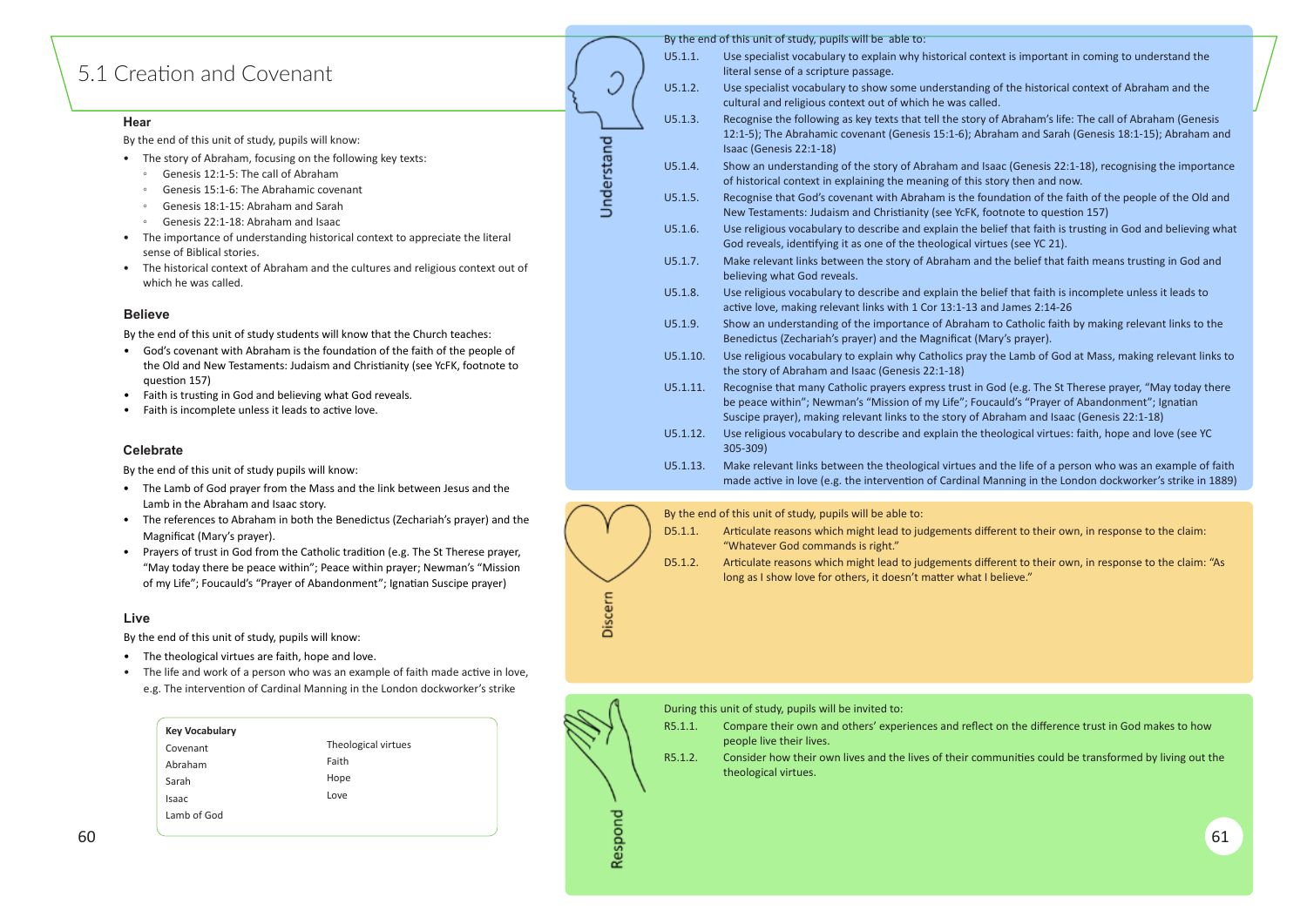# 5.1 Creation and Covenant

### Hear

By the end of this unit of study, pupils will know:

- The story of Abraham, focusing on the following key texts:
  - Genesis 12:1-5: The call of Abraham
  - Genesis 15:1-6: The Abrahamic covenant
  - Genesis 18:1-15: Abraham and Sarah
  - Genesis 22:1-18: Abraham and Isaac
- The importance of understanding historical context to appreciate the literal sense of Biblical stories.
- The historical context of Abraham and the cultures and religious context out of which he was called.

### Believe

By the end of this unit of study students will know that the Church teaches:

- God's covenant with Abraham is the foundation of the faith of the people of the Old and New Testaments: Judaism and Christianity (see YcFK, footnote to question 157)
- Faith is trusting in God and believing what God reveals.
- Faith is incomplete unless it leads to active love.

### Celebrate

By the end of this unit of study pupils will know:

- The Lamb of God prayer from the Mass and the link between Jesus and the Lamb in the Abraham and Isaac story.
- The references to Abraham in both the Benedictus (Zechariah's prayer) and the Magnificat (Mary's prayer).
- Prayers of trust in God from the Catholic tradition (e.g. The St Therese prayer, "May today there be peace within"; Peace within prayer; Newman's "Mission of my Life"; Foucauld's "Prayer of Abandonment"; Ignatian Suscipe prayer)

### Live

By the end of this unit of study, pupils will know:

- The theological virtues are faith, hope and love.
- The life and work of a person who was an example of faith made active in love, e.g. The intervention of Cardinal Manning in the London dockworker's strike

**Key Vocabulary**

| | |
|---|---|
| Covenant | Theological virtues |
| Abraham | Faith |
| Sarah | Hope |
| Isaac | Love |
| Lamb of God | |

### Understand

By the end of this unit of study, pupils will be able to:

| | |
|---|---|
| U5.1.1. | Use specialist vocabulary to explain why historical context is important in coming to understand the literal sense of a scripture passage. |
| U5.1.2. | Use specialist vocabulary to show some understanding of the historical context of Abraham and the cultural and religious context out of which he was called. |
| U5.1.3. | Recognise the following as key texts that tell the story of Abraham's life: The call of Abraham (Genesis 12:1-5); The Abrahamic covenant (Genesis 15:1-6); Abraham and Sarah (Genesis 18:1-15); Abraham and Isaac (Genesis 22:1-18) |
| U5.1.4. | Show an understanding of the story of Abraham and Isaac (Genesis 22:1-18), recognising the importance of historical context in explaining the meaning of this story then and now. |
| U5.1.5. | Recognise that God's covenant with Abraham is the foundation of the faith of the people of the Old and New Testaments: Judaism and Christianity (see YcFK, footnote to question 157) |
| U5.1.6. | Use religious vocabulary to describe and explain the belief that faith is trusting in God and believing what God reveals, identifying it as one of the theological virtues (see YC 21). |
| U5.1.7. | Make relevant links between the story of Abraham and the belief that faith means trusting in God and believing what God reveals. |
| U5.1.8. | Use religious vocabulary to describe and explain the belief that faith is incomplete unless it leads to active love, making relevant links with 1 Cor 13:1-13 and James 2:14-26 |
| U5.1.9. | Show an understanding of the importance of Abraham to Catholic faith by making relevant links to the Benedictus (Zechariah's prayer) and the Magnificat (Mary's prayer). |
| U5.1.10. | Use religious vocabulary to explain why Catholics pray the Lamb of God at Mass, making relevant links to the story of Abraham and Isaac (Genesis 22:1-18) |
| U5.1.11. | Recognise that many Catholic prayers express trust in God (e.g. The St Therese prayer, "May today there be peace within"; Newman's "Mission of my Life"; Foucauld's "Prayer of Abandonment"; Ignatian Suscipe prayer), making relevant links to the story of Abraham and Isaac (Genesis 22:1-18) |
| U5.1.12. | Use religious vocabulary to describe and explain the theological virtues: faith, hope and love (see YC 305-309) |
| U5.1.13. | Make relevant links between the theological virtues and the life of a person who was an example of faith made active in love (e.g. the intervention of Cardinal Manning in the London dockworker's strike in 1889) |

### Discern

By the end of this unit of study, pupils will be able to:

| | |
|---|---|
| D5.1.1. | Articulate reasons which might lead to judgements different to their own, in response to the claim: "Whatever God commands is right." |
| D5.1.2. | Articulate reasons which might lead to judgements different to their own, in response to the claim: "As long as I show love for others, it doesn't matter what I believe." |

### Respond

During this unit of study, pupils will be invited to:

| | |
|---|---|
| R5.1.1. | Compare their own and others' experiences and reflect on the difference trust in God makes to how people live their lives. |
| R5.1.2. | Consider how their own lives and the lives of their communities could be transformed by living out the theological virtues. |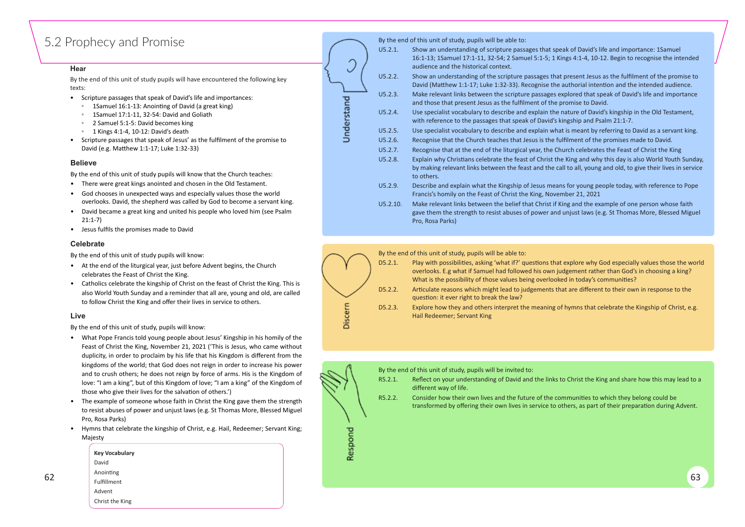# 5.2 Prophecy and Promise

### Hear

By the end of this unit of study pupils will have encountered the following key texts:

- Scripture passages that speak of David's life and importances:
  - 1Samuel 16:1-13: Anointing of David (a great king)
  - 1Samuel 17:1-11, 32-54: David and Goliath
  - 2 Samuel 5:1-5: David becomes king
  - 1 Kings 4:1-4, 10-12: David's death
- Scripture passages that speak of Jesus' as the fulfilment of the promise to David (e.g. Matthew 1:1-17; Luke 1:32-33)

### Believe

By the end of this unit of study pupils will know that the Church teaches:

- There were great kings anointed and chosen in the Old Testament.
- God chooses in unexpected ways and especially values those the world overlooks. David, the shepherd was called by God to become a servant king.
- David became a great king and united his people who loved him (see Psalm 21:1-7)
- Jesus fulfils the promises made to David

### Celebrate

By the end of this unit of study pupils will know:

- At the end of the liturgical year, just before Advent begins, the Church celebrates the Feast of Christ the King.
- Catholics celebrate the kingship of Christ on the feast of Christ the King. This is also World Youth Sunday and a reminder that all are, young and old, are called to follow Christ the King and offer their lives in service to others.

### Live

By the end of this unit of study, pupils will know:

- What Pope Francis told young people about Jesus' Kingship in his homily of the Feast of Christ the King, November 21, 2021 ('This is Jesus, who came without duplicity, in order to proclaim by his life that his Kingdom is different from the kingdoms of the world; that God does not reign in order to increase his power and to crush others; he does not reign by force of arms. His is the Kingdom of love: "I am a king", but of this Kingdom of love; "I am a king" of the Kingdom of those who give their lives for the salvation of others.')
- The example of someone whose faith in Christ the King gave them the strength to resist abuses of power and unjust laws (e.g. St Thomas More, Blessed Miguel Pro, Rosa Parks)
- Hymns that celebrate the kingship of Christ, e.g. Hail, Redeemer; Servant King; Majesty

**Key Vocabulary**

David
Anointing
Fulfillment
Advent
Christ the King

### Understand

By the end of this unit of study, pupils will be able to:

- U5.2.1. Show an understanding of scripture passages that speak of David's life and importance: 1Samuel 16:1-13; 1Samuel 17:1-11, 32-54; 2 Samuel 5:1-5; 1 Kings 4:1-4, 10-12. Begin to recognise the intended audience and the historical context.
- U5.2.2. Show an understanding of the scripture passages that present Jesus as the fulfilment of the promise to David (Matthew 1:1-17; Luke 1:32-33). Recognise the authorial intention and the intended audience.
- U5.2.3. Make relevant links between the scripture passages explored that speak of David's life and importance and those that present Jesus as the fulfilment of the promise to David.
- U5.2.4. Use specialist vocabulary to describe and explain the nature of David's kingship in the Old Testament, with reference to the passages that speak of David's kingship and Psalm 21:1-7.
- U5.2.5. Use specialist vocabulary to describe and explain what is meant by referring to David as a servant king.
- U5.2.6. Recognise that the Church teaches that Jesus is the fulfilment of the promises made to David.
- U5.2.7. Recognise that at the end of the liturgical year, the Church celebrates the Feast of Christ the King
- U5.2.8. Explain why Christians celebrate the feast of Christ the King and why this day is also World Youth Sunday, by making relevant links between the feast and the call to all, young and old, to give their lives in service to others.
- U5.2.9. Describe and explain what the Kingship of Jesus means for young people today, with reference to Pope Francis's homily on the Feast of Christ the King, November 21, 2021
- U5.2.10. Make relevant links between the belief that Christ if King and the example of one person whose faith gave them the strength to resist abuses of power and unjust laws (e.g. St Thomas More, Blessed Miguel Pro, Rosa Parks)

### Discern

By the end of this unit of study, pupils will be able to:

- D5.2.1. Play with possibilities, asking 'what if?' questions that explore why God especially values those the world overlooks. E.g what if Samuel had followed his own judgement rather than God's in choosing a king? What is the possibility of those values being overlooked in today's communities?
- D5.2.2. Articulate reasons which might lead to judgements that are different to their own in response to the question: it ever right to break the law?
- D5.2.3. Explore how they and others interpret the meaning of hymns that celebrate the Kingship of Christ, e.g. Hail Redeemer; Servant King

### Respond

By the end of this unit of study, pupils will be invited to:

- R5.2.1. Reflect on your understanding of David and the links to Christ the King and share how this may lead to a different way of life.
- R5.2.2. Consider how their own lives and the future of the communities to which they belong could be transformed by offering their own lives in service to others, as part of their preparation during Advent.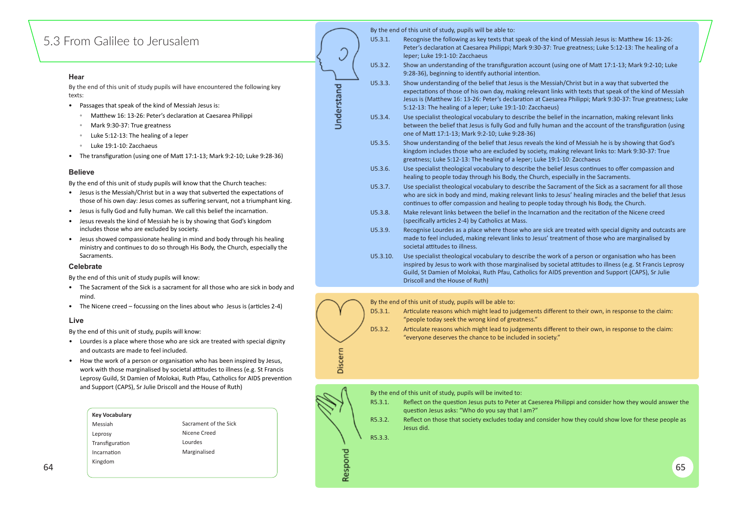# 5.3 From Galilee to Jerusalem

### Hear

By the end of this unit of study pupils will have encountered the following key texts:

- Passages that speak of the kind of Messiah Jesus is:
  - Matthew 16: 13-26: Peter's declaration at Caesarea Philippi
  - Mark 9:30-37: True greatness
  - Luke 5:12-13: The healing of a leper
  - Luke 19:1-10: Zacchaeus
- The transfiguration (using one of Matt 17:1-13; Mark 9:2-10; Luke 9:28-36)

### Believe

By the end of this unit of study pupils will know that the Church teaches:

- Jesus is the Messiah/Christ but in a way that subverted the expectations of those of his own day: Jesus comes as suffering servant, not a triumphant king.
- Jesus is fully God and fully human. We call this belief the incarnation.
- Jesus reveals the kind of Messiah he is by showing that God's kingdom includes those who are excluded by society.
- Jesus showed compassionate healing in mind and body through his healing ministry and continues to do so through His Body, the Church, especially the Sacraments.

### Celebrate

By the end of this unit of study pupils will know:

- The Sacrament of the Sick is a sacrament for all those who are sick in body and mind.
- The Nicene creed – focussing on the lines about who Jesus is (articles 2-4)

### Live

By the end of this unit of study, pupils will know:

- Lourdes is a place where those who are sick are treated with special dignity and outcasts are made to feel included.
- How the work of a person or organisation who has been inspired by Jesus, work with those marginalised by societal attitudes to illness (e.g. St Francis Leprosy Guild, St Damien of Molokai, Ruth Pfau, Catholics for AIDS prevention and Support (CAPS), Sr Julie Driscoll and the House of Ruth)

**Key Vocabulary**

| | |
|---|---|
| Messiah | Sacrament of the Sick |
| Leprosy | Nicene Creed |
| Transfiguration | Lourdes |
| Incarnation | Marginalised |
| Kingdom | |

## Understand

By the end of this unit of study, pupils will be able to:

- U5.3.1. Recognise the following as key texts that speak of the kind of Messiah Jesus is: Matthew 16: 13-26: Peter's declaration at Caesarea Philippi; Mark 9:30-37: True greatness; Luke 5:12-13: The healing of a leper; Luke 19:1-10: Zacchaeus
- U5.3.2. Show an understanding of the transfiguration account (using one of Matt 17:1-13; Mark 9:2-10; Luke 9:28-36), beginning to identify authorial intention.
- U5.3.3. Show understanding of the belief that Jesus is the Messiah/Christ but in a way that subverted the expectations of those of his own day, making relevant links with texts that speak of the kind of Messiah Jesus is (Matthew 16: 13-26: Peter's declaration at Caesarea Philippi; Mark 9:30-37: True greatness; Luke 5:12-13: The healing of a leper; Luke 19:1-10: Zacchaeus)
- U5.3.4. Use specialist theological vocabulary to describe the belief in the incarnation, making relevant links between the belief that Jesus is fully God and fully human and the account of the transfiguration (using one of Matt 17:1-13; Mark 9:2-10; Luke 9:28-36)
- U5.3.5. Show understanding of the belief that Jesus reveals the kind of Messiah he is by showing that God's kingdom includes those who are excluded by society, making relevant links to: Mark 9:30-37: True greatness; Luke 5:12-13: The healing of a leper; Luke 19:1-10: Zacchaeus
- U5.3.6. Use specialist theological vocabulary to describe the belief Jesus continues to offer compassion and healing to people today through his Body, the Church, especially in the Sacraments.
- U5.3.7. Use specialist theological vocabulary to describe the Sacrament of the Sick as a sacrament for all those who are sick in body and mind, making relevant links to Jesus' healing miracles and the belief that Jesus continues to offer compassion and healing to people today through his Body, the Church.
- U5.3.8. Make relevant links between the belief in the Incarnation and the recitation of the Nicene creed (specifically articles 2-4) by Catholics at Mass.
- U5.3.9. Recognise Lourdes as a place where those who are sick are treated with special dignity and outcasts are made to feel included, making relevant links to Jesus' treatment of those who are marginalised by societal attitudes to illness.
- U5.3.10. Use specialist theological vocabulary to describe the work of a person or organisation who has been inspired by Jesus to work with those marginalised by societal attitudes to illness (e.g. St Francis Leprosy Guild, St Damien of Molokai, Ruth Pfau, Catholics for AIDS prevention and Support (CAPS), Sr Julie Driscoll and the House of Ruth)

## Discern

By the end of this unit of study, pupils will be able to:

- D5.3.1. Articulate reasons which might lead to judgements different to their own, in response to the claim: "people today seek the wrong kind of greatness."
- D5.3.2. Articulate reasons which might lead to judgements different to their own, in response to the claim: "everyone deserves the chance to be included in society."

## Respond

By the end of this unit of study, pupils will be invited to:

- R5.3.1. Reflect on the question Jesus puts to Peter at Caeserea Philippi and consider how they would answer the question Jesus asks: "Who do you say that I am?"
- R5.3.2. Reflect on those that society excludes today and consider how they could show love for these people as Jesus did.
- R5.3.3.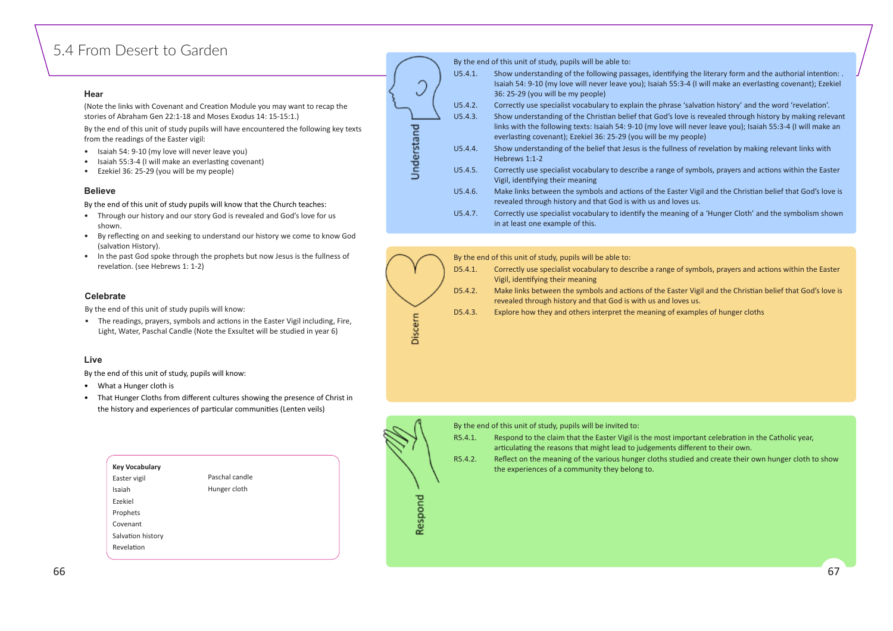# 5.4 From Desert to Garden

### Hear

(Note the links with Covenant and Creation Module you may want to recap the stories of Abraham Gen 22:1-18 and Moses Exodus 14: 15-15:1.)

By the end of this unit of study pupils will have encountered the following key texts from the readings of the Easter vigil:

- Isaiah 54: 9-10 (my love will never leave you)
- Isaiah 55:3-4 (I will make an everlasting covenant)
- Ezekiel 36: 25-29 (you will be my people)

### Believe

By the end of this unit of study pupils will know that the Church teaches:

- Through our history and our story God is revealed and God's love for us shown.
- By reflecting on and seeking to understand our history we come to know God (salvation History).
- In the past God spoke through the prophets but now Jesus is the fullness of revelation. (see Hebrews 1: 1-2)

### Celebrate

By the end of this unit of study pupils will know:

- The readings, prayers, symbols and actions in the Easter Vigil including, Fire, Light, Water, Paschal Candle (Note the Exsultet will be studied in year 6)

### Live

By the end of this unit of study, pupils will know:

- What a Hunger cloth is
- That Hunger Cloths from different cultures showing the presence of Christ in the history and experiences of particular communities (Lenten veils)

**Key Vocabulary**

| | |
|---|---|
| Easter vigil | Paschal candle |
| Isaiah | Hunger cloth |
| Ezekiel | |
| Prophets | |
| Covenant | |
| Salvation history | |
| Revelation | |

### Understand

By the end of this unit of study, pupils will be able to:

- U5.4.1. Show understanding of the following passages, identifying the literary form and the authorial intention: . Isaiah 54: 9-10 (my love will never leave you); Isaiah 55:3-4 (I will make an everlasting covenant); Ezekiel 36: 25-29 (you will be my people)
- U5.4.2. Correctly use specialist vocabulary to explain the phrase 'salvation history' and the word 'revelation'.
- U5.4.3. Show understanding of the Christian belief that God's love is revealed through history by making relevant links with the following texts: Isaiah 54: 9-10 (my love will never leave you); Isaiah 55:3-4 (I will make an everlasting covenant); Ezekiel 36: 25-29 (you will be my people)
- U5.4.4. Show understanding of the belief that Jesus is the fullness of revelation by making relevant links with Hebrews 1:1-2
- U5.4.5. Correctly use specialist vocabulary to describe a range of symbols, prayers and actions within the Easter Vigil, identifying their meaning
- U5.4.6. Make links between the symbols and actions of the Easter Vigil and the Christian belief that God's love is revealed through history and that God is with us and loves us.
- U5.4.7. Correctly use specialist vocabulary to identify the meaning of a 'Hunger Cloth' and the symbolism shown in at least one example of this.

### Discern

By the end of this unit of study, pupils will be able to:

- D5.4.1. Correctly use specialist vocabulary to describe a range of symbols, prayers and actions within the Easter Vigil, identifying their meaning
- D5.4.2. Make links between the symbols and actions of the Easter Vigil and the Christian belief that God's love is revealed through history and that God is with us and loves us.
- D5.4.3. Explore how they and others interpret the meaning of examples of hunger cloths

### Respond

By the end of this unit of study, pupils will be invited to:

- R5.4.1. Respond to the claim that the Easter Vigil is the most important celebration in the Catholic year, articulating the reasons that might lead to judgements different to their own.
- R5.4.2. Reflect on the meaning of the various hunger cloths studied and create their own hunger cloth to show the experiences of a community they belong to.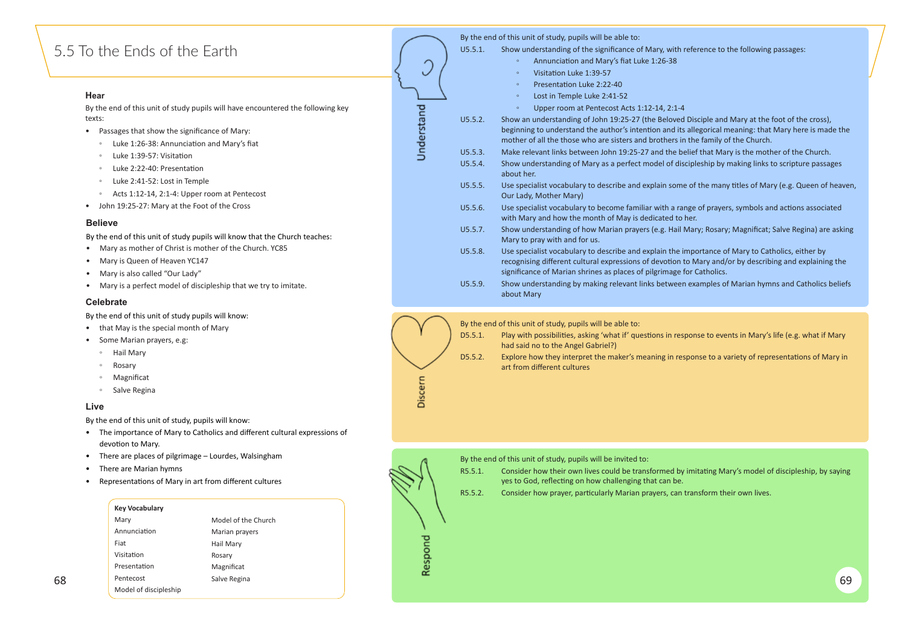# 5.5 To the Ends of the Earth

### Hear

By the end of this unit of study pupils will have encountered the following key texts:

- Passages that show the significance of Mary:
  - Luke 1:26-38: Annunciation and Mary's fiat
  - Luke 1:39-57: Visitation
  - Luke 2:22-40: Presentation
  - Luke 2:41-52: Lost in Temple
  - Acts 1:12-14, 2:1-4: Upper room at Pentecost
- John 19:25-27: Mary at the Foot of the Cross

### Believe

By the end of this unit of study pupils will know that the Church teaches:

- Mary as mother of Christ is mother of the Church. YC85
- Mary is Queen of Heaven YC147
- Mary is also called "Our Lady"
- Mary is a perfect model of discipleship that we try to imitate.

### Celebrate

By the end of this unit of study pupils will know:

- that May is the special month of Mary
- Some Marian prayers, e.g:
  - Hail Mary
  - Rosary
  - Magnificat
  - Salve Regina

### Live

By the end of this unit of study, pupils will know:

- The importance of Mary to Catholics and different cultural expressions of devotion to Mary.
- There are places of pilgrimage – Lourdes, Walsingham
- There are Marian hymns
- Representations of Mary in art from different cultures

| **Key Vocabulary** | |
|---|---|
| Mary | Model of the Church |
| Annunciation | Marian prayers |
| Fiat | Hail Mary |
| Visitation | Rosary |
| Presentation | Magnificat |
| Pentecost | Salve Regina |
| Model of discipleship | |

### Understand

By the end of this unit of study, pupils will be able to:

- U5.5.1. Show understanding of the significance of Mary, with reference to the following passages:
  - Annunciation and Mary's fiat Luke 1:26-38
  - Visitation Luke 1:39-57
  - Presentation Luke 2:22-40
  - Lost in Temple Luke 2:41-52
  - Upper room at Pentecost Acts 1:12-14, 2:1-4
- U5.5.2. Show an understanding of John 19:25-27 (the Beloved Disciple and Mary at the foot of the cross), beginning to understand the author's intention and its allegorical meaning: that Mary here is made the mother of all the those who are sisters and brothers in the family of the Church.
- U5.5.3. Make relevant links between John 19:25-27 and the belief that Mary is the mother of the Church.
- U5.5.4. Show understanding of Mary as a perfect model of discipleship by making links to scripture passages about her.
- U5.5.5. Use specialist vocabulary to describe and explain some of the many titles of Mary (e.g. Queen of heaven, Our Lady, Mother Mary)
- U5.5.6. Use specialist vocabulary to become familiar with a range of prayers, symbols and actions associated with Mary and how the month of May is dedicated to her.
- U5.5.7. Show understanding of how Marian prayers (e.g. Hail Mary; Rosary; Magnificat; Salve Regina) are asking Mary to pray with and for us.
- U5.5.8. Use specialist vocabulary to describe and explain the importance of Mary to Catholics, either by recognising different cultural expressions of devotion to Mary and/or by describing and explaining the significance of Marian shrines as places of pilgrimage for Catholics.
- U5.5.9. Show understanding by making relevant links between examples of Marian hymns and Catholics beliefs about Mary

### Discern

By the end of this unit of study, pupils will be able to:

- D5.5.1. Play with possibilities, asking 'what if' questions in response to events in Mary's life (e.g. what if Mary had said no to the Angel Gabriel?)
- D5.5.2. Explore how they interpret the maker's meaning in response to a variety of representations of Mary in art from different cultures

### Respond

By the end of this unit of study, pupils will be invited to:

- R5.5.1. Consider how their own lives could be transformed by imitating Mary's model of discipleship, by saying yes to God, reflecting on how challenging that can be.
- R5.5.2. Consider how prayer, particularly Marian prayers, can transform their own lives.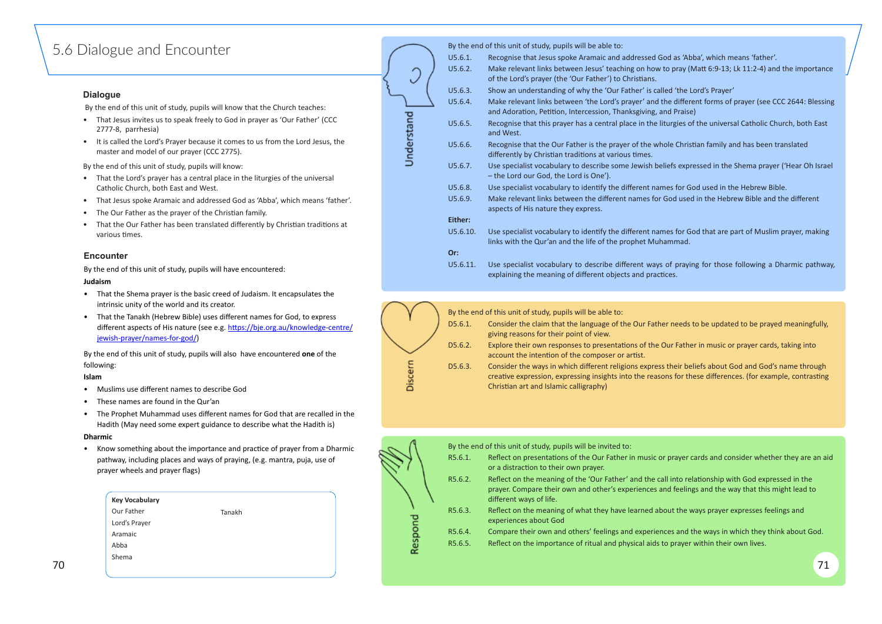# 5.6 Dialogue and Encounter

## Dialogue

By the end of this unit of study, pupils will know that the Church teaches:

- That Jesus invites us to speak freely to God in prayer as 'Our Father' (CCC 2777-8, parrhesia)
- It is called the Lord's Prayer because it comes to us from the Lord Jesus, the master and model of our prayer (CCC 2775).

By the end of this unit of study, pupils will know:

- That the Lord's prayer has a central place in the liturgies of the universal Catholic Church, both East and West.
- That Jesus spoke Aramaic and addressed God as 'Abba', which means 'father'.
- The Our Father as the prayer of the Christian family.
- That the Our Father has been translated differently by Christian traditions at various times.

## Encounter

By the end of this unit of study, pupils will have encountered:

**Judaism**

- That the Shema prayer is the basic creed of Judaism. It encapsulates the intrinsic unity of the world and its creator.
- That the Tanakh (Hebrew Bible) uses different names for God, to express different aspects of His nature (see e.g. [https://bje.org.au/knowledge-centre/jewish-prayer/names-for-god/](https://bje.org.au/knowledge-centre/jewish-prayer/names-for-god/))

By the end of this unit of study, pupils will also have encountered **one** of the following:

**Islam**

- Muslims use different names to describe God
- These names are found in the Qur'an
- The Prophet Muhammad uses different names for God that are recalled in the Hadith (May need some expert guidance to describe what the Hadith is)

**Dharmic**

- Know something about the importance and practice of prayer from a Dharmic pathway, including places and ways of praying, (e.g. mantra, puja, use of prayer wheels and prayer flags)

**Key Vocabulary**

Our Father
Lord's Prayer
Aramaic
Abba
Shema
Tanakh

## Understand

By the end of this unit of study, pupils will be able to:

- U5.6.1. Recognise that Jesus spoke Aramaic and addressed God as 'Abba', which means 'father'.
- U5.6.2. Make relevant links between Jesus' teaching on how to pray (Matt 6:9-13; Lk 11:2-4) and the importance of the Lord's prayer (the 'Our Father') to Christians.
- U5.6.3. Show an understanding of why the 'Our Father' is called 'the Lord's Prayer'
- U5.6.4. Make relevant links between 'the Lord's prayer' and the different forms of prayer (see CCC 2644: Blessing and Adoration, Petition, Intercession, Thanksgiving, and Praise)
- U5.6.5. Recognise that this prayer has a central place in the liturgies of the universal Catholic Church, both East and West.
- U5.6.6. Recognise that the Our Father is the prayer of the whole Christian family and has been translated differently by Christian traditions at various times.
- U5.6.7. Use specialist vocabulary to describe some Jewish beliefs expressed in the Shema prayer ('Hear Oh Israel – the Lord our God, the Lord is One').
- U5.6.8. Use specialist vocabulary to identify the different names for God used in the Hebrew Bible.
- U5.6.9. Make relevant links between the different names for God used in the Hebrew Bible and the different aspects of His nature they express.

**Either:**

- U5.6.10. Use specialist vocabulary to identify the different names for God that are part of Muslim prayer, making links with the Qur'an and the life of the prophet Muhammad.

**Or:**

- U5.6.11. Use specialist vocabulary to describe different ways of praying for those following a Dharmic pathway, explaining the meaning of different objects and practices.

## Discern

By the end of this unit of study, pupils will be able to:

- D5.6.1. Consider the claim that the language of the Our Father needs to be updated to be prayed meaningfully, giving reasons for their point of view.
- D5.6.2. Explore their own responses to presentations of the Our Father in music or prayer cards, taking into account the intention of the composer or artist.
- D5.6.3. Consider the ways in which different religions express their beliefs about God and God's name through creative expression, expressing insights into the reasons for these differences. (for example, contrasting Christian art and Islamic calligraphy)

## Respond

By the end of this unit of study, pupils will be invited to:

- R5.6.1. Reflect on presentations of the Our Father in music or prayer cards and consider whether they are an aid or a distraction to their own prayer.
- R5.6.2. Reflect on the meaning of the 'Our Father' and the call into relationship with God expressed in the prayer. Compare their own and other's experiences and feelings and the way that this might lead to different ways of life.
- R5.6.3. Reflect on the meaning of what they have learned about the ways prayer expresses feelings and experiences about God
- R5.6.4. Compare their own and others' feelings and experiences and the ways in which they think about God.
- R5.6.5. Reflect on the importance of ritual and physical aids to prayer within their own lives.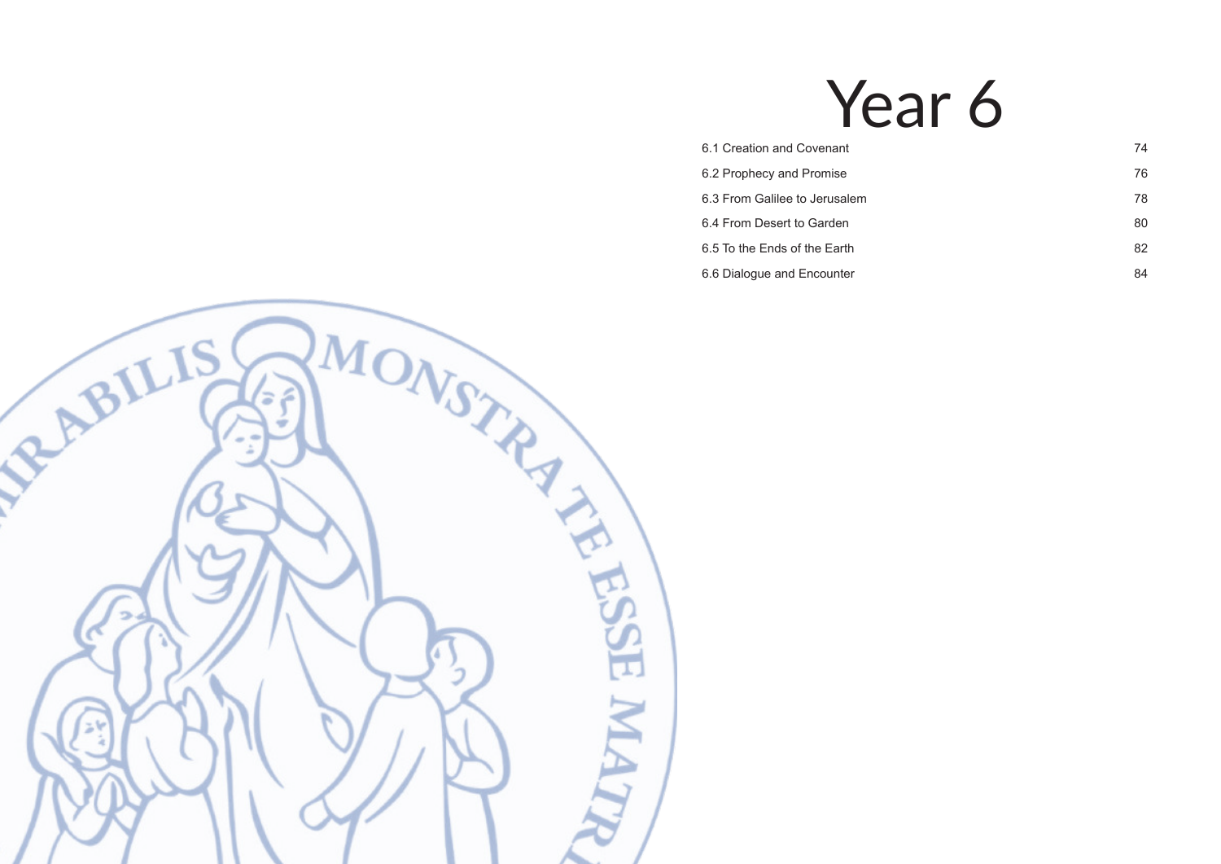# Year 6

| | |
|---|---|
| 6.1 Creation and Covenant | 74 |
| 6.2 Prophecy and Promise | 76 |
| 6.3 From Galilee to Jerusalem | 78 |
| 6.4 From Desert to Garden | 80 |
| 6.5 To the Ends of the Earth | 82 |
| 6.6 Dialogue and Encounter | 84 |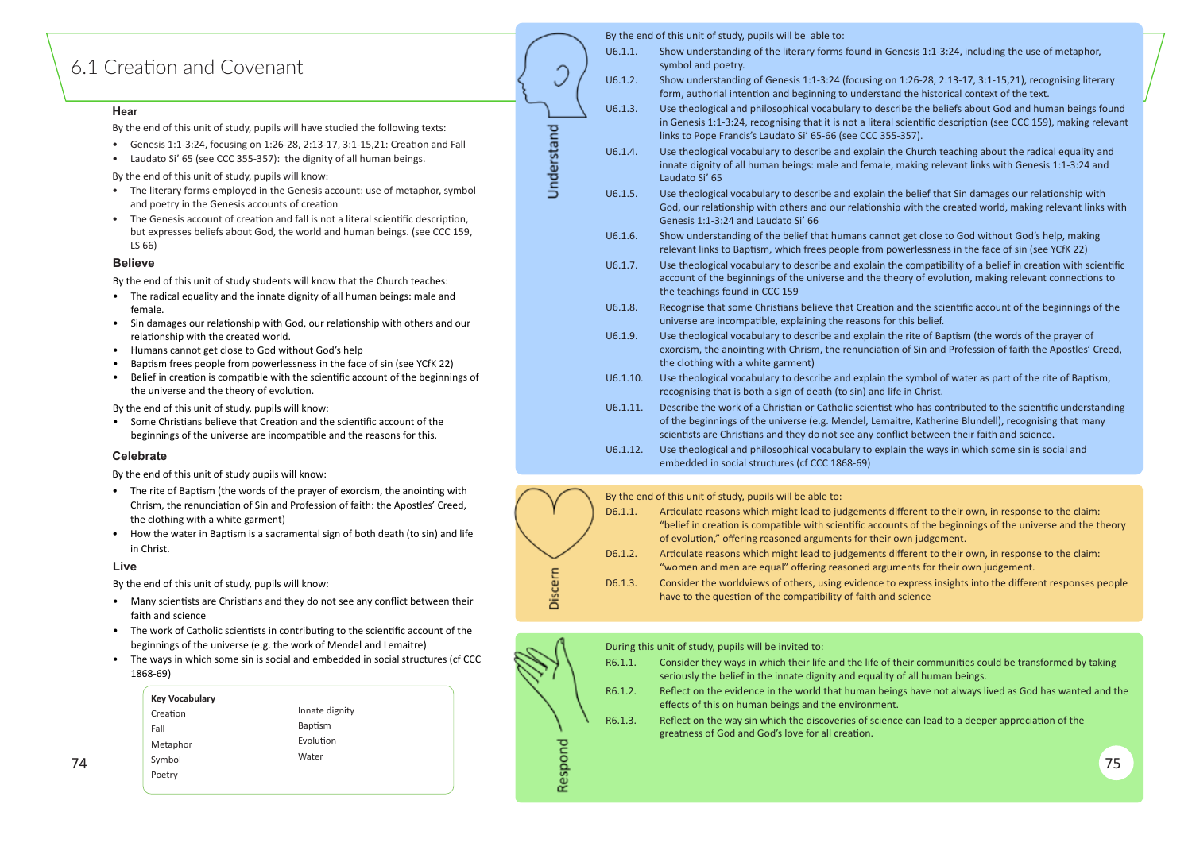# 6.1 Creation and Covenant

### Hear

By the end of this unit of study, pupils will have studied the following texts:

- Genesis 1:1-3:24, focusing on 1:26-28, 2:13-17, 3:1-15,21: Creation and Fall
- Laudato Si' 65 (see CCC 355-357): the dignity of all human beings.

By the end of this unit of study, pupils will know:

- The literary forms employed in the Genesis account: use of metaphor, symbol and poetry in the Genesis accounts of creation
- The Genesis account of creation and fall is not a literal scientific description, but expresses beliefs about God, the world and human beings. (see CCC 159, LS 66)

### Believe

By the end of this unit of study students will know that the Church teaches:

- The radical equality and the innate dignity of all human beings: male and female.
- Sin damages our relationship with God, our relationship with others and our relationship with the created world.
- Humans cannot get close to God without God's help
- Baptism frees people from powerlessness in the face of sin (see YCfK 22)
- Belief in creation is compatible with the scientific account of the beginnings of the universe and the theory of evolution.

By the end of this unit of study, pupils will know:

- Some Christians believe that Creation and the scientific account of the beginnings of the universe are incompatible and the reasons for this.

### Celebrate

By the end of this unit of study pupils will know:

- The rite of Baptism (the words of the prayer of exorcism, the anointing with Chrism, the renunciation of Sin and Profession of faith: the Apostles' Creed, the clothing with a white garment)
- How the water in Baptism is a sacramental sign of both death (to sin) and life in Christ.

### Live

By the end of this unit of study, pupils will know:

- Many scientists are Christians and they do not see any conflict between their faith and science
- The work of Catholic scientists in contributing to the scientific account of the beginnings of the universe (e.g. the work of Mendel and Lemaitre)
- The ways in which some sin is social and embedded in social structures (cf CCC 1868-69)

**Key Vocabulary**

| | |
|---|---|
| Creation | Innate dignity |
| Fall | Baptism |
| Metaphor | Evolution |
| Symbol | Water |
| Poetry | |

### Understand

By the end of this unit of study, pupils will be able to:

| | |
|---|---|
| U6.1.1. | Show understanding of the literary forms found in Genesis 1:1-3:24, including the use of metaphor, symbol and poetry. |
| U6.1.2. | Show understanding of Genesis 1:1-3:24 (focusing on 1:26-28, 2:13-17, 3:1-15,21), recognising literary form, authorial intention and beginning to understand the historical context of the text. |
| U6.1.3. | Use theological and philosophical vocabulary to describe the beliefs about God and human beings found in Genesis 1:1-3:24, recognising that it is not a literal scientific description (see CCC 159), making relevant links to Pope Francis's Laudato Si' 65-66 (see CCC 355-357). |
| U6.1.4. | Use theological vocabulary to describe and explain the Church teaching about the radical equality and innate dignity of all human beings: male and female, making relevant links with Genesis 1:1-3:24 and Laudato Si' 65 |
| U6.1.5. | Use theological vocabulary to describe and explain the belief that Sin damages our relationship with God, our relationship with others and our relationship with the created world, making relevant links with Genesis 1:1-3:24 and Laudato Si' 66 |
| U6.1.6. | Show understanding of the belief that humans cannot get close to God without God's help, making relevant links to Baptism, which frees people from powerlessness in the face of sin (see YCfK 22) |
| U6.1.7. | Use theological vocabulary to describe and explain the compatibility of a belief in creation with scientific account of the beginnings of the universe and the theory of evolution, making relevant connections to the teachings found in CCC 159 |
| U6.1.8. | Recognise that some Christians believe that Creation and the scientific account of the beginnings of the universe are incompatible, explaining the reasons for this belief. |
| U6.1.9. | Use theological vocabulary to describe and explain the rite of Baptism (the words of the prayer of exorcism, the anointing with Chrism, the renunciation of Sin and Profession of faith the Apostles' Creed, the clothing with a white garment) |
| U6.1.10. | Use theological vocabulary to describe and explain the symbol of water as part of the rite of Baptism, recognising that is both a sign of death (to sin) and life in Christ. |
| U6.1.11. | Describe the work of a Christian or Catholic scientist who has contributed to the scientific understanding of the beginnings of the universe (e.g. Mendel, Lemaitre, Katherine Blundell), recognising that many scientists are Christians and they do not see any conflict between their faith and science. |
| U6.1.12. | Use theological and philosophical vocabulary to explain the ways in which some sin is social and embedded in social structures (cf CCC 1868-69) |

### Discern

By the end of this unit of study, pupils will be able to:

| | |
|---|---|
| D6.1.1. | Articulate reasons which might lead to judgements different to their own, in response to the claim: "belief in creation is compatible with scientific accounts of the beginnings of the universe and the theory of evolution," offering reasoned arguments for their own judgement. |
| D6.1.2. | Articulate reasons which might lead to judgements different to their own, in response to the claim: "women and men are equal" offering reasoned arguments for their own judgement. |
| D6.1.3. | Consider the worldviews of others, using evidence to express insights into the different responses people have to the question of the compatibility of faith and science |

### Respond

During this unit of study, pupils will be invited to:

| | |
|---|---|
| R6.1.1. | Consider they ways in which their life and the life of their communities could be transformed by taking seriously the belief in the innate dignity and equality of all human beings. |
| R6.1.2. | Reflect on the evidence in the world that human beings have not always lived as God has wanted and the effects of this on human beings and the environment. |
| R6.1.3. | Reflect on the way sin which the discoveries of science can lead to a deeper appreciation of the greatness of God and God's love for all creation. |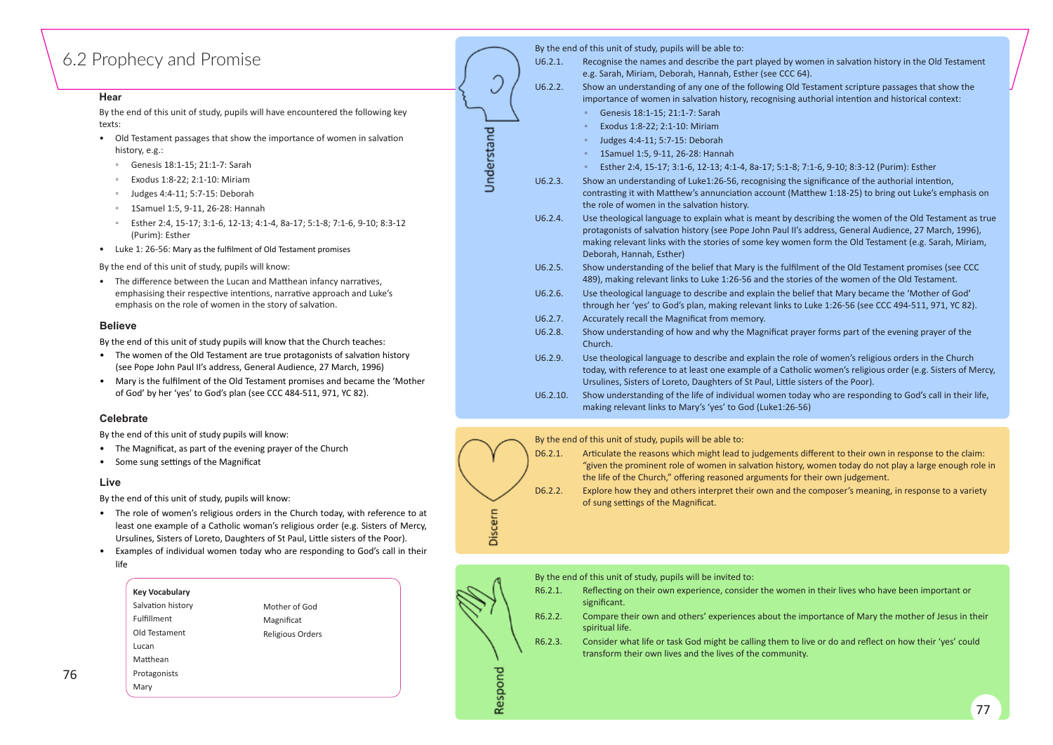# 6.2 Prophecy and Promise

### Hear

By the end of this unit of study, pupils will have encountered the following key texts:

- Old Testament passages that show the importance of women in salvation history, e.g.:
  - Genesis 18:1-15; 21:1-7: Sarah
  - Exodus 1:8-22; 2:1-10: Miriam
  - Judges 4:4-11; 5:7-15: Deborah
  - 1Samuel 1:5, 9-11, 26-28: Hannah
  - Esther 2:4, 15-17; 3:1-6, 12-13; 4:1-4, 8a-17; 5:1-8; 7:1-6, 9-10; 8:3-12 (Purim): Esther
- Luke 1: 26-56: Mary as the fulfilment of Old Testament promises

By the end of this unit of study, pupils will know:

- The difference between the Lucan and Matthean infancy narratives, emphasising their respective intentions, narrative approach and Luke's emphasis on the role of women in the story of salvation.

### Believe

By the end of this unit of study pupils will know that the Church teaches:

- The women of the Old Testament are true protagonists of salvation history (see Pope John Paul II's address, General Audience, 27 March, 1996)
- Mary is the fulfilment of the Old Testament promises and became the 'Mother of God' by her 'yes' to God's plan (see CCC 484-511, 971, YC 82).

### Celebrate

By the end of this unit of study pupils will know:

- The Magnificat, as part of the evening prayer of the Church
- Some sung settings of the Magnificat

### Live

By the end of this unit of study, pupils will know:

- The role of women's religious orders in the Church today, with reference to at least one example of a Catholic woman's religious order (e.g. Sisters of Mercy, Ursulines, Sisters of Loreto, Daughters of St Paul, Little sisters of the Poor).
- Examples of individual women today who are responding to God's call in their life

**Key Vocabulary**

| | |
|---|---|
| Salvation history | Mother of God |
| Fulfillment | Magnificat |
| Old Testament | Religious Orders |
| Lucan | |
| Matthean | |
| Protagonists | |
| Mary | |

### Understand

By the end of this unit of study, pupils will be able to:

- U6.2.1. Recognise the names and describe the part played by women in salvation history in the Old Testament e.g. Sarah, Miriam, Deborah, Hannah, Esther (see CCC 64).
- U6.2.2. Show an understanding of any one of the following Old Testament scripture passages that show the importance of women in salvation history, recognising authorial intention and historical context:
  - Genesis 18:1-15; 21:1-7: Sarah
  - Exodus 1:8-22; 2:1-10: Miriam
  - Judges 4:4-11; 5:7-15: Deborah
  - 1Samuel 1:5, 9-11, 26-28: Hannah
  - Esther 2:4, 15-17; 3:1-6, 12-13; 4:1-4, 8a-17; 5:1-8; 7:1-6, 9-10; 8:3-12 (Purim): Esther
- U6.2.3. Show an understanding of Luke1:26-56, recognising the significance of the authorial intention, contrasting it with Matthew's annunciation account (Matthew 1:18-25) to bring out Luke's emphasis on the role of women in the salvation history.
- U6.2.4. Use theological language to explain what is meant by describing the women of the Old Testament as true protagonists of salvation history (see Pope John Paul II's address, General Audience, 27 March, 1996), making relevant links with the stories of some key women form the Old Testament (e.g. Sarah, Miriam, Deborah, Hannah, Esther)
- U6.2.5. Show understanding of the belief that Mary is the fulfilment of the Old Testament promises (see CCC 489), making relevant links to Luke 1:26-56 and the stories of the women of the Old Testament.
- U6.2.6. Use theological language to describe and explain the belief that Mary became the 'Mother of God' through her 'yes' to God's plan, making relevant links to Luke 1:26-56 (see CCC 494-511, 971, YC 82).
- U6.2.7. Accurately recall the Magnificat from memory.
- U6.2.8. Show understanding of how and why the Magnificat prayer forms part of the evening prayer of the Church.
- U6.2.9. Use theological language to describe and explain the role of women's religious orders in the Church today, with reference to at least one example of a Catholic women's religious order (e.g. Sisters of Mercy, Ursulines, Sisters of Loreto, Daughters of St Paul, Little sisters of the Poor).
- U6.2.10. Show understanding of the life of individual women today who are responding to God's call in their life, making relevant links to Mary's 'yes' to God (Luke1:26-56)

### Discern

By the end of this unit of study, pupils will be able to:

- D6.2.1. Articulate the reasons which might lead to judgements different to their own in response to the claim: "given the prominent role of women in salvation history, women today do not play a large enough role in the life of the Church," offering reasoned arguments for their own judgement.
- D6.2.2. Explore how they and others interpret their own and the composer's meaning, in response to a variety of sung settings of the Magnificat.

### Respond

By the end of this unit of study, pupils will be invited to:

- R6.2.1. Reflecting on their own experience, consider the women in their lives who have been important or significant.
- R6.2.2. Compare their own and others' experiences about the importance of Mary the mother of Jesus in their spiritual life.
- R6.2.3. Consider what life or task God might be calling them to live or do and reflect on how their 'yes' could transform their own lives and the lives of the community.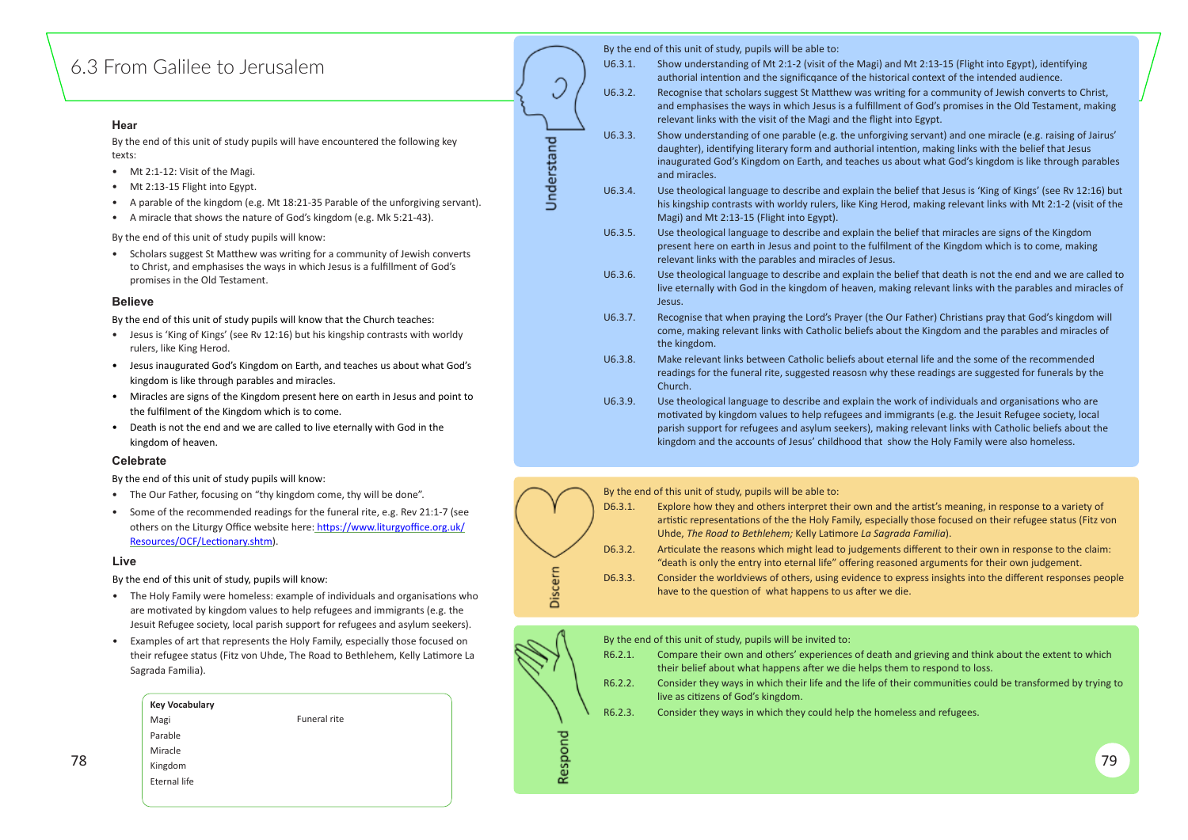# 6.3 From Galilee to Jerusalem

### Hear

By the end of this unit of study pupils will have encountered the following key texts:

- Mt 2:1-12: Visit of the Magi.
- Mt 2:13-15 Flight into Egypt.
- A parable of the kingdom (e.g. Mt 18:21-35 Parable of the unforgiving servant).
- A miracle that shows the nature of God's kingdom (e.g. Mk 5:21-43).

By the end of this unit of study pupils will know:

- Scholars suggest St Matthew was writing for a community of Jewish converts to Christ, and emphasises the ways in which Jesus is a fulfillment of God's promises in the Old Testament.

### Believe

By the end of this unit of study pupils will know that the Church teaches:

- Jesus is 'King of Kings' (see Rv 12:16) but his kingship contrasts with worldy rulers, like King Herod.
- Jesus inaugurated God's Kingdom on Earth, and teaches us about what God's kingdom is like through parables and miracles.
- Miracles are signs of the Kingdom present here on earth in Jesus and point to the fulfilment of the Kingdom which is to come.
- Death is not the end and we are called to live eternally with God in the kingdom of heaven.

### Celebrate

By the end of this unit of study pupils will know:

- The Our Father, focusing on "thy kingdom come, thy will be done".
- Some of the recommended readings for the funeral rite, e.g. Rev 21:1-7 (see others on the Liturgy Office website here: https://www.liturgyoffice.org.uk/Resources/OCF/Lectionary.shtm).

### Live

By the end of this unit of study, pupils will know:

- The Holy Family were homeless: example of individuals and organisations who are motivated by kingdom values to help refugees and immigrants (e.g. the Jesuit Refugee society, local parish support for refugees and asylum seekers).
- Examples of art that represents the Holy Family, especially those focused on their refugee status (Fitz von Uhde, The Road to Bethlehem, Kelly Latimore La Sagrada Familia).

| Key Vocabulary | |
|---|---|
| Magi | Funeral rite |
| Parable | |
| Miracle | |
| Kingdom | |
| Eternal life | |

### Understand

By the end of this unit of study, pupils will be able to:

- U6.3.1. Show understanding of Mt 2:1-2 (visit of the Magi) and Mt 2:13-15 (Flight into Egypt), identifying authorial intention and the significqance of the historical context of the intended audience.
- U6.3.2. Recognise that scholars suggest St Matthew was writing for a community of Jewish converts to Christ, and emphasises the ways in which Jesus is a fulfillment of God's promises in the Old Testament, making relevant links with the visit of the Magi and the flight into Egypt.
- U6.3.3. Show understanding of one parable (e.g. the unforgiving servant) and one miracle (e.g. raising of Jairus' daughter), identifying literary form and authorial intention, making links with the belief that Jesus inaugurated God's Kingdom on Earth, and teaches us about what God's kingdom is like through parables and miracles.
- U6.3.4. Use theological language to describe and explain the belief that Jesus is 'King of Kings' (see Rv 12:16) but his kingship contrasts with worldy rulers, like King Herod, making relevant links with Mt 2:1-2 (visit of the Magi) and Mt 2:13-15 (Flight into Egypt).
- U6.3.5. Use theological language to describe and explain the belief that miracles are signs of the Kingdom present here on earth in Jesus and point to the fulfilment of the Kingdom which is to come, making relevant links with the parables and miracles of Jesus.
- U6.3.6. Use theological language to describe and explain the belief that death is not the end and we are called to live eternally with God in the kingdom of heaven, making relevant links with the parables and miracles of Jesus.
- U6.3.7. Recognise that when praying the Lord's Prayer (the Our Father) Christians pray that God's kingdom will come, making relevant links with Catholic beliefs about the Kingdom and the parables and miracles of the kingdom.
- U6.3.8. Make relevant links between Catholic beliefs about eternal life and the some of the recommended readings for the funeral rite, suggested reasosn why these readings are suggested for funerals by the Church.
- U6.3.9. Use theological language to describe and explain the work of individuals and organsations who are motivated by kingdom values to help refugees and immigrants (e.g. the Jesuit Refugee society, local parish support for refugees and asylum seekers), making relevant links with Catholic beliefs about the kingdom and the accounts of Jesus' childhood that show the Holy Family were also homeless.

### Discern

By the end of this unit of study, pupils will be able to:

- D6.3.1. Explore how they and others interpret their own and the artist's meaning, in response to a variety of artistic representations of the the Holy Family, especially those focused on their refugee status (Fitz von Uhde, *The Road to Bethlehem;* Kelly Latimore *La Sagrada Familia*).
- D6.3.2. Articulate the reasons which might lead to judgements different to their own in response to the claim: "death is only the entry into eternal life" offering reasoned arguments for their own judgement.
- D6.3.3. Consider the worldviews of others, using evidence to express insights into the different responses people have to the question of what happens to us after we die.

### Respond

By the end of this unit of study, pupils will be invited to:

- R6.2.1. Compare their own and others' experiences of death and grieving and think about the extent to which their belief about what happens after we die helps them to respond to loss.
- R6.2.2. Consider they ways in which their life and the life of their communities could be transformed by trying to live as citizens of God's kingdom.
- R6.2.3. Consider they ways in which they could help the homeless and refugees.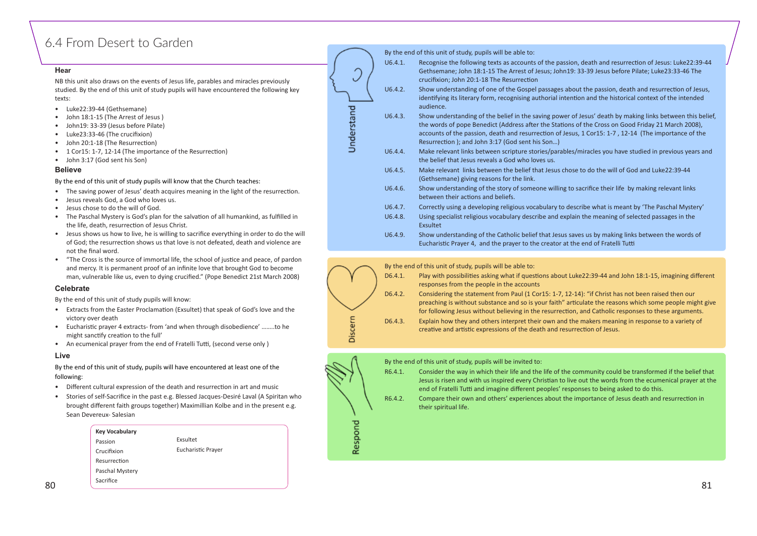# 6.4 From Desert to Garden

## Hear

NB this unit also draws on the events of Jesus life, parables and miracles previously studied. By the end of this unit of study pupils will have encountered the following key texts:

- Luke22:39-44 (Gethsemane)
- John 18:1-15 (The Arrest of Jesus )
- John19: 33-39 (Jesus before Pilate)
- Luke23:33-46 (The crucifixion)
- John 20:1-18 (The Resurrection)
- 1 Cor15: 1-7, 12-14 (The importance of the Resurrection)
- John 3:17 (God sent his Son)

## Believe

By the end of this unit of study pupils will know that the Church teaches:

- The saving power of Jesus' death acquires meaning in the light of the resurrection.
- Jesus reveals God, a God who loves us.
- Jesus chose to do the will of God.
- The Paschal Mystery is God's plan for the salvation of all humankind, as fulfilled in the life, death, resurrection of Jesus Christ.
- Jesus shows us how to live, he is willing to sacrifice everything in order to do the will of God; the resurrection shows us that love is not defeated, death and violence are not the final word.
- "The Cross is the source of immortal life, the school of justice and peace, of pardon and mercy. It is permanent proof of an infinite love that brought God to become man, vulnerable like us, even to dying crucified." (Pope Benedict 21st March 2008)

## Celebrate

By the end of this unit of study pupils will know:

- Extracts from the Easter Proclamation (Exsultet) that speak of God's love and the victory over death
- Eucharistic prayer 4 extracts- from 'and when through disobedience' ……..to he might sanctify creation to the full'
- An ecumenical prayer from the end of Fratelli Tutti, (second verse only )

## Live

By the end of this unit of study, pupils will have encountered at least one of the following:

- Different cultural expression of the death and resurrection in art and music
- Stories of self-Sacrifice in the past e.g. Blessed Jacques-Desiré Laval (A Spiritan who brought different faith groups together) Maximillian Kolbe and in the present e.g. Sean Devereux- Salesian

**Key Vocabulary**

| | |
|---|---|
| Passion | Exsultet |
| Crucifixion | Eucharistic Prayer |
| Resurrection | |
| Paschal Mystery | |
| Sacrifice | |

## Understand

By the end of this unit of study, pupils will be able to:

- U6.4.1. Recognise the following texts as accounts of the passion, death and resurrection of Jesus: Luke22:39-44 Gethsemane; John 18:1-15 The Arrest of Jesus; John19: 33-39 Jesus before Pilate; Luke23:33-46 The crucifixion; John 20:1-18 The Resurrection
- U6.4.2. Show understanding of one of the Gospel passages about the passion, death and resurrection of Jesus, identifying its literary form, recognising authorial intention and the historical context of the intended audience.
- U6.4.3. Show understanding of the belief in the saving power of Jesus' death by making links between this belief, the words of pope Benedict (Address after the Stations of the Cross on Good Friday 21 March 2008), accounts of the passion, death and resurrection of Jesus, 1 Cor15: 1-7 , 12-14 (The importance of the Resurrection ); and John 3:17 (God sent his Son…)
- U6.4.4. Make relevant links between scripture stories/parables/miracles you have studied in previous years and the belief that Jesus reveals a God who loves us.
- U6.4.5. Make relevant links between the belief that Jesus chose to do the will of God and Luke22:39-44 (Gethsemane) giving reasons for the link.
- U6.4.6. Show understanding of the story of someone willing to sacrifice their life by making relevant links between their actions and beliefs.
- U6.4.7. Correctly using a developing religious vocabulary to describe what is meant by 'The Paschal Mystery'
- U6.4.8. Using specialist religious vocabulary describe and explain the meaning of selected passages in the Exsultet
- U6.4.9. Show understanding of the Catholic belief that Jesus saves us by making links between the words of Eucharistic Prayer 4, and the prayer to the creator at the end of Fratelli Tutti

## Discern

By the end of this unit of study, pupils will be able to:

- D6.4.1. Play with possibilities asking what if questions about Luke22:39-44 and John 18:1-15, imagining different responses from the people in the accounts
- D6.4.2. Considering the statement from Paul (1 Cor15: 1-7, 12-14): "if Christ has not been raised then our preaching is without substance and so is your faith" articulate the reasons which some people might give for following Jesus without believing in the resurrection, and Catholic responses to these arguments.
- D6.4.3. Explain how they and others interpret their own and the makers meaning in response to a variety of creative and artistic expressions of the death and resurrection of Jesus.

## Respond

By the end of this unit of study, pupils will be invited to:

- R6.4.1. Consider the way in which their life and the life of the community could be transformed if the belief that Jesus is risen and with us inspired every Christian to live out the words from the ecumenical prayer at the end of Fratelli Tutti and imagine different peoples' responses to being asked to do this.
- R6.4.2. Compare their own and others' experiences about the importance of Jesus death and resurrection in their spiritual life.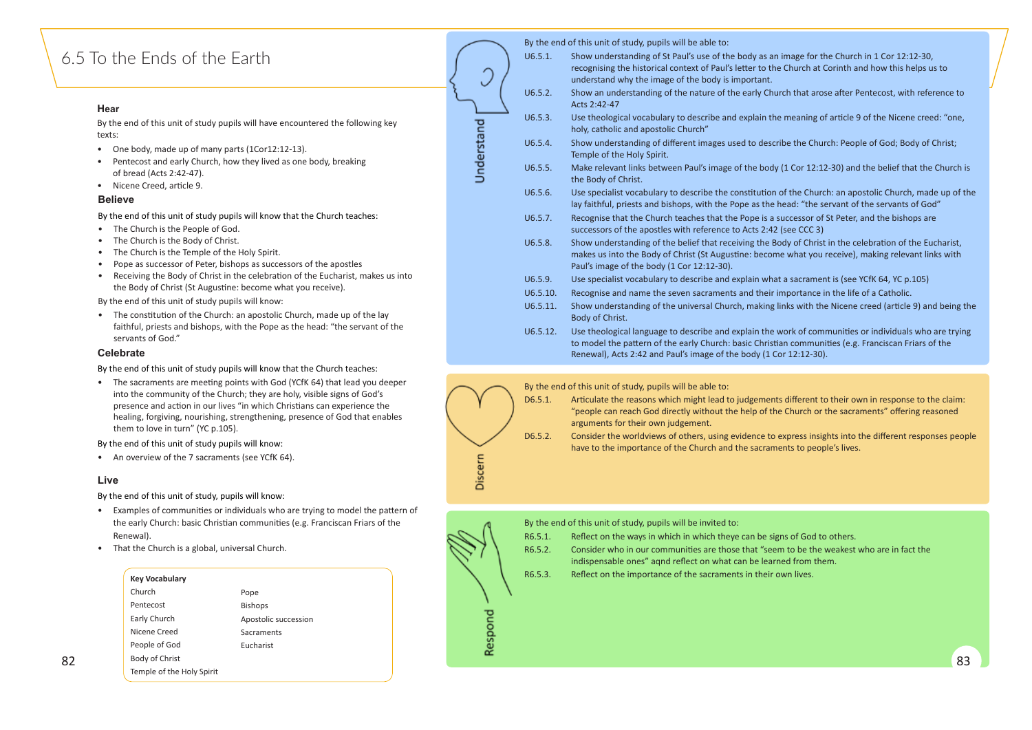# 6.5 To the Ends of the Earth

### Hear

By the end of this unit of study pupils will have encountered the following key texts:

- One body, made up of many parts (1Cor12:12-13).
- Pentecost and early Church, how they lived as one body, breaking of bread (Acts 2:42-47).
- Nicene Creed, article 9.

### Believe

By the end of this unit of study pupils will know that the Church teaches:

- The Church is the People of God.
- The Church is the Body of Christ.
- The Church is the Temple of the Holy Spirit.
- Pope as successor of Peter, bishops as successors of the apostles
- Receiving the Body of Christ in the celebration of the Eucharist, makes us into the Body of Christ (St Augustine: become what you receive).

By the end of this unit of study pupils will know:

- The constitution of the Church: an apostolic Church, made up of the lay faithful, priests and bishops, with the Pope as the head: "the servant of the servants of God."

### Celebrate

By the end of this unit of study pupils will know that the Church teaches:

- The sacraments are meeting points with God (YCfK 64) that lead you deeper into the community of the Church; they are holy, visible signs of God's presence and action in our lives "in which Christians can experience the healing, forgiving, nourishing, strengthening, presence of God that enables them to love in turn" (YC p.105).

By the end of this unit of study pupils will know:

- An overview of the 7 sacraments (see YCfK 64).

### Live

By the end of this unit of study, pupils will know:

- Examples of communities or individuals who are trying to model the pattern of the early Church: basic Christian communities (e.g. Franciscan Friars of the Renewal).
- That the Church is a global, universal Church.

| Key Vocabulary | |
|---|---|
| Church | Pope |
| Pentecost | Bishops |
| Early Church | Apostolic succession |
| Nicene Creed | Sacraments |
| People of God | Eucharist |
| Body of Christ | |
| Temple of the Holy Spirit | |

### Understand

By the end of this unit of study, pupils will be able to:

- U6.5.1. Show understanding of St Paul's use of the body as an image for the Church in 1 Cor 12:12-30, recognising the historical context of Paul's letter to the Church at Corinth and how this helps us to understand why the image of the body is important.
- U6.5.2. Show an understanding of the nature of the early Church that arose after Pentecost, with reference to Acts 2:42-47
- U6.5.3. Use theological vocabulary to describe and explain the meaning of article 9 of the Nicene creed: "one, holy, catholic and apostolic Church"
- U6.5.4. Show understanding of different images used to describe the Church: People of God; Body of Christ; Temple of the Holy Spirit.
- U6.5.5. Make relevant links between Paul's image of the body (1 Cor 12:12-30) and the belief that the Church is the Body of Christ.
- U6.5.6. Use specialist vocabulary to describe the constitution of the Church: an apostolic Church, made up of the lay faithful, priests and bishops, with the Pope as the head: "the servant of the servants of God"
- U6.5.7. Recognise that the Church teaches that the Pope is a successor of St Peter, and the bishops are successors of the apostles with reference to Acts 2:42 (see CCC 3)
- U6.5.8. Show understanding of the belief that receiving the Body of Christ in the celebration of the Eucharist, makes us into the Body of Christ (St Augustine: become what you receive), making relevant links with Paul's image of the body (1 Cor 12:12-30).
- U6.5.9. Use specialist vocabulary to describe and explain what a sacrament is (see YCfK 64, YC p.105)
- U6.5.10. Recognise and name the seven sacraments and their importance in the life of a Catholic.
- U6.5.11. Show understanding of the universal Church, making links with the Nicene creed (article 9) and being the Body of Christ.
- U6.5.12. Use theological language to describe and explain the work of communities or individuals who are trying to model the pattern of the early Church: basic Christian communities (e.g. Franciscan Friars of the Renewal), Acts 2:42 and Paul's image of the body (1 Cor 12:12-30).

### Discern

By the end of this unit of study, pupils will be able to:

- D6.5.1. Articulate the reasons which might lead to judgements different to their own in response to the claim: "people can reach God directly without the help of the Church or the sacraments" offering reasoned arguments for their own judgement.
- D6.5.2. Consider the worldviews of others, using evidence to express insights into the different responses people have to the importance of the Church and the sacraments to people's lives.

### Respond

By the end of this unit of study, pupils will be invited to:

- R6.5.1. Reflect on the ways in which in which theye can be signs of God to others.
- R6.5.2. Consider who in our communities are those that "seem to be the weakest who are in fact the indispensable ones" aqnd reflect on what can be learned from them.
- R6.5.3. Reflect on the importance of the sacraments in their own lives.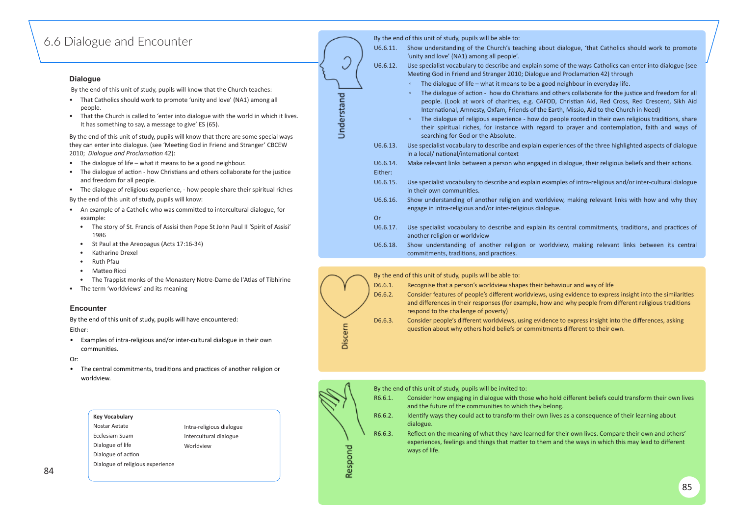# 6.6 Dialogue and Encounter

### Dialogue

By the end of this unit of study, pupils will know that the Church teaches:

- That Catholics should work to promote 'unity and love' (NA1) among all people.
- That the Church is called to 'enter into dialogue with the world in which it lives. It has something to say, a message to give' ES (65).

By the end of this unit of study, pupils will know that there are some special ways they can enter into dialogue. (see 'Meeting God in Friend and Stranger' CBCEW 2010; *Dialogue and Proclamation* 42):

- The dialogue of life – what it means to be a good neighbour.
- The dialogue of action - how Christians and others collaborate for the justice and freedom for all people.
- The dialogue of religious experience, - how people share their spiritual riches

By the end of this unit of study, pupils will know:

- An example of a Catholic who was committed to intercultural dialogue, for example:
  - The story of St. Francis of Assisi then Pope St John Paul II 'Spirit of Assisi' 1986
  - St Paul at the Areopagus (Acts 17:16-34)
  - Katharine Drexel
  - Ruth Pfau
  - Matteo Ricci
  - The Trappist monks of the Monastery Notre-Dame de l'Atlas of Tibhirine
- The term 'worldviews' and its meaning

### Encounter

By the end of this unit of study, pupils will have encountered:

Either:

- Examples of intra-religious and/or inter-cultural dialogue in their own communities.

Or:

- The central commitments, traditions and practices of another religion or worldview.

**Key Vocabulary**

Nostar Aetate
Ecclesiam Suam
Dialogue of life
Dialogue of action
Dialogue of religious experience
Intra-religious dialogue
Intercultural dialogue
Worldview

### Understand

By the end of this unit of study, pupils will be able to:

U6.6.11. Show understanding of the Church's teaching about dialogue, 'that Catholics should work to promote 'unity and love' (NA1) among all people'.

U6.6.12. Use specialist vocabulary to describe and explain some of the ways Catholics can enter into dialogue (see Meeting God in Friend and Stranger 2010; Dialogue and Proclamation 42) through

- The dialogue of life – what it means to be a good neighbour in everyday life.
- The dialogue of action - how do Christians and others collaborate for the justice and freedom for all people. (Look at work of charities, e.g. CAFOD, Christian Aid, Red Cross, Red Crescent, Sikh Aid International, Amnesty, Oxfam, Friends of the Earth, Missio, Aid to the Church in Need)
- The dialogue of religious experience - how do people rooted in their own religious traditions, share their spiritual riches, for instance with regard to prayer and contemplation, faith and ways of searching for God or the Absolute.

U6.6.13. Use specialist vocabulary to describe and explain experiences of the three highlighted aspects of dialogue in a local/ national/international context

U6.6.14. Make relevant links between a person who engaged in dialogue, their religious beliefs and their actions.

Either:

U6.6.15. Use specialist vocabulary to describe and explain examples of intra-religious and/or inter-cultural dialogue in their own communities.

U6.6.16. Show understanding of another religion and worldview, making relevant links with how and why they engage in intra-religious and/or inter-religious dialogue.

Or

U6.6.17. Use specialist vocabulary to describe and explain its central commitments, traditions, and practices of another religion or worldview

U6.6.18. Show understanding of another religion or worldview, making relevant links between its central commitments, traditions, and practices.

### Discern

By the end of this unit of study, pupils will be able to:

D6.6.1. Recognise that a person's worldview shapes their behaviour and way of life

D6.6.2. Consider features of people's different worldviews, using evidence to express insight into the similarities and differences in their responses (for example, how and why people from different religious traditions respond to the challenge of poverty)

D6.6.3. Consider people's different worldviews, using evidence to express insight into the differences, asking question about why others hold beliefs or commitments different to their own.

### Respond

By the end of this unit of study, pupils will be invited to:

R6.6.1. Consider how engaging in dialogue with those who hold different beliefs could transform their own lives and the future of the communities to which they belong.

R6.6.2. Identify ways they could act to transform their own lives as a consequence of their learning about dialogue.

R6.6.3. Reflect on the meaning of what they have learned for their own lives. Compare their own and others' experiences, feelings and things that matter to them and the ways in which this may lead to different ways of life.